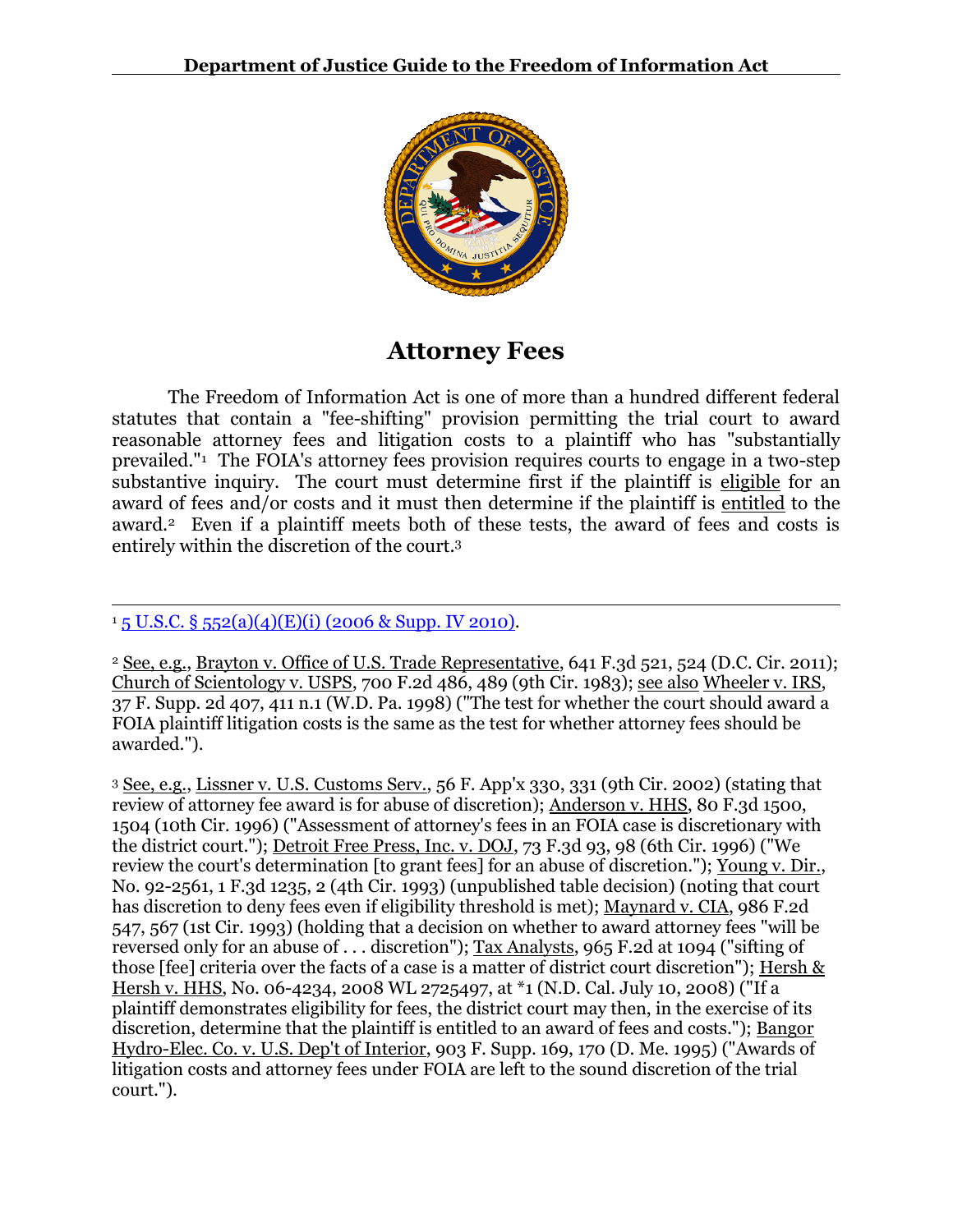# Attorney Fees

The Freedom of Information Act is one of more than a hundred different federal statutes that contain a "fee-shifting" provision permitting the trial court to award reasonable attorney fees and litigation costs to a plaintiff who has "substantially prevailed."[1] The FOIA's attorney fees provision requires courts to engage in a two-step substantive inquiry. The court must determine first if the plaintiff is eligible for an award of fees and/or costs and it must then determine if the plaintiff is entitled to the award.[2] Even if a plaintiff meets both of these tests, the award of fees and costs is entirely within the discretion of the court.[3]

---

[1] 5 U.S.C. § 552(a)(4)(E)(i) (2006 & Supp. IV 2010).

[2] See, e.g., Brayton v. Office of U.S. Trade Representative, 641 F.3d 521, 524 (D.C. Cir. 2011); Church of Scientology v. USPS, 700 F.2d 486, 489 (9th Cir. 1983); see also Wheeler v. IRS, 37 F. Supp. 2d 407, 411 n.1 (W.D. Pa. 1998) ("The test for whether the court should award a FOIA plaintiff litigation costs is the same as the test for whether attorney fees should be awarded.").

[3] See, e.g., Lissner v. U.S. Customs Serv., 56 F. App'x 330, 331 (9th Cir. 2002) (stating that review of attorney fee award is for abuse of discretion); Anderson v. HHS, 80 F.3d 1500, 1504 (10th Cir. 1996) ("Assessment of attorney's fees in an FOIA case is discretionary with the district court."); Detroit Free Press, Inc. v. DOJ, 73 F.3d 93, 98 (6th Cir. 1996) ("We review the court's determination [to grant fees] for an abuse of discretion."); Young v. Dir., No. 92-2561, 1 F.3d 1235, 2 (4th Cir. 1993) (unpublished table decision) (noting that court has discretion to deny fees even if eligibility threshold is met); Maynard v. CIA, 986 F.2d 547, 567 (1st Cir. 1993) (holding that a decision on whether to award attorney fees "will be reversed only for an abuse of . . . discretion"); Tax Analysts, 965 F.2d at 1094 ("sifting of those [fee] criteria over the facts of a case is a matter of district court discretion"); Hersh & Hersh v. HHS, No. 06-4234, 2008 WL 2725497, at *1 (N.D. Cal. July 10, 2008) ("If a plaintiff demonstrates eligibility for fees, the district court may then, in the exercise of its discretion, determine that the plaintiff is entitled to an award of fees and costs."); Bangor Hydro-Elec. Co. v. U.S. Dep't of Interior, 903 F. Supp. 169, 170 (D. Me. 1995) ("Awards of litigation costs and attorney fees under FOIA are left to the sound discretion of the trial court.").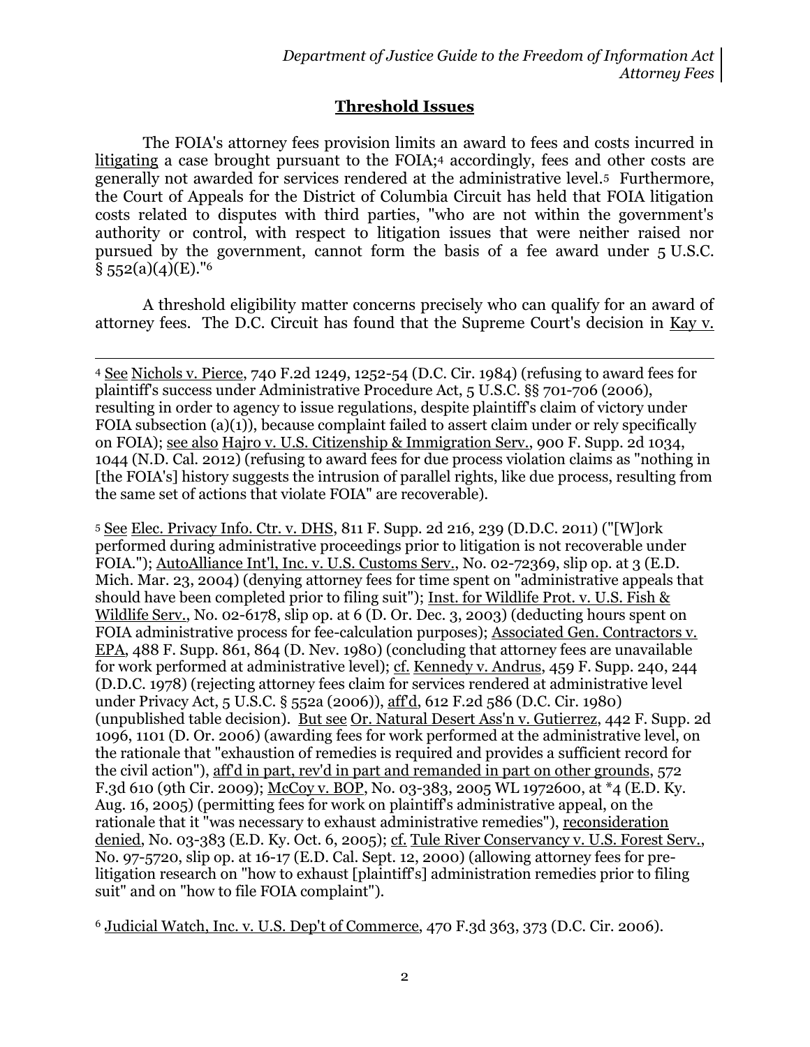## Threshold Issues

The FOIA's attorney fees provision limits an award to fees and costs incurred in litigating a case brought pursuant to the FOIA;[4] accordingly, fees and other costs are generally not awarded for services rendered at the administrative level.[5] Furthermore, the Court of Appeals for the District of Columbia Circuit has held that FOIA litigation costs related to disputes with third parties, "who are not within the government's authority or control, with respect to litigation issues that were neither raised nor pursued by the government, cannot form the basis of a fee award under 5 U.S.C. § 552(a)(4)(E)."[6]

A threshold eligibility matter concerns precisely who can qualify for an award of attorney fees. The D.C. Circuit has found that the Supreme Court's decision in Kay v.

---

[4] See Nichols v. Pierce, 740 F.2d 1249, 1252-54 (D.C. Cir. 1984) (refusing to award fees for plaintiff's success under Administrative Procedure Act, 5 U.S.C. §§ 701-706 (2006), resulting in order to agency to issue regulations, despite plaintiff's claim of victory under FOIA subsection (a)(1)), because complaint failed to assert claim under or rely specifically on FOIA); see also Hajro v. U.S. Citizenship & Immigration Serv., 900 F. Supp. 2d 1034, 1044 (N.D. Cal. 2012) (refusing to award fees for due process violation claims as "nothing in [the FOIA's] history suggests the intrusion of parallel rights, like due process, resulting from the same set of actions that violate FOIA" are recoverable).

[5] See Elec. Privacy Info. Ctr. v. DHS, 811 F. Supp. 2d 216, 239 (D.D.C. 2011) ("[W]ork performed during administrative proceedings prior to litigation is not recoverable under FOIA."); AutoAlliance Int'l, Inc. v. U.S. Customs Serv., No. 02-72369, slip op. at 3 (E.D. Mich. Mar. 23, 2004) (denying attorney fees for time spent on "administrative appeals that should have been completed prior to filing suit"); Inst. for Wildlife Prot. v. U.S. Fish & Wildlife Serv., No. 02-6178, slip op. at 6 (D. Or. Dec. 3, 2003) (deducting hours spent on FOIA administrative process for fee-calculation purposes); Associated Gen. Contractors v. EPA, 488 F. Supp. 861, 864 (D. Nev. 1980) (concluding that attorney fees are unavailable for work performed at administrative level); cf. Kennedy v. Andrus, 459 F. Supp. 240, 244 (D.D.C. 1978) (rejecting attorney fees claim for services rendered at administrative level under Privacy Act, 5 U.S.C. § 552a (2006)), aff'd, 612 F.2d 586 (D.C. Cir. 1980) (unpublished table decision). But see Or. Natural Desert Ass'n v. Gutierrez, 442 F. Supp. 2d 1096, 1101 (D. Or. 2006) (awarding fees for work performed at the administrative level, on the rationale that "exhaustion of remedies is required and provides a sufficient record for the civil action"), aff'd in part, rev'd in part and remanded in part on other grounds, 572 F.3d 610 (9th Cir. 2009); McCoy v. BOP, No. 03-383, 2005 WL 1972600, at *4 (E.D. Ky. Aug. 16, 2005) (permitting fees for work on plaintiff's administrative appeal, on the rationale that it "was necessary to exhaust administrative remedies"), reconsideration denied, No. 03-383 (E.D. Ky. Oct. 6, 2005); cf. Tule River Conservancy v. U.S. Forest Serv., No. 97-5720, slip op. at 16-17 (E.D. Cal. Sept. 12, 2000) (allowing attorney fees for pre-litigation research on "how to exhaust [plaintiff's] administration remedies prior to filing suit" and on "how to file FOIA complaint").

[6] Judicial Watch, Inc. v. U.S. Dep't of Commerce, 470 F.3d 363, 373 (D.C. Cir. 2006).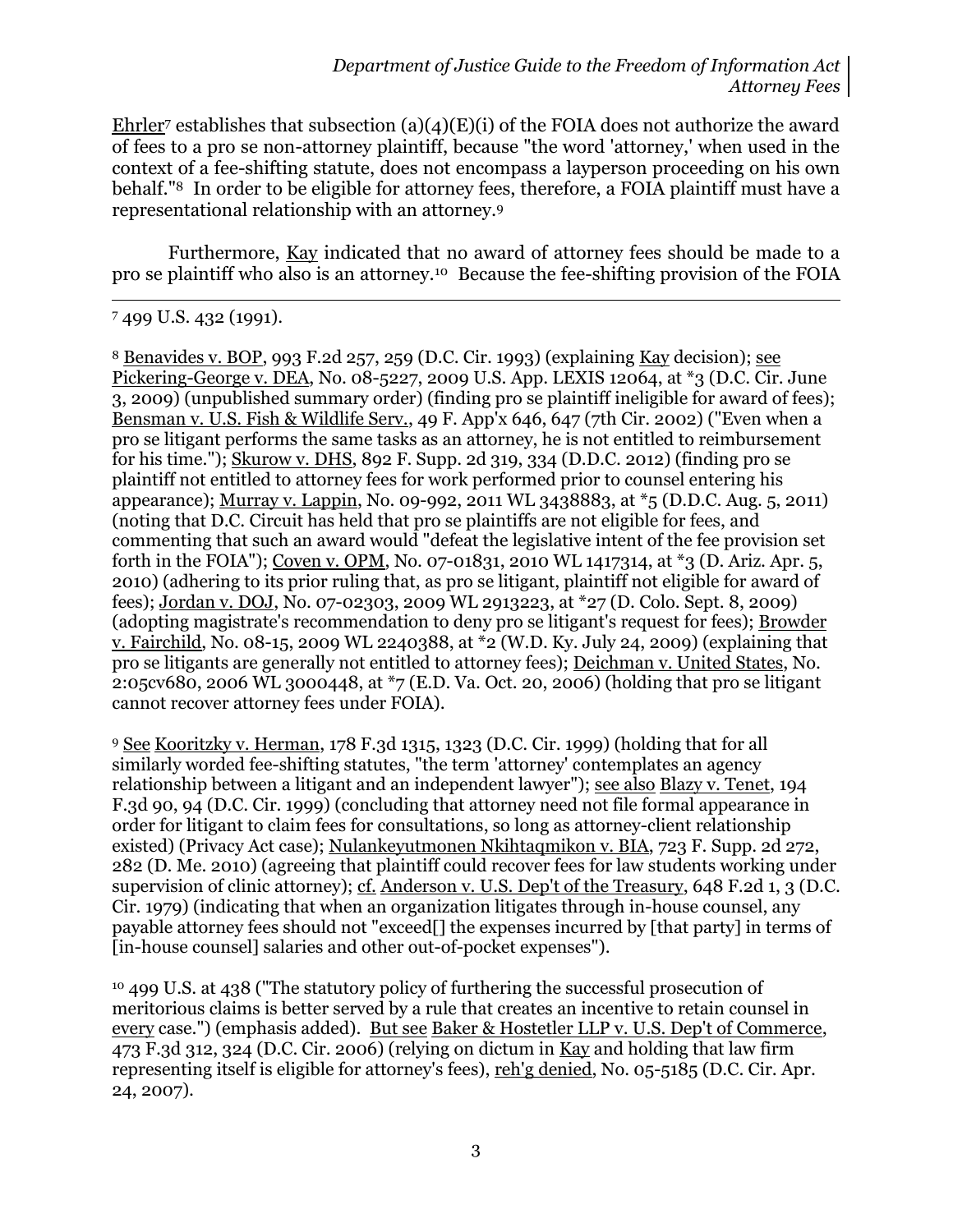Ehrler[7] establishes that subsection (a)(4)(E)(i) of the FOIA does not authorize the award of fees to a pro se non-attorney plaintiff, because "the word 'attorney,' when used in the context of a fee-shifting statute, does not encompass a layperson proceeding on his own behalf."[8] In order to be eligible for attorney fees, therefore, a FOIA plaintiff must have a representational relationship with an attorney.[9]

Furthermore, Kay indicated that no award of attorney fees should be made to a pro se plaintiff who also is an attorney.[10] Because the fee-shifting provision of the FOIA

---

[7] 499 U.S. 432 (1991).

[8] Benavides v. BOP, 993 F.2d 257, 259 (D.C. Cir. 1993) (explaining Kay decision); see Pickering-George v. DEA, No. 08-5227, 2009 U.S. App. LEXIS 12064, at *3 (D.C. Cir. June 3, 2009) (unpublished summary order) (finding pro se plaintiff ineligible for award of fees); Bensman v. U.S. Fish & Wildlife Serv., 49 F. App'x 646, 647 (7th Cir. 2002) ("Even when a pro se litigant performs the same tasks as an attorney, he is not entitled to reimbursement for his time."); Skurow v. DHS, 892 F. Supp. 2d 319, 334 (D.D.C. 2012) (finding pro se plaintiff not entitled to attorney fees for work performed prior to counsel entering his appearance); Murray v. Lappin, No. 09-992, 2011 WL 3438883, at *5 (D.D.C. Aug. 5, 2011) (noting that D.C. Circuit has held that pro se plaintiffs are not eligible for fees, and commenting that such an award would "defeat the legislative intent of the fee provision set forth in the FOIA"); Coven v. OPM, No. 07-01831, 2010 WL 1417314, at *3 (D. Ariz. Apr. 5, 2010) (adhering to its prior ruling that, as pro se litigant, plaintiff not eligible for award of fees); Jordan v. DOJ, No. 07-02303, 2009 WL 2913223, at *27 (D. Colo. Sept. 8, 2009) (adopting magistrate's recommendation to deny pro se litigant's request for fees); Browder v. Fairchild, No. 08-15, 2009 WL 2240388, at *2 (W.D. Ky. July 24, 2009) (explaining that pro se litigants are generally not entitled to attorney fees); Deichman v. United States, No. 2:05cv680, 2006 WL 3000448, at *7 (E.D. Va. Oct. 20, 2006) (holding that pro se litigant cannot recover attorney fees under FOIA).

[9] See Kooritzky v. Herman, 178 F.3d 1315, 1323 (D.C. Cir. 1999) (holding that for all similarly worded fee-shifting statutes, "the term 'attorney' contemplates an agency relationship between a litigant and an independent lawyer"); see also Blazy v. Tenet, 194 F.3d 90, 94 (D.C. Cir. 1999) (concluding that attorney need not file formal appearance in order for litigant to claim fees for consultations, so long as attorney-client relationship existed) (Privacy Act case); Nulankeyutmonen Nkihtaqmikon v. BIA, 723 F. Supp. 2d 272, 282 (D. Me. 2010) (agreeing that plaintiff could recover fees for law students working under supervision of clinic attorney); cf. Anderson v. U.S. Dep't of the Treasury, 648 F.2d 1, 3 (D.C. Cir. 1979) (indicating that when an organization litigates through in-house counsel, any payable attorney fees should not "exceed[] the expenses incurred by [that party] in terms of [in-house counsel] salaries and other out-of-pocket expenses").

[10] 499 U.S. at 438 ("The statutory policy of furthering the successful prosecution of meritorious claims is better served by a rule that creates an incentive to retain counsel in every case.") (emphasis added). But see Baker & Hostetler LLP v. U.S. Dep't of Commerce, 473 F.3d 312, 324 (D.C. Cir. 2006) (relying on dictum in Kay and holding that law firm representing itself is eligible for attorney's fees), reh'g denied, No. 05-5185 (D.C. Cir. Apr. 24, 2007).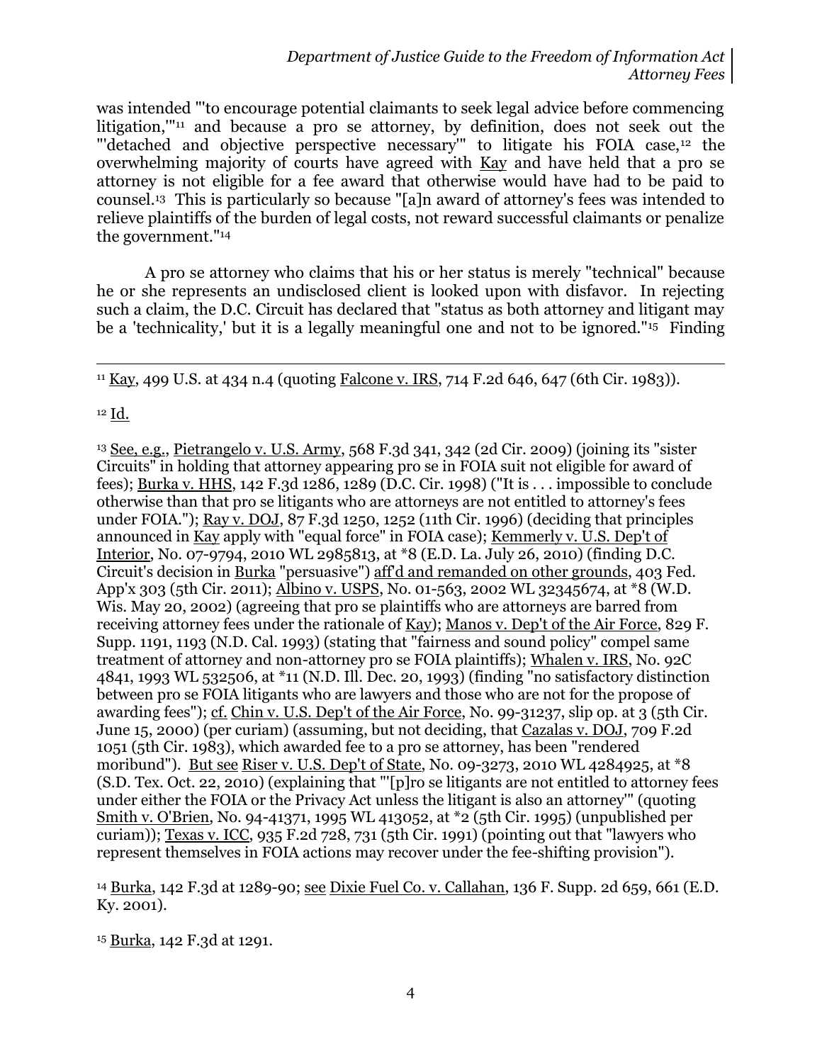was intended "'to encourage potential claimants to seek legal advice before commencing litigation,'"[11] and because a pro se attorney, by definition, does not seek out the "'detached and objective perspective necessary'" to litigate his FOIA case,[12] the overwhelming majority of courts have agreed with Kay and have held that a pro se attorney is not eligible for a fee award that otherwise would have had to be paid to counsel.[13] This is particularly so because "[a]n award of attorney's fees was intended to relieve plaintiffs of the burden of legal costs, not reward successful claimants or penalize the government."[14]

A pro se attorney who claims that his or her status is merely "technical" because he or she represents an undisclosed client is looked upon with disfavor. In rejecting such a claim, the D.C. Circuit has declared that "status as both attorney and litigant may be a 'technicality,' but it is a legally meaningful one and not to be ignored."[15] Finding

---

[11] Kay, 499 U.S. at 434 n.4 (quoting Falcone v. IRS, 714 F.2d 646, 647 (6th Cir. 1983)).

[12] Id.

[13] See, e.g., Pietrangelo v. U.S. Army, 568 F.3d 341, 342 (2d Cir. 2009) (joining its "sister Circuits" in holding that attorney appearing pro se in FOIA suit not eligible for award of fees); Burka v. HHS, 142 F.3d 1286, 1289 (D.C. Cir. 1998) ("It is . . . impossible to conclude otherwise than that pro se litigants who are attorneys are not entitled to attorney's fees under FOIA."); Ray v. DOJ, 87 F.3d 1250, 1252 (11th Cir. 1996) (deciding that principles announced in Kay apply with "equal force" in FOIA case); Kemmerly v. U.S. Dep't of Interior, No. 07-9794, 2010 WL 2985813, at *8 (E.D. La. July 26, 2010) (finding D.C. Circuit's decision in Burka "persuasive") aff'd and remanded on other grounds, 403 Fed. App'x 303 (5th Cir. 2011); Albino v. USPS, No. 01-563, 2002 WL 32345674, at *8 (W.D. Wis. May 20, 2002) (agreeing that pro se plaintiffs who are attorneys are barred from receiving attorney fees under the rationale of Kay); Manos v. Dep't of the Air Force, 829 F. Supp. 1191, 1193 (N.D. Cal. 1993) (stating that "fairness and sound policy" compel same treatment of attorney and non-attorney pro se FOIA plaintiffs); Whalen v. IRS, No. 92C 4841, 1993 WL 532506, at *11 (N.D. Ill. Dec. 20, 1993) (finding "no satisfactory distinction between pro se FOIA litigants who are lawyers and those who are not for the propose of awarding fees"); cf. Chin v. U.S. Dep't of the Air Force, No. 99-31237, slip op. at 3 (5th Cir. June 15, 2000) (per curiam) (assuming, but not deciding, that Cazalas v. DOJ, 709 F.2d 1051 (5th Cir. 1983), which awarded fee to a pro se attorney, has been "rendered moribund"). But see Riser v. U.S. Dep't of State, No. 09-3273, 2010 WL 4284925, at *8 (S.D. Tex. Oct. 22, 2010) (explaining that "'[p]ro se litigants are not entitled to attorney fees under either the FOIA or the Privacy Act unless the litigant is also an attorney'" (quoting Smith v. O'Brien, No. 94-41371, 1995 WL 413052, at *2 (5th Cir. 1995) (unpublished per curiam)); Texas v. ICC, 935 F.2d 728, 731 (5th Cir. 1991) (pointing out that "lawyers who represent themselves in FOIA actions may recover under the fee-shifting provision").

[14] Burka, 142 F.3d at 1289-90; see Dixie Fuel Co. v. Callahan, 136 F. Supp. 2d 659, 661 (E.D. Ky. 2001).

[15] Burka, 142 F.3d at 1291.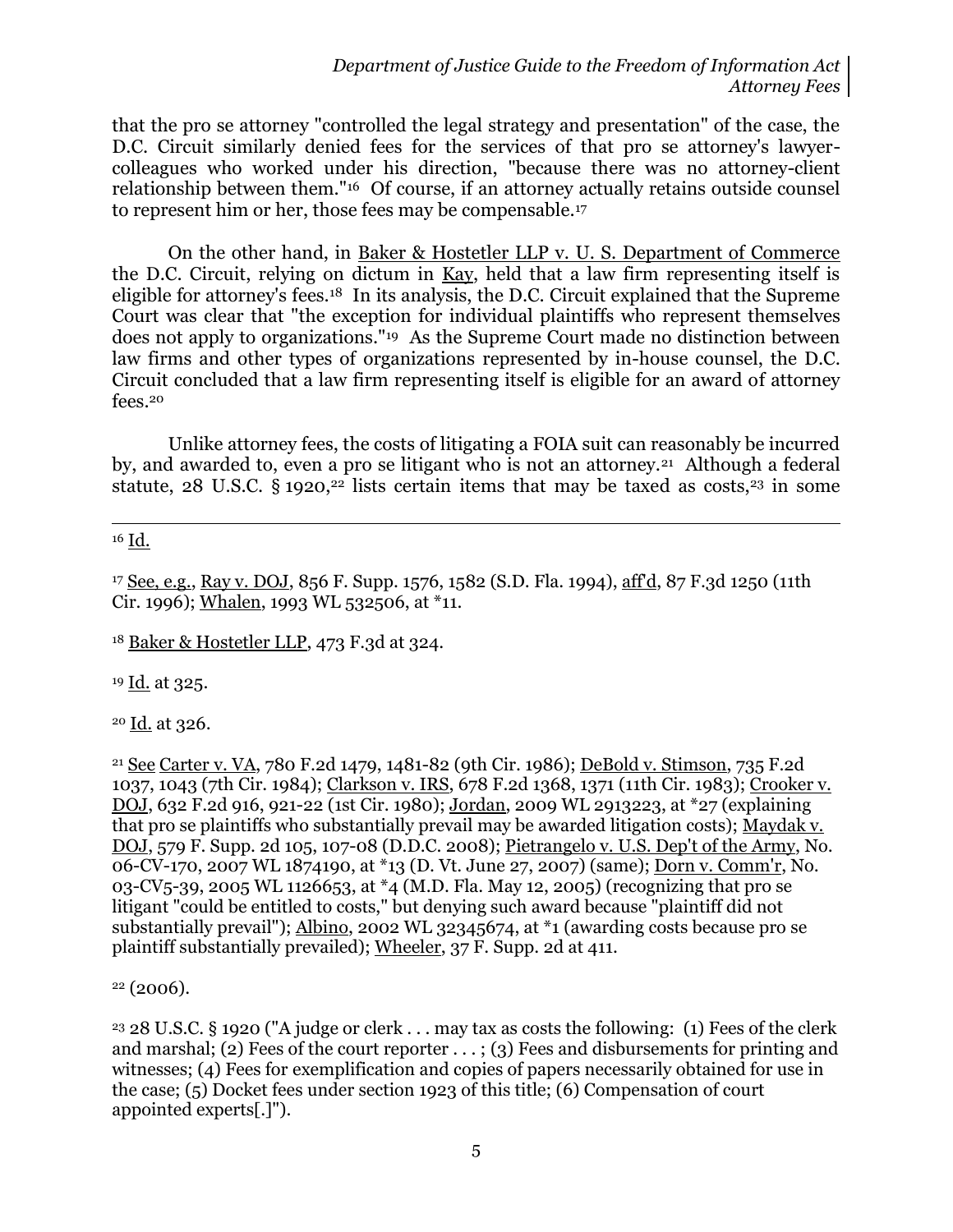that the pro se attorney "controlled the legal strategy and presentation" of the case, the D.C. Circuit similarly denied fees for the services of that pro se attorney's lawyer-colleagues who worked under his direction, "because there was no attorney-client relationship between them."[16] Of course, if an attorney actually retains outside counsel to represent him or her, those fees may be compensable.[17]

On the other hand, in Baker & Hostetler LLP v. U. S. Department of Commerce the D.C. Circuit, relying on dictum in Kay, held that a law firm representing itself is eligible for attorney's fees.[18] In its analysis, the D.C. Circuit explained that the Supreme Court was clear that "the exception for individual plaintiffs who represent themselves does not apply to organizations."[19] As the Supreme Court made no distinction between law firms and other types of organizations represented by in-house counsel, the D.C. Circuit concluded that a law firm representing itself is eligible for an award of attorney fees.[20]

Unlike attorney fees, the costs of litigating a FOIA suit can reasonably be incurred by, and awarded to, even a pro se litigant who is not an attorney.[21] Although a federal statute, 28 U.S.C. § 1920,[22] lists certain items that may be taxed as costs,[23] in some

---

[16] Id.

[17] See, e.g., Ray v. DOJ, 856 F. Supp. 1576, 1582 (S.D. Fla. 1994), aff'd, 87 F.3d 1250 (11th Cir. 1996); Whalen, 1993 WL 532506, at *11.

[18] Baker & Hostetler LLP, 473 F.3d at 324.

[19] Id. at 325.

[20] Id. at 326.

[21] See Carter v. VA, 780 F.2d 1479, 1481-82 (9th Cir. 1986); DeBold v. Stimson, 735 F.2d 1037, 1043 (7th Cir. 1984); Clarkson v. IRS, 678 F.2d 1368, 1371 (11th Cir. 1983); Crooker v. DOJ, 632 F.2d 916, 921-22 (1st Cir. 1980); Jordan, 2009 WL 2913223, at *27 (explaining that pro se plaintiffs who substantially prevail may be awarded litigation costs); Maydak v. DOJ, 579 F. Supp. 2d 105, 107-08 (D.D.C. 2008); Pietrangelo v. U.S. Dep't of the Army, No. 06-CV-170, 2007 WL 1874190, at *13 (D. Vt. June 27, 2007) (same); Dorn v. Comm'r, No. 03-CV5-39, 2005 WL 1126653, at *4 (M.D. Fla. May 12, 2005) (recognizing that pro se litigant "could be entitled to costs," but denying such award because "plaintiff did not substantially prevail"); Albino, 2002 WL 32345674, at *1 (awarding costs because pro se plaintiff substantially prevailed); Wheeler, 37 F. Supp. 2d at 411.

[22] (2006).

[23] 28 U.S.C. § 1920 ("A judge or clerk . . . may tax as costs the following: (1) Fees of the clerk and marshal; (2) Fees of the court reporter . . . ; (3) Fees and disbursements for printing and witnesses; (4) Fees for exemplification and copies of papers necessarily obtained for use in the case; (5) Docket fees under section 1923 of this title; (6) Compensation of court appointed experts[.]").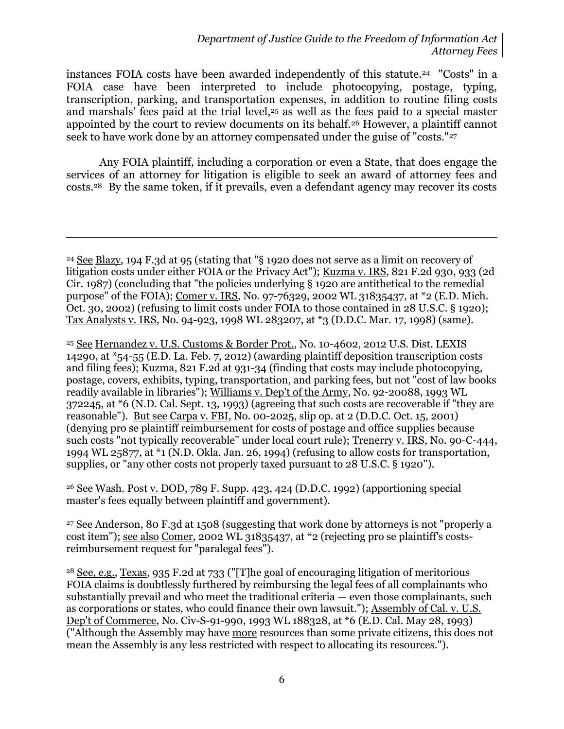instances FOIA costs have been awarded independently of this statute.[24] "Costs" in a FOIA case have been interpreted to include photocopying, postage, typing, transcription, parking, and transportation expenses, in addition to routine filing costs and marshals' fees paid at the trial level,[25] as well as the fees paid to a special master appointed by the court to review documents on its behalf.[26] However, a plaintiff cannot seek to have work done by an attorney compensated under the guise of "costs."[27]

Any FOIA plaintiff, including a corporation or even a State, that does engage the services of an attorney for litigation is eligible to seek an award of attorney fees and costs.[28] By the same token, if it prevails, even a defendant agency may recover its costs

---

[24] See Blazy, 194 F.3d at 95 (stating that "§ 1920 does not serve as a limit on recovery of litigation costs under either FOIA or the Privacy Act"); Kuzma v. IRS, 821 F.2d 930, 933 (2d Cir. 1987) (concluding that "the policies underlying § 1920 are antithetical to the remedial purpose" of the FOIA); Comer v. IRS, No. 97-76329, 2002 WL 31835437, at *2 (E.D. Mich. Oct. 30, 2002) (refusing to limit costs under FOIA to those contained in 28 U.S.C. § 1920); Tax Analysts v. IRS, No. 94-923, 1998 WL 283207, at *3 (D.D.C. Mar. 17, 1998) (same).

[25] See Hernandez v. U.S. Customs & Border Prot., No. 10-4602, 2012 U.S. Dist. LEXIS 14290, at *54-55 (E.D. La. Feb. 7, 2012) (awarding plaintiff deposition transcription costs and filing fees); Kuzma, 821 F.2d at 931-34 (finding that costs may include photocopying, postage, covers, exhibits, typing, transportation, and parking fees, but not "cost of law books readily available in libraries"); Williams v. Dep't of the Army, No. 92-20088, 1993 WL 372245, at *6 (N.D. Cal. Sept. 13, 1993) (agreeing that such costs are recoverable if "they are reasonable"). But see Carpa v. FBI, No. 00-2025, slip op. at 2 (D.D.C. Oct. 15, 2001) (denying pro se plaintiff reimbursement for costs of postage and office supplies because such costs "not typically recoverable" under local court rule); Trenerry v. IRS, No. 90-C-444, 1994 WL 25877, at *1 (N.D. Okla. Jan. 26, 1994) (refusing to allow costs for transportation, supplies, or "any other costs not properly taxed pursuant to 28 U.S.C. § 1920").

[26] See Wash. Post v. DOD, 789 F. Supp. 423, 424 (D.D.C. 1992) (apportioning special master's fees equally between plaintiff and government).

[27] See Anderson, 80 F.3d at 1508 (suggesting that work done by attorneys is not "properly a cost item"); see also Comer, 2002 WL 31835437, at *2 (rejecting pro se plaintiff's costs-reimbursement request for "paralegal fees").

[28] See, e.g., Texas, 935 F.2d at 733 ("[T]he goal of encouraging litigation of meritorious FOIA claims is doubtlessly furthered by reimbursing the legal fees of all complainants who substantially prevail and who meet the traditional criteria — even those complainants, such as corporations or states, who could finance their own lawsuit."); Assembly of Cal. v. U.S. Dep't of Commerce, No. Civ-S-91-990, 1993 WL 188328, at *6 (E.D. Cal. May 28, 1993) ("Although the Assembly may have more resources than some private citizens, this does not mean the Assembly is any less restricted with respect to allocating its resources.").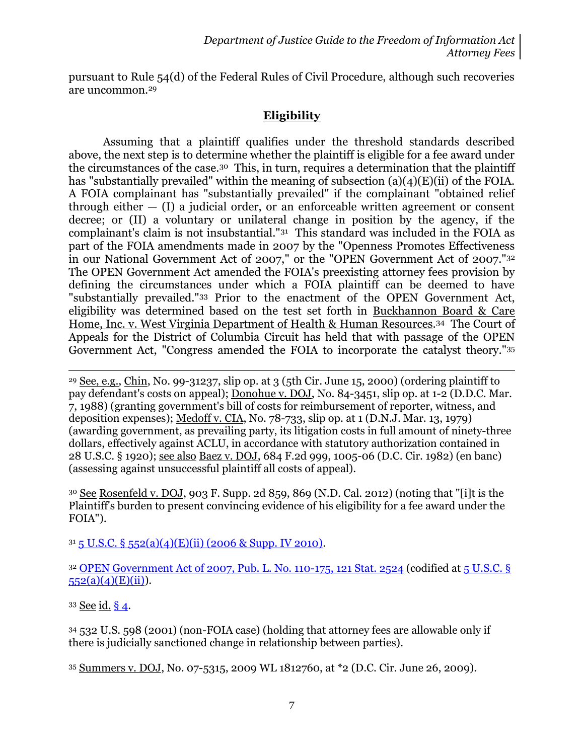pursuant to Rule 54(d) of the Federal Rules of Civil Procedure, although such recoveries are uncommon.[29]

## Eligibility

Assuming that a plaintiff qualifies under the threshold standards described above, the next step is to determine whether the plaintiff is eligible for a fee award under the circumstances of the case.[30] This, in turn, requires a determination that the plaintiff has "substantially prevailed" within the meaning of subsection (a)(4)(E)(ii) of the FOIA. A FOIA complainant has "substantially prevailed" if the complainant "obtained relief through either — (I) a judicial order, or an enforceable written agreement or consent decree; or (II) a voluntary or unilateral change in position by the agency, if the complainant's claim is not insubstantial."[31] This standard was included in the FOIA as part of the FOIA amendments made in 2007 by the "Openness Promotes Effectiveness in our National Government Act of 2007," or the "OPEN Government Act of 2007."[32] The OPEN Government Act amended the FOIA's preexisting attorney fees provision by defining the circumstances under which a FOIA plaintiff can be deemed to have "substantially prevailed."[33] Prior to the enactment of the OPEN Government Act, eligibility was determined based on the test set forth in Buckhannon Board & Care Home, Inc. v. West Virginia Department of Health & Human Resources.[34] The Court of Appeals for the District of Columbia Circuit has held that with passage of the OPEN Government Act, "Congress amended the FOIA to incorporate the catalyst theory."[35]

---

[29] See, e.g., Chin, No. 99-31237, slip op. at 3 (5th Cir. June 15, 2000) (ordering plaintiff to pay defendant's costs on appeal); Donohue v. DOJ, No. 84-3451, slip op. at 1-2 (D.D.C. Mar. 7, 1988) (granting government's bill of costs for reimbursement of reporter, witness, and deposition expenses); Medoff v. CIA, No. 78-733, slip op. at 1 (D.N.J. Mar. 13, 1979) (awarding government, as prevailing party, its litigation costs in full amount of ninety-three dollars, effectively against ACLU, in accordance with statutory authorization contained in 28 U.S.C. § 1920); see also Baez v. DOJ, 684 F.2d 999, 1005-06 (D.C. Cir. 1982) (en banc) (assessing against unsuccessful plaintiff all costs of appeal).

[30] See Rosenfeld v. DOJ, 903 F. Supp. 2d 859, 869 (N.D. Cal. 2012) (noting that "[i]t is the Plaintiff's burden to present convincing evidence of his eligibility for a fee award under the FOIA").

[31] 5 U.S.C. § 552(a)(4)(E)(ii) (2006 & Supp. IV 2010).

[32] OPEN Government Act of 2007, Pub. L. No. 110-175, 121 Stat. 2524 (codified at 5 U.S.C. § 552(a)(4)(E)(ii)).

[33] See id. § 4.

[34] 532 U.S. 598 (2001) (non-FOIA case) (holding that attorney fees are allowable only if there is judicially sanctioned change in relationship between parties).

[35] Summers v. DOJ, No. 07-5315, 2009 WL 1812760, at *2 (D.C. Cir. June 26, 2009).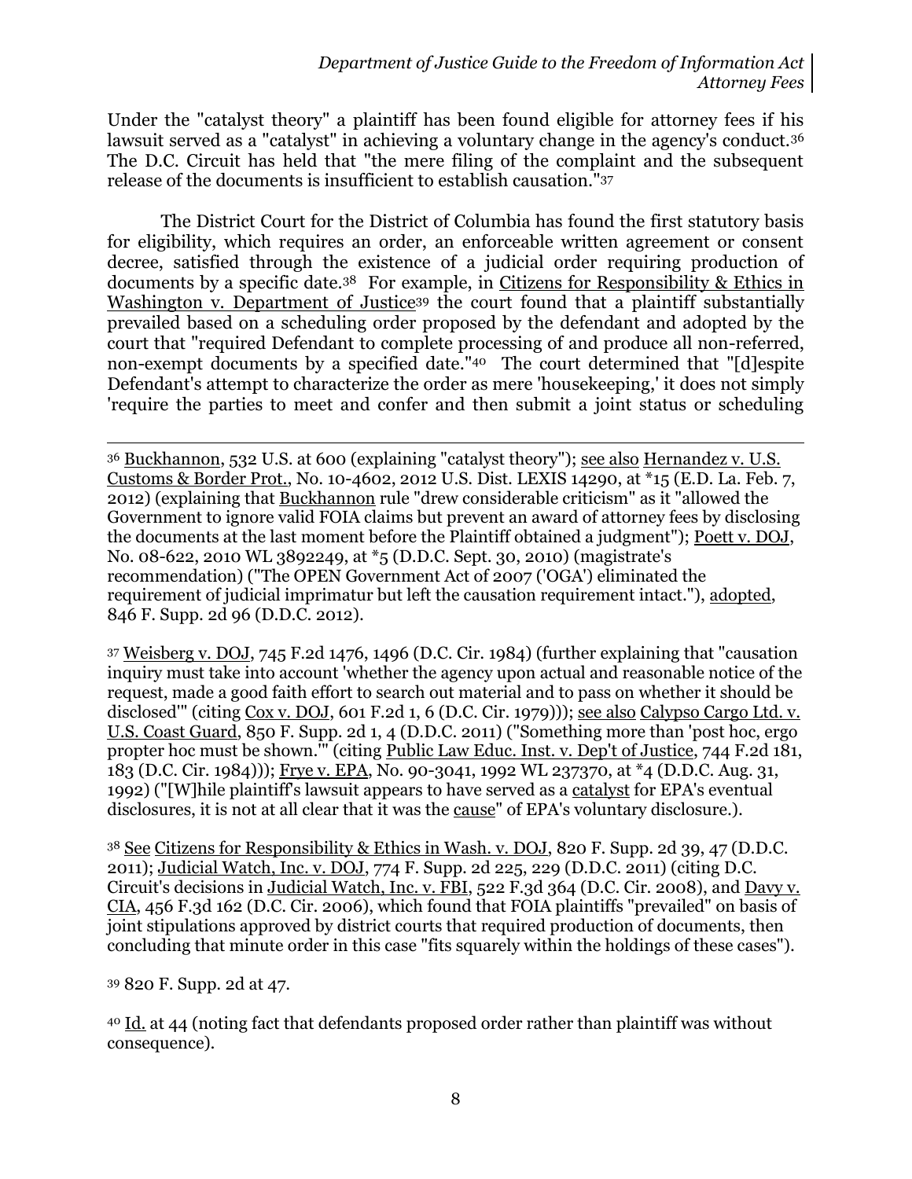Under the "catalyst theory" a plaintiff has been found eligible for attorney fees if his lawsuit served as a "catalyst" in achieving a voluntary change in the agency's conduct.[36] The D.C. Circuit has held that "the mere filing of the complaint and the subsequent release of the documents is insufficient to establish causation."[37]

The District Court for the District of Columbia has found the first statutory basis for eligibility, which requires an order, an enforceable written agreement or consent decree, satisfied through the existence of a judicial order requiring production of documents by a specific date.[38] For example, in Citizens for Responsibility & Ethics in Washington v. Department of Justice[39] the court found that a plaintiff substantially prevailed based on a scheduling order proposed by the defendant and adopted by the court that "required Defendant to complete processing of and produce all non-referred, non-exempt documents by a specified date."[40] The court determined that "[d]espite Defendant's attempt to characterize the order as mere 'housekeeping,' it does not simply 'require the parties to meet and confer and then submit a joint status or scheduling

---

[36] Buckhannon, 532 U.S. at 600 (explaining "catalyst theory"); see also Hernandez v. U.S. Customs & Border Prot., No. 10-4602, 2012 U.S. Dist. LEXIS 14290, at *15 (E.D. La. Feb. 7, 2012) (explaining that Buckhannon rule "drew considerable criticism" as it "allowed the Government to ignore valid FOIA claims but prevent an award of attorney fees by disclosing the documents at the last moment before the Plaintiff obtained a judgment"); Poett v. DOJ, No. 08-622, 2010 WL 3892249, at *5 (D.D.C. Sept. 30, 2010) (magistrate's recommendation) ("The OPEN Government Act of 2007 ('OGA') eliminated the requirement of judicial imprimatur but left the causation requirement intact."), adopted, 846 F. Supp. 2d 96 (D.D.C. 2012).

[37] Weisberg v. DOJ, 745 F.2d 1476, 1496 (D.C. Cir. 1984) (further explaining that "causation inquiry must take into account 'whether the agency upon actual and reasonable notice of the request, made a good faith effort to search out material and to pass on whether it should be disclosed'" (citing Cox v. DOJ, 601 F.2d 1, 6 (D.C. Cir. 1979))); see also Calypso Cargo Ltd. v. U.S. Coast Guard, 850 F. Supp. 2d 1, 4 (D.D.C. 2011) ("Something more than 'post hoc, ergo propter hoc must be shown.'" (citing Public Law Educ. Inst. v. Dep't of Justice, 744 F.2d 181, 183 (D.C. Cir. 1984))); Frye v. EPA, No. 90-3041, 1992 WL 237370, at *4 (D.D.C. Aug. 31, 1992) ("[W]hile plaintiff's lawsuit appears to have served as a catalyst for EPA's eventual disclosures, it is not at all clear that it was the cause" of EPA's voluntary disclosure.).

[38] See Citizens for Responsibility & Ethics in Wash. v. DOJ, 820 F. Supp. 2d 39, 47 (D.D.C. 2011); Judicial Watch, Inc. v. DOJ, 774 F. Supp. 2d 225, 229 (D.D.C. 2011) (citing D.C. Circuit's decisions in Judicial Watch, Inc. v. FBI, 522 F.3d 364 (D.C. Cir. 2008), and Davy v. CIA, 456 F.3d 162 (D.C. Cir. 2006), which found that FOIA plaintiffs "prevailed" on basis of joint stipulations approved by district courts that required production of documents, then concluding that minute order in this case "fits squarely within the holdings of these cases").

[39] 820 F. Supp. 2d at 47.

[40] Id. at 44 (noting fact that defendants proposed order rather than plaintiff was without consequence).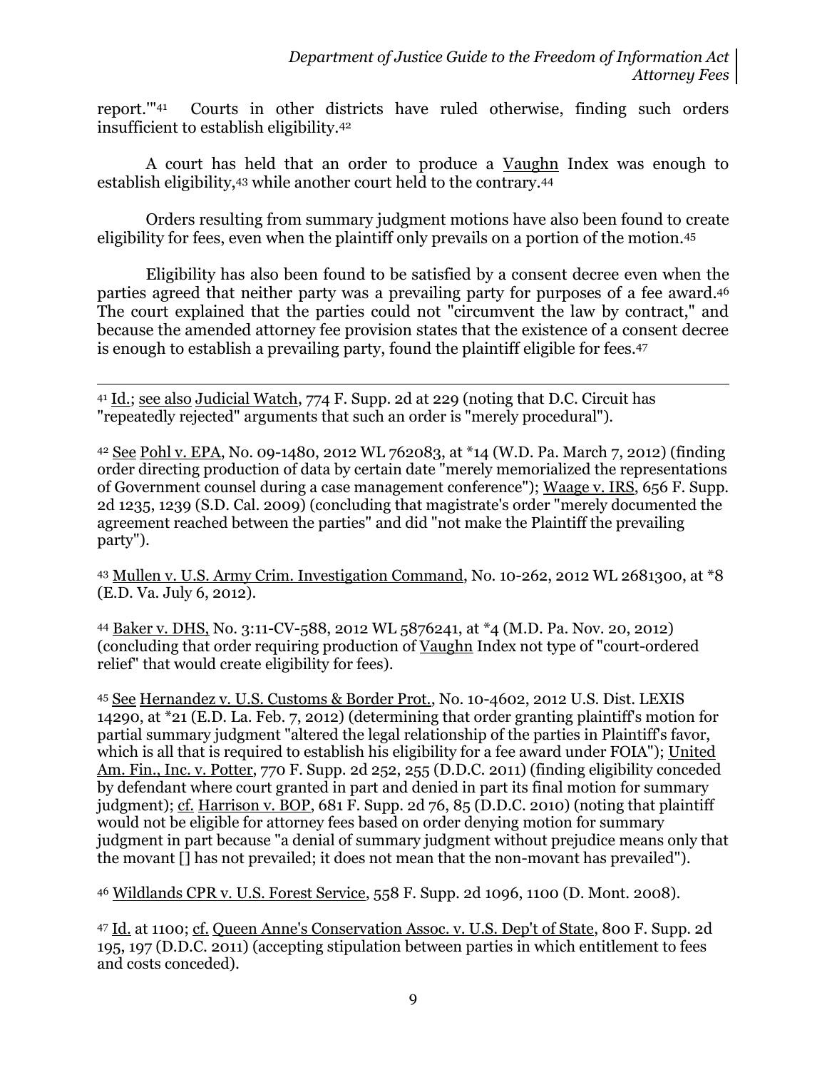report.'"[41] Courts in other districts have ruled otherwise, finding such orders insufficient to establish eligibility.[42]

A court has held that an order to produce a Vaughn Index was enough to establish eligibility,[43] while another court held to the contrary.[44]

Orders resulting from summary judgment motions have also been found to create eligibility for fees, even when the plaintiff only prevails on a portion of the motion.[45]

Eligibility has also been found to be satisfied by a consent decree even when the parties agreed that neither party was a prevailing party for purposes of a fee award.[46] The court explained that the parties could not "circumvent the law by contract," and because the amended attorney fee provision states that the existence of a consent decree is enough to establish a prevailing party, found the plaintiff eligible for fees.[47]

---

[41] Id.; see also Judicial Watch, 774 F. Supp. 2d at 229 (noting that D.C. Circuit has "repeatedly rejected" arguments that such an order is "merely procedural").

[42] See Pohl v. EPA, No. 09-1480, 2012 WL 762083, at *14 (W.D. Pa. March 7, 2012) (finding order directing production of data by certain date "merely memorialized the representations of Government counsel during a case management conference"); Waage v. IRS, 656 F. Supp. 2d 1235, 1239 (S.D. Cal. 2009) (concluding that magistrate's order "merely documented the agreement reached between the parties" and did "not make the Plaintiff the prevailing party").

[43] Mullen v. U.S. Army Crim. Investigation Command, No. 10-262, 2012 WL 2681300, at *8 (E.D. Va. July 6, 2012).

[44] Baker v. DHS, No. 3:11-CV-588, 2012 WL 5876241, at *4 (M.D. Pa. Nov. 20, 2012) (concluding that order requiring production of Vaughn Index not type of "court-ordered relief" that would create eligibility for fees).

[45] See Hernandez v. U.S. Customs & Border Prot., No. 10-4602, 2012 U.S. Dist. LEXIS 14290, at *21 (E.D. La. Feb. 7, 2012) (determining that order granting plaintiff's motion for partial summary judgment "altered the legal relationship of the parties in Plaintiff's favor, which is all that is required to establish his eligibility for a fee award under FOIA"); United Am. Fin., Inc. v. Potter, 770 F. Supp. 2d 252, 255 (D.D.C. 2011) (finding eligibility conceded by defendant where court granted in part and denied in part its final motion for summary judgment); cf. Harrison v. BOP, 681 F. Supp. 2d 76, 85 (D.D.C. 2010) (noting that plaintiff would not be eligible for attorney fees based on order denying motion for summary judgment in part because "a denial of summary judgment without prejudice means only that the movant [] has not prevailed; it does not mean that the non-movant has prevailed").

[46] Wildlands CPR v. U.S. Forest Service, 558 F. Supp. 2d 1096, 1100 (D. Mont. 2008).

[47] Id. at 1100; cf. Queen Anne's Conservation Assoc. v. U.S. Dep't of State, 800 F. Supp. 2d 195, 197 (D.D.C. 2011) (accepting stipulation between parties in which entitlement to fees and costs conceded).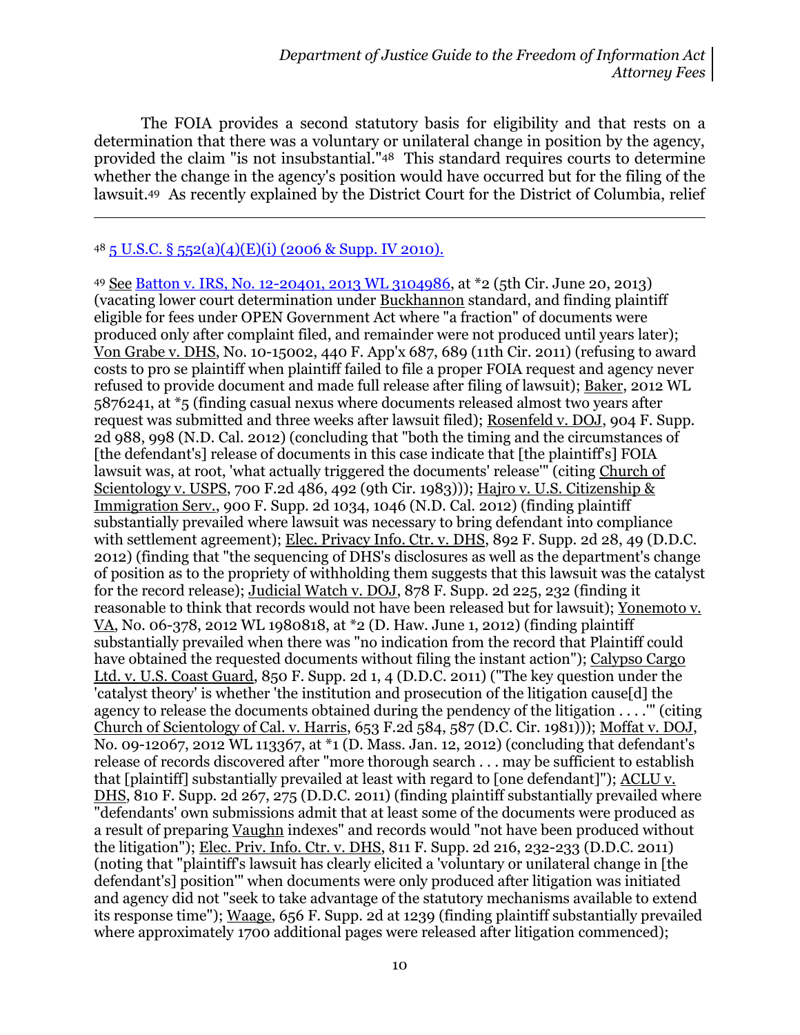The FOIA provides a second statutory basis for eligibility and that rests on a determination that there was a voluntary or unilateral change in position by the agency, provided the claim "is not insubstantial."[48] This standard requires courts to determine whether the change in the agency's position would have occurred but for the filing of the lawsuit.[49] As recently explained by the District Court for the District of Columbia, relief

---

[48] 5 U.S.C. § 552(a)(4)(E)(i) (2006 & Supp. IV 2010).

[49] See Batton v. IRS, No. 12-20401, 2013 WL 3104986, at *2 (5th Cir. June 20, 2013) (vacating lower court determination under Buckhannon standard, and finding plaintiff eligible for fees under OPEN Government Act where "a fraction" of documents were produced only after complaint filed, and remainder were not produced until years later); Von Grabe v. DHS, No. 10-15002, 440 F. App'x 687, 689 (11th Cir. 2011) (refusing to award costs to pro se plaintiff when plaintiff failed to file a proper FOIA request and agency never refused to provide document and made full release after filing of lawsuit); Baker, 2012 WL 5876241, at *5 (finding casual nexus where documents released almost two years after request was submitted and three weeks after lawsuit filed); Rosenfeld v. DOJ, 904 F. Supp. 2d 988, 998 (N.D. Cal. 2012) (concluding that "both the timing and the circumstances of [the defendant's] release of documents in this case indicate that [the plaintiff's] FOIA lawsuit was, at root, 'what actually triggered the documents' release'" (citing Church of Scientology v. USPS, 700 F.2d 486, 492 (9th Cir. 1983))); Hajro v. U.S. Citizenship & Immigration Serv., 900 F. Supp. 2d 1034, 1046 (N.D. Cal. 2012) (finding plaintiff substantially prevailed where lawsuit was necessary to bring defendant into compliance with settlement agreement); Elec. Privacy Info. Ctr. v. DHS, 892 F. Supp. 2d 28, 49 (D.D.C. 2012) (finding that "the sequencing of DHS's disclosures as well as the department's change of position as to the propriety of withholding them suggests that this lawsuit was the catalyst for the record release); Judicial Watch v. DOJ, 878 F. Supp. 2d 225, 232 (finding it reasonable to think that records would not have been released but for lawsuit); Yonemoto v. VA, No. 06-378, 2012 WL 1980818, at *2 (D. Haw. June 1, 2012) (finding plaintiff substantially prevailed when there was "no indication from the record that Plaintiff could have obtained the requested documents without filing the instant action"); Calypso Cargo Ltd. v. U.S. Coast Guard, 850 F. Supp. 2d 1, 4 (D.D.C. 2011) ("The key question under the 'catalyst theory' is whether 'the institution and prosecution of the litigation cause[d] the agency to release the documents obtained during the pendency of the litigation . . . .'" (citing Church of Scientology of Cal. v. Harris, 653 F.2d 584, 587 (D.C. Cir. 1981))); Moffat v. DOJ, No. 09-12067, 2012 WL 113367, at *1 (D. Mass. Jan. 12, 2012) (concluding that defendant's release of records discovered after "more thorough search . . . may be sufficient to establish that [plaintiff] substantially prevailed at least with regard to [one defendant]"); ACLU v. DHS, 810 F. Supp. 2d 267, 275 (D.D.C. 2011) (finding plaintiff substantially prevailed where "defendants' own submissions admit that at least some of the documents were produced as a result of preparing Vaughn indexes" and records would "not have been produced without the litigation"); Elec. Priv. Info. Ctr. v. DHS, 811 F. Supp. 2d 216, 232-233 (D.D.C. 2011) (noting that "plaintiff's lawsuit has clearly elicited a 'voluntary or unilateral change in [the defendant's] position'" when documents were only produced after litigation was initiated and agency did not "seek to take advantage of the statutory mechanisms available to extend its response time"); Waage, 656 F. Supp. 2d at 1239 (finding plaintiff substantially prevailed where approximately 1700 additional pages were released after litigation commenced);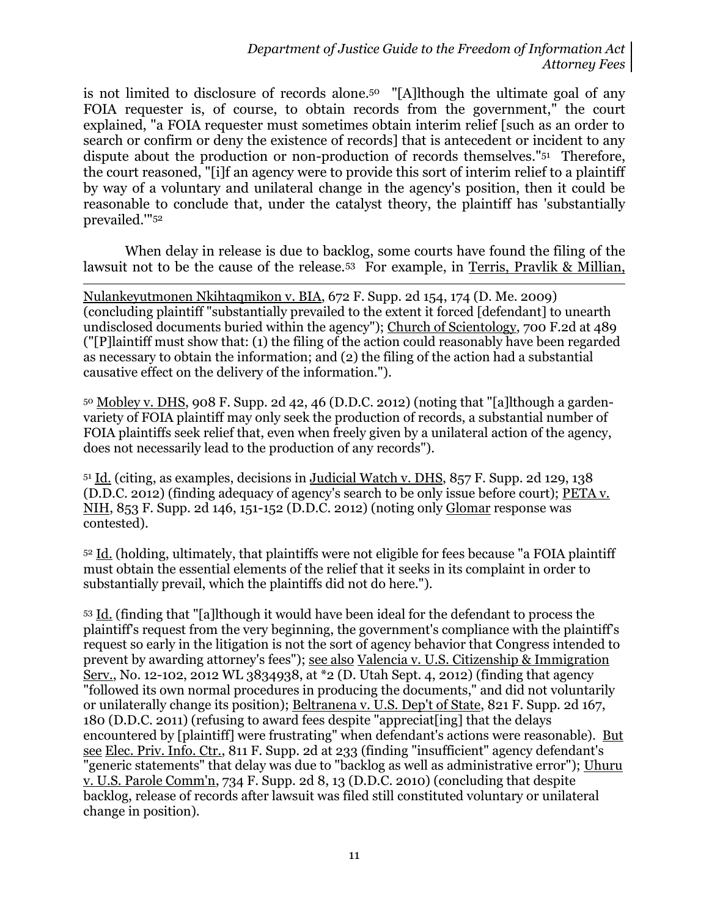is not limited to disclosure of records alone.[50] "[A]lthough the ultimate goal of any FOIA requester is, of course, to obtain records from the government," the court explained, "a FOIA requester must sometimes obtain interim relief [such as an order to search or confirm or deny the existence of records] that is antecedent or incident to any dispute about the production or non-production of records themselves."[51] Therefore, the court reasoned, "[i]f an agency were to provide this sort of interim relief to a plaintiff by way of a voluntary and unilateral change in the agency's position, then it could be reasonable to conclude that, under the catalyst theory, the plaintiff has 'substantially prevailed.'"[52]

When delay in release is due to backlog, some courts have found the filing of the lawsuit not to be the cause of the release.[53] For example, in Terris, Pravlik & Millian,

---

Nulankeyutmonen Nkihtaqmikon v. BIA, 672 F. Supp. 2d 154, 174 (D. Me. 2009) (concluding plaintiff "substantially prevailed to the extent it forced [defendant] to unearth undisclosed documents buried within the agency"); Church of Scientology, 700 F.2d at 489 ("[P]laintiff must show that: (1) the filing of the action could reasonably have been regarded as necessary to obtain the information; and (2) the filing of the action had a substantial causative effect on the delivery of the information.").

[50] Mobley v. DHS, 908 F. Supp. 2d 42, 46 (D.D.C. 2012) (noting that "[a]lthough a garden-variety of FOIA plaintiff may only seek the production of records, a substantial number of FOIA plaintiffs seek relief that, even when freely given by a unilateral action of the agency, does not necessarily lead to the production of any records").

[51] Id. (citing, as examples, decisions in Judicial Watch v. DHS, 857 F. Supp. 2d 129, 138 (D.D.C. 2012) (finding adequacy of agency's search to be only issue before court); PETA v. NIH, 853 F. Supp. 2d 146, 151-152 (D.D.C. 2012) (noting only Glomar response was contested).

[52] Id. (holding, ultimately, that plaintiffs were not eligible for fees because "a FOIA plaintiff must obtain the essential elements of the relief that it seeks in its complaint in order to substantially prevail, which the plaintiffs did not do here.").

[53] Id. (finding that "[a]lthough it would have been ideal for the defendant to process the plaintiff's request from the very beginning, the government's compliance with the plaintiff's request so early in the litigation is not the sort of agency behavior that Congress intended to prevent by awarding attorney's fees"); see also Valencia v. U.S. Citizenship & Immigration Serv., No. 12-102, 2012 WL 3834938, at *2 (D. Utah Sept. 4, 2012) (finding that agency "followed its own normal procedures in producing the documents," and did not voluntarily or unilaterally change its position); Beltranena v. U.S. Dep't of State, 821 F. Supp. 2d 167, 180 (D.D.C. 2011) (refusing to award fees despite "appreciat[ing] that the delays encountered by [plaintiff] were frustrating" when defendant's actions were reasonable). But see Elec. Priv. Info. Ctr., 811 F. Supp. 2d at 233 (finding "insufficient" agency defendant's "generic statements" that delay was due to "backlog as well as administrative error"); Uhuru v. U.S. Parole Comm'n, 734 F. Supp. 2d 8, 13 (D.D.C. 2010) (concluding that despite backlog, release of records after lawsuit was filed still constituted voluntary or unilateral change in position).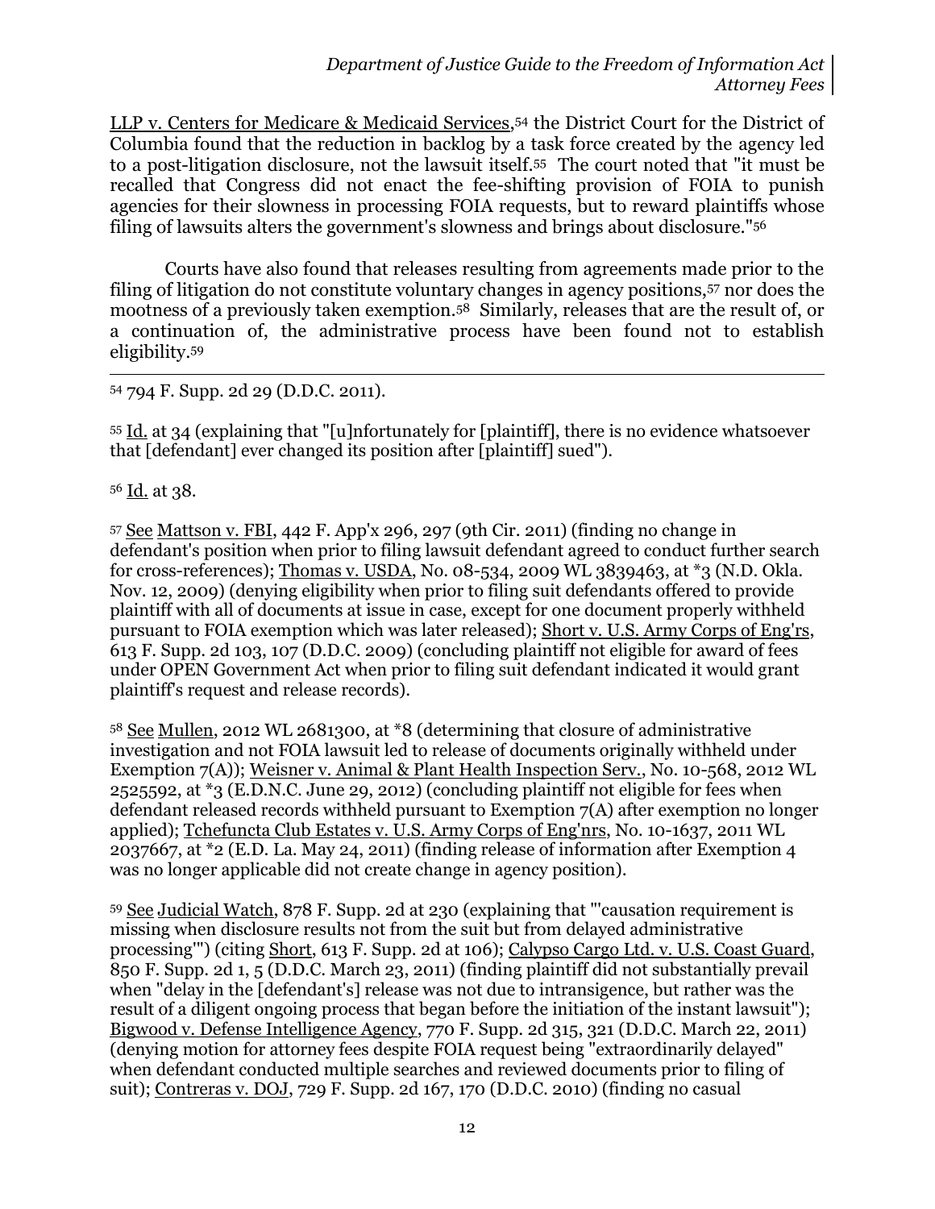LLP v. Centers for Medicare & Medicaid Services,[54] the District Court for the District of Columbia found that the reduction in backlog by a task force created by the agency led to a post-litigation disclosure, not the lawsuit itself.[55] The court noted that "it must be recalled that Congress did not enact the fee-shifting provision of FOIA to punish agencies for their slowness in processing FOIA requests, but to reward plaintiffs whose filing of lawsuits alters the government's slowness and brings about disclosure."[56]

Courts have also found that releases resulting from agreements made prior to the filing of litigation do not constitute voluntary changes in agency positions,[57] nor does the mootness of a previously taken exemption.[58] Similarly, releases that are the result of, or a continuation of, the administrative process have been found not to establish eligibility.[59]

---

[54] 794 F. Supp. 2d 29 (D.D.C. 2011).

[55] Id. at 34 (explaining that "[u]nfortunately for [plaintiff], there is no evidence whatsoever that [defendant] ever changed its position after [plaintiff] sued").

[56] Id. at 38.

[57] See Mattson v. FBI, 442 F. App'x 296, 297 (9th Cir. 2011) (finding no change in defendant's position when prior to filing lawsuit defendant agreed to conduct further search for cross-references); Thomas v. USDA, No. 08-534, 2009 WL 3839463, at *3 (N.D. Okla. Nov. 12, 2009) (denying eligibility when prior to filing suit defendants offered to provide plaintiff with all of documents at issue in case, except for one document properly withheld pursuant to FOIA exemption which was later released); Short v. U.S. Army Corps of Eng'rs, 613 F. Supp. 2d 103, 107 (D.D.C. 2009) (concluding plaintiff not eligible for award of fees under OPEN Government Act when prior to filing suit defendant indicated it would grant plaintiff's request and release records).

[58] See Mullen, 2012 WL 2681300, at *8 (determining that closure of administrative investigation and not FOIA lawsuit led to release of documents originally withheld under Exemption 7(A)); Weisner v. Animal & Plant Health Inspection Serv., No. 10-568, 2012 WL 2525592, at *3 (E.D.N.C. June 29, 2012) (concluding plaintiff not eligible for fees when defendant released records withheld pursuant to Exemption 7(A) after exemption no longer applied); Tchefuncta Club Estates v. U.S. Army Corps of Eng'nrs, No. 10-1637, 2011 WL 2037667, at *2 (E.D. La. May 24, 2011) (finding release of information after Exemption 4 was no longer applicable did not create change in agency position).

[59] See Judicial Watch, 878 F. Supp. 2d at 230 (explaining that "'causation requirement is missing when disclosure results not from the suit but from delayed administrative processing'") (citing Short, 613 F. Supp. 2d at 106); Calypso Cargo Ltd. v. U.S. Coast Guard, 850 F. Supp. 2d 1, 5 (D.D.C. March 23, 2011) (finding plaintiff did not substantially prevail when "delay in the [defendant's] release was not due to intransigence, but rather was the result of a diligent ongoing process that began before the initiation of the instant lawsuit"); Bigwood v. Defense Intelligence Agency, 770 F. Supp. 2d 315, 321 (D.D.C. March 22, 2011) (denying motion for attorney fees despite FOIA request being "extraordinarily delayed" when defendant conducted multiple searches and reviewed documents prior to filing of suit); Contreras v. DOJ, 729 F. Supp. 2d 167, 170 (D.D.C. 2010) (finding no casual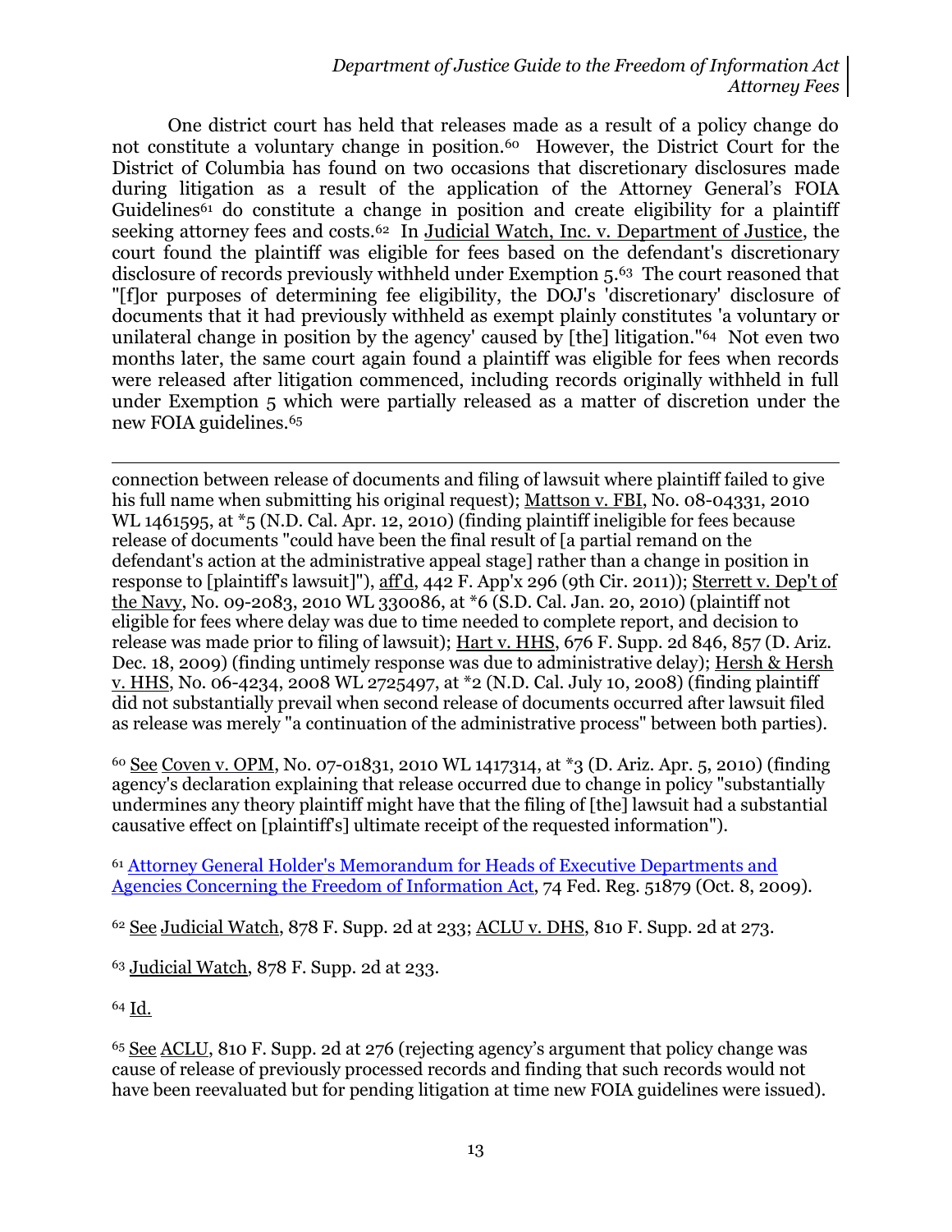One district court has held that releases made as a result of a policy change do not constitute a voluntary change in position.[60] However, the District Court for the District of Columbia has found on two occasions that discretionary disclosures made during litigation as a result of the application of the Attorney General's FOIA Guidelines[61] do constitute a change in position and create eligibility for a plaintiff seeking attorney fees and costs.[62] In Judicial Watch, Inc. v. Department of Justice, the court found the plaintiff was eligible for fees based on the defendant's discretionary disclosure of records previously withheld under Exemption 5.[63] The court reasoned that "[f]or purposes of determining fee eligibility, the DOJ's 'discretionary' disclosure of documents that it had previously withheld as exempt plainly constitutes 'a voluntary or unilateral change in position by the agency' caused by [the] litigation."[64] Not even two months later, the same court again found a plaintiff was eligible for fees when records were released after litigation commenced, including records originally withheld in full under Exemption 5 which were partially released as a matter of discretion under the new FOIA guidelines.[65]

---

connection between release of documents and filing of lawsuit where plaintiff failed to give his full name when submitting his original request); Mattson v. FBI, No. 08-04331, 2010 WL 1461595, at *5 (N.D. Cal. Apr. 12, 2010) (finding plaintiff ineligible for fees because release of documents "could have been the final result of [a partial remand on the defendant's action at the administrative appeal stage] rather than a change in position in response to [plaintiff's lawsuit]"), aff'd, 442 F. App'x 296 (9th Cir. 2011)); Sterrett v. Dep't of the Navy, No. 09-2083, 2010 WL 330086, at *6 (S.D. Cal. Jan. 20, 2010) (plaintiff not eligible for fees where delay was due to time needed to complete report, and decision to release was made prior to filing of lawsuit); Hart v. HHS, 676 F. Supp. 2d 846, 857 (D. Ariz. Dec. 18, 2009) (finding untimely response was due to administrative delay); Hersh & Hersh v. HHS, No. 06-4234, 2008 WL 2725497, at *2 (N.D. Cal. July 10, 2008) (finding plaintiff did not substantially prevail when second release of documents occurred after lawsuit filed as release was merely "a continuation of the administrative process" between both parties).

[60] See Coven v. OPM, No. 07-01831, 2010 WL 1417314, at *3 (D. Ariz. Apr. 5, 2010) (finding agency's declaration explaining that release occurred due to change in policy "substantially undermines any theory plaintiff might have that the filing of [the] lawsuit had a substantial causative effect on [plaintiff's] ultimate receipt of the requested information").

[61] Attorney General Holder's Memorandum for Heads of Executive Departments and Agencies Concerning the Freedom of Information Act, 74 Fed. Reg. 51879 (Oct. 8, 2009).

[62] See Judicial Watch, 878 F. Supp. 2d at 233; ACLU v. DHS, 810 F. Supp. 2d at 273.

[63] Judicial Watch, 878 F. Supp. 2d at 233.

[64] Id.

[65] See ACLU, 810 F. Supp. 2d at 276 (rejecting agency's argument that policy change was cause of release of previously processed records and finding that such records would not have been reevaluated but for pending litigation at time new FOIA guidelines were issued).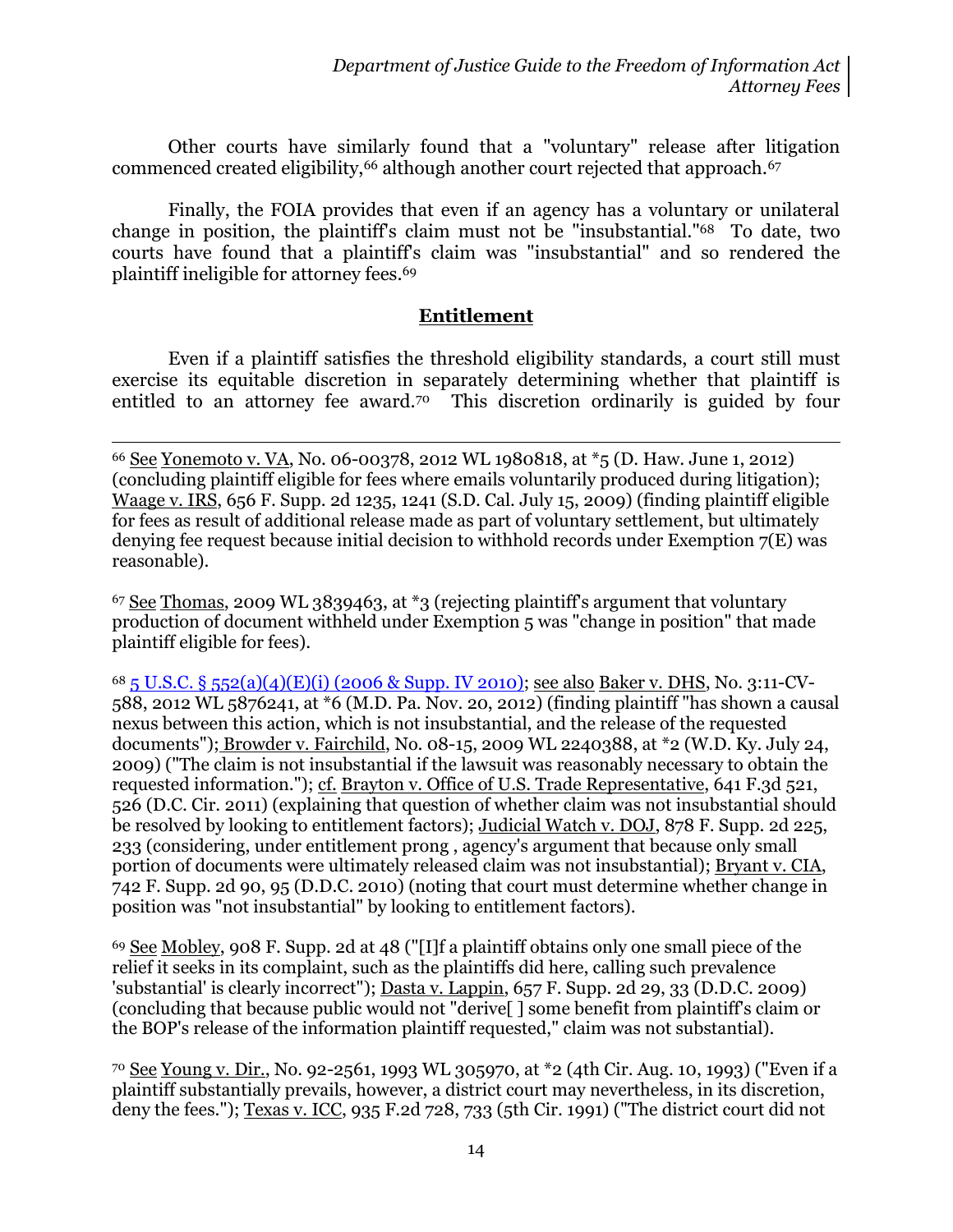Other courts have similarly found that a "voluntary" release after litigation commenced created eligibility,[66] although another court rejected that approach.[67]

Finally, the FOIA provides that even if an agency has a voluntary or unilateral change in position, the plaintiff's claim must not be "insubstantial."[68] To date, two courts have found that a plaintiff's claim was "insubstantial" and so rendered the plaintiff ineligible for attorney fees.[69]

## Entitlement

Even if a plaintiff satisfies the threshold eligibility standards, a court still must exercise its equitable discretion in separately determining whether that plaintiff is entitled to an attorney fee award.[70] This discretion ordinarily is guided by four

---

[66] See Yonemoto v. VA, No. 06-00378, 2012 WL 1980818, at *5 (D. Haw. June 1, 2012) (concluding plaintiff eligible for fees where emails voluntarily produced during litigation); Waage v. IRS, 656 F. Supp. 2d 1235, 1241 (S.D. Cal. July 15, 2009) (finding plaintiff eligible for fees as result of additional release made as part of voluntary settlement, but ultimately denying fee request because initial decision to withhold records under Exemption 7(E) was reasonable).

[67] See Thomas, 2009 WL 3839463, at *3 (rejecting plaintiff's argument that voluntary production of document withheld under Exemption 5 was "change in position" that made plaintiff eligible for fees).

[68] 5 U.S.C. § 552(a)(4)(E)(i) (2006 & Supp. IV 2010); see also Baker v. DHS, No. 3:11-CV-588, 2012 WL 5876241, at *6 (M.D. Pa. Nov. 20, 2012) (finding plaintiff "has shown a causal nexus between this action, which is not insubstantial, and the release of the requested documents"); Browder v. Fairchild, No. 08-15, 2009 WL 2240388, at *2 (W.D. Ky. July 24, 2009) ("The claim is not insubstantial if the lawsuit was reasonably necessary to obtain the requested information."); cf. Brayton v. Office of U.S. Trade Representative, 641 F.3d 521, 526 (D.C. Cir. 2011) (explaining that question of whether claim was not insubstantial should be resolved by looking to entitlement factors); Judicial Watch v. DOJ, 878 F. Supp. 2d 225, 233 (considering, under entitlement prong , agency's argument that because only small portion of documents were ultimately released claim was not insubstantial); Bryant v. CIA, 742 F. Supp. 2d 90, 95 (D.D.C. 2010) (noting that court must determine whether change in position was "not insubstantial" by looking to entitlement factors).

[69] See Mobley, 908 F. Supp. 2d at 48 ("[I]f a plaintiff obtains only one small piece of the relief it seeks in its complaint, such as the plaintiffs did here, calling such prevalence 'substantial' is clearly incorrect"); Dasta v. Lappin, 657 F. Supp. 2d 29, 33 (D.D.C. 2009) (concluding that because public would not "derive[ ] some benefit from plaintiff's claim or the BOP's release of the information plaintiff requested," claim was not substantial).

[70] See Young v. Dir., No. 92-2561, 1993 WL 305970, at *2 (4th Cir. Aug. 10, 1993) ("Even if a plaintiff substantially prevails, however, a district court may nevertheless, in its discretion, deny the fees."); Texas v. ICC, 935 F.2d 728, 733 (5th Cir. 1991) ("The district court did not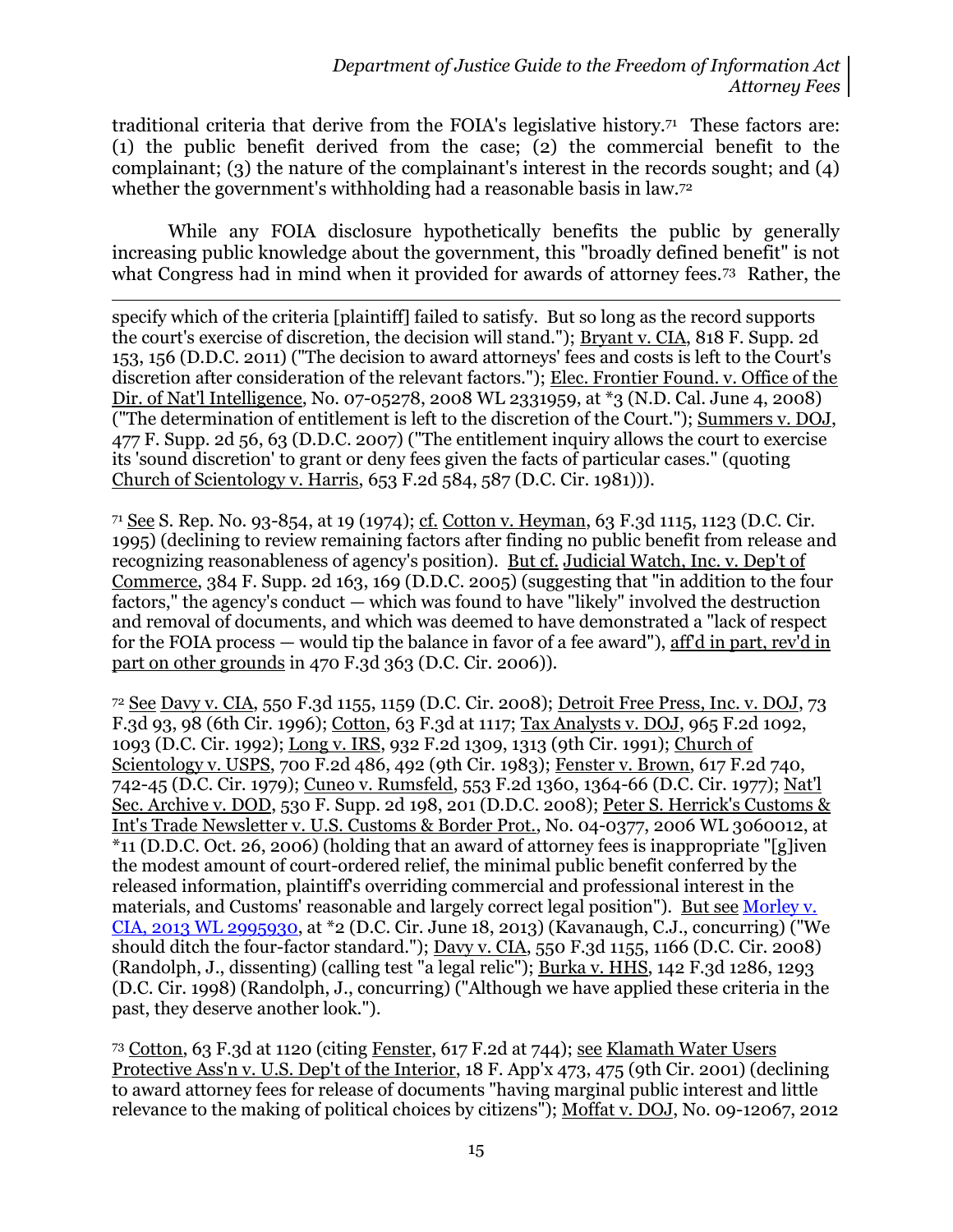traditional criteria that derive from the FOIA's legislative history.[71] These factors are: (1) the public benefit derived from the case; (2) the commercial benefit to the complainant; (3) the nature of the complainant's interest in the records sought; and (4) whether the government's withholding had a reasonable basis in law.[72]

While any FOIA disclosure hypothetically benefits the public by generally increasing public knowledge about the government, this "broadly defined benefit" is not what Congress had in mind when it provided for awards of attorney fees.[73] Rather, the

---

specify which of the criteria [plaintiff] failed to satisfy. But so long as the record supports the court's exercise of discretion, the decision will stand."); Bryant v. CIA, 818 F. Supp. 2d 153, 156 (D.D.C. 2011) ("The decision to award attorneys' fees and costs is left to the Court's discretion after consideration of the relevant factors."); Elec. Frontier Found. v. Office of the Dir. of Nat'l Intelligence, No. 07-05278, 2008 WL 2331959, at *3 (N.D. Cal. June 4, 2008) ("The determination of entitlement is left to the discretion of the Court."); Summers v. DOJ, 477 F. Supp. 2d 56, 63 (D.D.C. 2007) ("The entitlement inquiry allows the court to exercise its 'sound discretion' to grant or deny fees given the facts of particular cases." (quoting Church of Scientology v. Harris, 653 F.2d 584, 587 (D.C. Cir. 1981))).

[71] See S. Rep. No. 93-854, at 19 (1974); cf. Cotton v. Heyman, 63 F.3d 1115, 1123 (D.C. Cir. 1995) (declining to review remaining factors after finding no public benefit from release and recognizing reasonableness of agency's position). But cf. Judicial Watch, Inc. v. Dep't of Commerce, 384 F. Supp. 2d 163, 169 (D.D.C. 2005) (suggesting that "in addition to the four factors," the agency's conduct — which was found to have "likely" involved the destruction and removal of documents, and which was deemed to have demonstrated a "lack of respect for the FOIA process — would tip the balance in favor of a fee award"), aff'd in part, rev'd in part on other grounds in 470 F.3d 363 (D.C. Cir. 2006)).

[72] See Davy v. CIA, 550 F.3d 1155, 1159 (D.C. Cir. 2008); Detroit Free Press, Inc. v. DOJ, 73 F.3d 93, 98 (6th Cir. 1996); Cotton, 63 F.3d at 1117; Tax Analysts v. DOJ, 965 F.2d 1092, 1093 (D.C. Cir. 1992); Long v. IRS, 932 F.2d 1309, 1313 (9th Cir. 1991); Church of Scientology v. USPS, 700 F.2d 486, 492 (9th Cir. 1983); Fenster v. Brown, 617 F.2d 740, 742-45 (D.C. Cir. 1979); Cuneo v. Rumsfeld, 553 F.2d 1360, 1364-66 (D.C. Cir. 1977); Nat'l Sec. Archive v. DOD, 530 F. Supp. 2d 198, 201 (D.D.C. 2008); Peter S. Herrick's Customs & Int's Trade Newsletter v. U.S. Customs & Border Prot., No. 04-0377, 2006 WL 3060012, at *11 (D.D.C. Oct. 26, 2006) (holding that an award of attorney fees is inappropriate "[g]iven the modest amount of court-ordered relief, the minimal public benefit conferred by the released information, plaintiff's overriding commercial and professional interest in the materials, and Customs' reasonable and largely correct legal position"). But see Morley v. CIA, 2013 WL 2995930, at *2 (D.C. Cir. June 18, 2013) (Kavanaugh, C.J., concurring) ("We should ditch the four-factor standard."); Davy v. CIA, 550 F.3d 1155, 1166 (D.C. Cir. 2008) (Randolph, J., dissenting) (calling test "a legal relic"); Burka v. HHS, 142 F.3d 1286, 1293 (D.C. Cir. 1998) (Randolph, J., concurring) ("Although we have applied these criteria in the past, they deserve another look.").

[73] Cotton, 63 F.3d at 1120 (citing Fenster, 617 F.2d at 744); see Klamath Water Users Protective Ass'n v. U.S. Dep't of the Interior, 18 F. App'x 473, 475 (9th Cir. 2001) (declining to award attorney fees for release of documents "having marginal public interest and little relevance to the making of political choices by citizens"); Moffat v. DOJ, No. 09-12067, 2012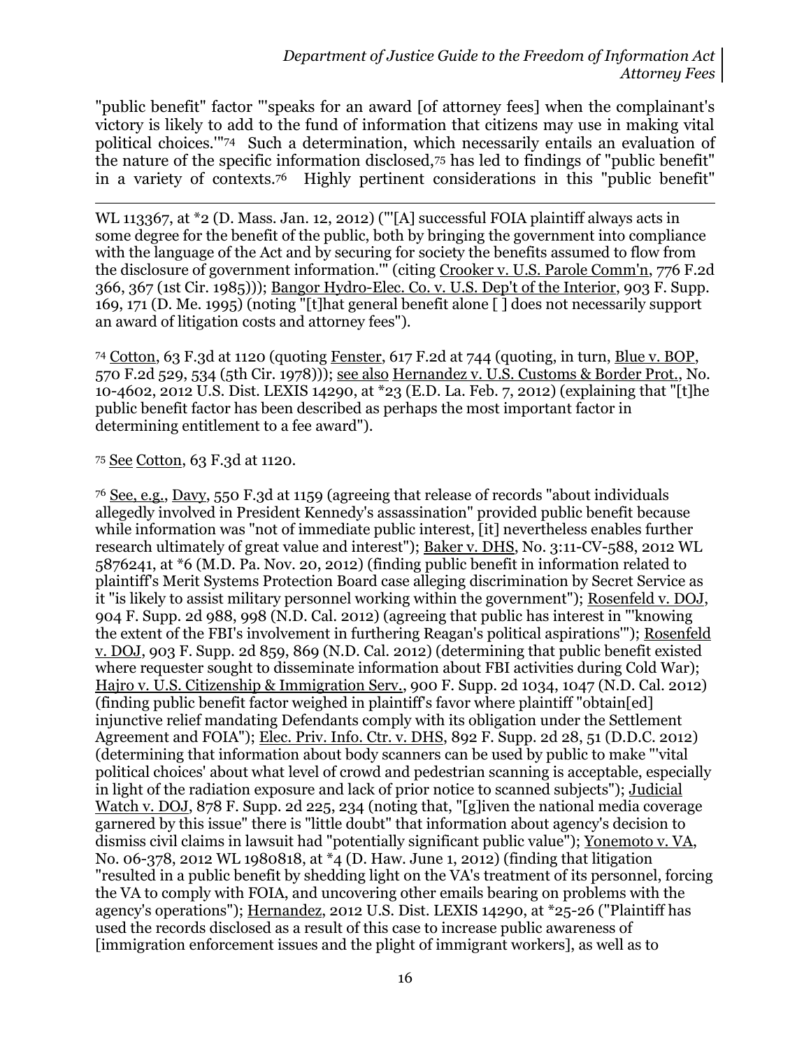"public benefit" factor "'speaks for an award [of attorney fees] when the complainant's victory is likely to add to the fund of information that citizens may use in making vital political choices.'"[74] Such a determination, which necessarily entails an evaluation of the nature of the specific information disclosed,[75] has led to findings of "public benefit" in a variety of contexts.[76] Highly pertinent considerations in this "public benefit"

---

WL 113367, at *2 (D. Mass. Jan. 12, 2012) ("'[A] successful FOIA plaintiff always acts in some degree for the benefit of the public, both by bringing the government into compliance with the language of the Act and by securing for society the benefits assumed to flow from the disclosure of government information.'" (citing Crooker v. U.S. Parole Comm'n, 776 F.2d 366, 367 (1st Cir. 1985))); Bangor Hydro-Elec. Co. v. U.S. Dep't of the Interior, 903 F. Supp. 169, 171 (D. Me. 1995) (noting "[t]hat general benefit alone [ ] does not necessarily support an award of litigation costs and attorney fees").

[74] Cotton, 63 F.3d at 1120 (quoting Fenster, 617 F.2d at 744 (quoting, in turn, Blue v. BOP, 570 F.2d 529, 534 (5th Cir. 1978))); see also Hernandez v. U.S. Customs & Border Prot., No. 10-4602, 2012 U.S. Dist. LEXIS 14290, at *23 (E.D. La. Feb. 7, 2012) (explaining that "[t]he public benefit factor has been described as perhaps the most important factor in determining entitlement to a fee award").

[75] See Cotton, 63 F.3d at 1120.

[76] See, e.g., Davy, 550 F.3d at 1159 (agreeing that release of records "about individuals allegedly involved in President Kennedy's assassination" provided public benefit because while information was "not of immediate public interest, [it] nevertheless enables further research ultimately of great value and interest"); Baker v. DHS, No. 3:11-CV-588, 2012 WL 5876241, at *6 (M.D. Pa. Nov. 20, 2012) (finding public benefit in information related to plaintiff's Merit Systems Protection Board case alleging discrimination by Secret Service as it "is likely to assist military personnel working within the government"); Rosenfeld v. DOJ, 904 F. Supp. 2d 988, 998 (N.D. Cal. 2012) (agreeing that public has interest in "'knowing the extent of the FBI's involvement in furthering Reagan's political aspirations'"); Rosenfeld v. DOJ, 903 F. Supp. 2d 859, 869 (N.D. Cal. 2012) (determining that public benefit existed where requester sought to disseminate information about FBI activities during Cold War); Hajro v. U.S. Citizenship & Immigration Serv., 900 F. Supp. 2d 1034, 1047 (N.D. Cal. 2012) (finding public benefit factor weighed in plaintiff's favor where plaintiff "obtain[ed] injunctive relief mandating Defendants comply with its obligation under the Settlement Agreement and FOIA"); Elec. Priv. Info. Ctr. v. DHS, 892 F. Supp. 2d 28, 51 (D.D.C. 2012) (determining that information about body scanners can be used by public to make "'vital political choices' about what level of crowd and pedestrian scanning is acceptable, especially in light of the radiation exposure and lack of prior notice to scanned subjects"); Judicial Watch v. DOJ, 878 F. Supp. 2d 225, 234 (noting that, "[g]iven the national media coverage garnered by this issue" there is "little doubt" that information about agency's decision to dismiss civil claims in lawsuit had "potentially significant public value"); Yonemoto v. VA, No. 06-378, 2012 WL 1980818, at *4 (D. Haw. June 1, 2012) (finding that litigation "resulted in a public benefit by shedding light on the VA's treatment of its personnel, forcing the VA to comply with FOIA, and uncovering other emails bearing on problems with the agency's operations"); Hernandez, 2012 U.S. Dist. LEXIS 14290, at *25-26 ("Plaintiff has used the records disclosed as a result of this case to increase public awareness of [immigration enforcement issues and the plight of immigrant workers], as well as to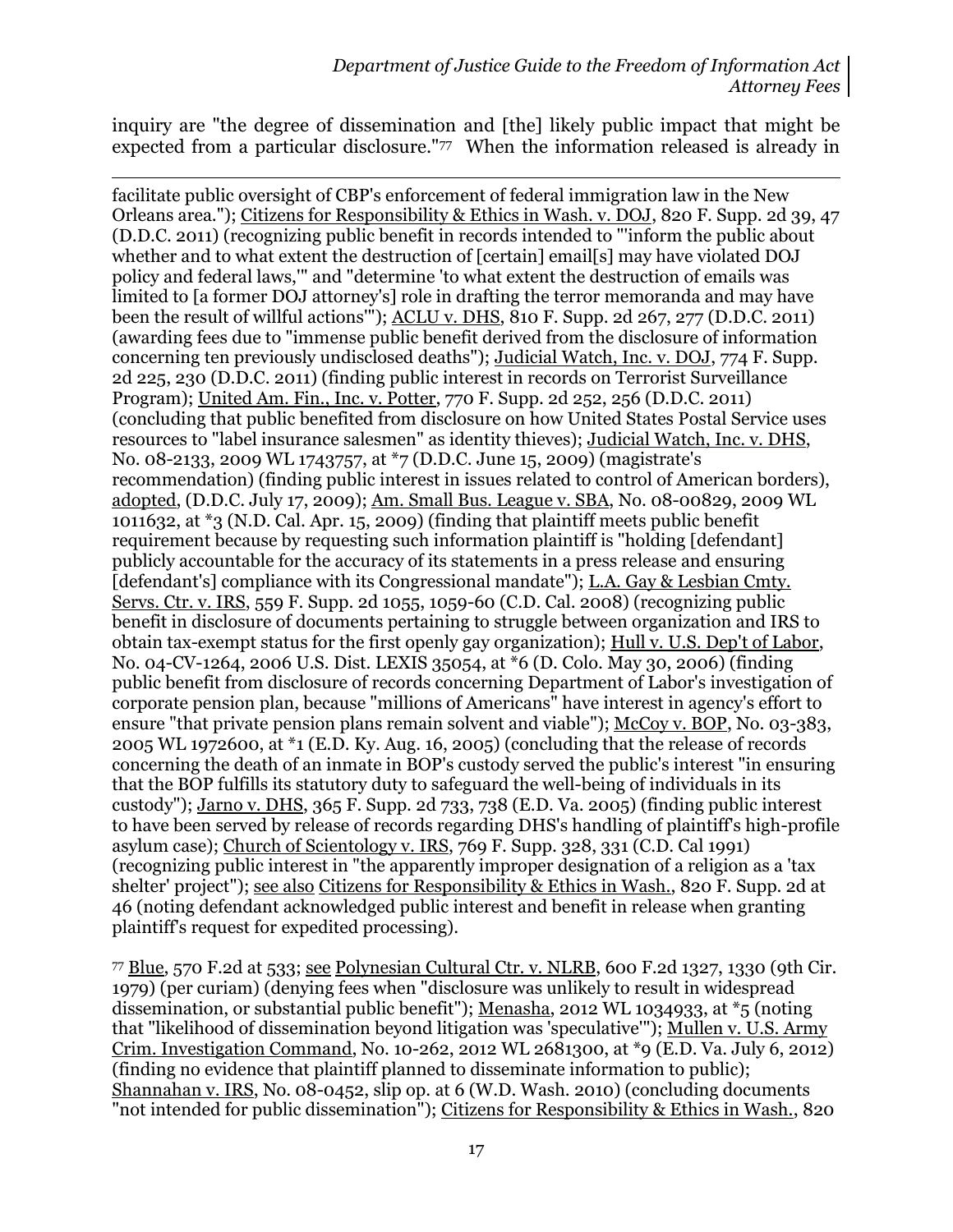inquiry are "the degree of dissemination and [the] likely public impact that might be expected from a particular disclosure."[77] When the information released is already in

---

facilitate public oversight of CBP's enforcement of federal immigration law in the New Orleans area."); Citizens for Responsibility & Ethics in Wash. v. DOJ, 820 F. Supp. 2d 39, 47 (D.D.C. 2011) (recognizing public benefit in records intended to "'inform the public about whether and to what extent the destruction of [certain] email[s] may have violated DOJ policy and federal laws,'" and "determine 'to what extent the destruction of emails was limited to [a former DOJ attorney's] role in drafting the terror memoranda and may have been the result of willful actions'"); ACLU v. DHS, 810 F. Supp. 2d 267, 277 (D.D.C. 2011) (awarding fees due to "immense public benefit derived from the disclosure of information concerning ten previously undisclosed deaths"); Judicial Watch, Inc. v. DOJ, 774 F. Supp. 2d 225, 230 (D.D.C. 2011) (finding public interest in records on Terrorist Surveillance Program); United Am. Fin., Inc. v. Potter, 770 F. Supp. 2d 252, 256 (D.D.C. 2011) (concluding that public benefited from disclosure on how United States Postal Service uses resources to "label insurance salesmen" as identity thieves); Judicial Watch, Inc. v. DHS, No. 08-2133, 2009 WL 1743757, at *7 (D.D.C. June 15, 2009) (magistrate's recommendation) (finding public interest in issues related to control of American borders), adopted, (D.D.C. July 17, 2009); Am. Small Bus. League v. SBA, No. 08-00829, 2009 WL 1011632, at *3 (N.D. Cal. Apr. 15, 2009) (finding that plaintiff meets public benefit requirement because by requesting such information plaintiff is "holding [defendant] publicly accountable for the accuracy of its statements in a press release and ensuring [defendant's] compliance with its Congressional mandate"); L.A. Gay & Lesbian Cmty. Servs. Ctr. v. IRS, 559 F. Supp. 2d 1055, 1059-60 (C.D. Cal. 2008) (recognizing public benefit in disclosure of documents pertaining to struggle between organization and IRS to obtain tax-exempt status for the first openly gay organization); Hull v. U.S. Dep't of Labor, No. 04-CV-1264, 2006 U.S. Dist. LEXIS 35054, at *6 (D. Colo. May 30, 2006) (finding public benefit from disclosure of records concerning Department of Labor's investigation of corporate pension plan, because "millions of Americans" have interest in agency's effort to ensure "that private pension plans remain solvent and viable"); McCoy v. BOP, No. 03-383, 2005 WL 1972600, at *1 (E.D. Ky. Aug. 16, 2005) (concluding that the release of records concerning the death of an inmate in BOP's custody served the public's interest "in ensuring that the BOP fulfills its statutory duty to safeguard the well-being of individuals in its custody"); Jarno v. DHS, 365 F. Supp. 2d 733, 738 (E.D. Va. 2005) (finding public interest to have been served by release of records regarding DHS's handling of plaintiff's high-profile asylum case); Church of Scientology v. IRS, 769 F. Supp. 328, 331 (C.D. Cal 1991) (recognizing public interest in "the apparently improper designation of a religion as a 'tax shelter' project"); see also Citizens for Responsibility & Ethics in Wash., 820 F. Supp. 2d at 46 (noting defendant acknowledged public interest and benefit in release when granting plaintiff's request for expedited processing).

[77] Blue, 570 F.2d at 533; see Polynesian Cultural Ctr. v. NLRB, 600 F.2d 1327, 1330 (9th Cir. 1979) (per curiam) (denying fees when "disclosure was unlikely to result in widespread dissemination, or substantial public benefit"); Menasha, 2012 WL 1034933, at *5 (noting that "likelihood of dissemination beyond litigation was 'speculative'"); Mullen v. U.S. Army Crim. Investigation Command, No. 10-262, 2012 WL 2681300, at *9 (E.D. Va. July 6, 2012) (finding no evidence that plaintiff planned to disseminate information to public); Shannahan v. IRS, No. 08-0452, slip op. at 6 (W.D. Wash. 2010) (concluding documents "not intended for public dissemination"); Citizens for Responsibility & Ethics in Wash., 820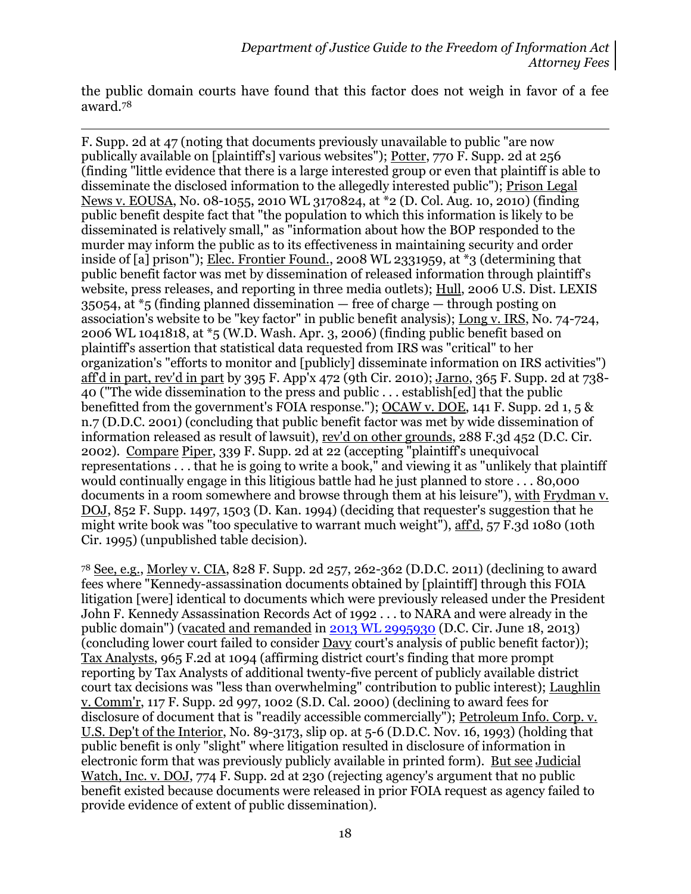the public domain courts have found that this factor does not weigh in favor of a fee award.[78]

---

F. Supp. 2d at 47 (noting that documents previously unavailable to public "are now publically available on [plaintiff's] various websites"); Potter, 770 F. Supp. 2d at 256 (finding "little evidence that there is a large interested group or even that plaintiff is able to disseminate the disclosed information to the allegedly interested public"); Prison Legal News v. EOUSA, No. 08-1055, 2010 WL 3170824, at *2 (D. Col. Aug. 10, 2010) (finding public benefit despite fact that "the population to which this information is likely to be disseminated is relatively small," as "information about how the BOP responded to the murder may inform the public as to its effectiveness in maintaining security and order inside of [a] prison"); Elec. Frontier Found., 2008 WL 2331959, at *3 (determining that public benefit factor was met by dissemination of released information through plaintiff's website, press releases, and reporting in three media outlets); Hull, 2006 U.S. Dist. LEXIS 35054, at *5 (finding planned dissemination — free of charge — through posting on association's website to be "key factor" in public benefit analysis); Long v. IRS, No. 74-724, 2006 WL 1041818, at *5 (W.D. Wash. Apr. 3, 2006) (finding public benefit based on plaintiff's assertion that statistical data requested from IRS was "critical" to her organization's "efforts to monitor and [publicly] disseminate information on IRS activities") aff'd in part, rev'd in part by 395 F. App'x 472 (9th Cir. 2010); Jarno, 365 F. Supp. 2d at 738-40 ("The wide dissemination to the press and public . . . establish[ed] that the public benefitted from the government's FOIA response."); OCAW v. DOE, 141 F. Supp. 2d 1, 5 & n.7 (D.D.C. 2001) (concluding that public benefit factor was met by wide dissemination of information released as result of lawsuit), rev'd on other grounds, 288 F.3d 452 (D.C. Cir. 2002). Compare Piper, 339 F. Supp. 2d at 22 (accepting "plaintiff's unequivocal representations . . . that he is going to write a book," and viewing it as "unlikely that plaintiff would continually engage in this litigious battle had he just planned to store . . . 80,000 documents in a room somewhere and browse through them at his leisure"), with Frydman v. DOJ, 852 F. Supp. 1497, 1503 (D. Kan. 1994) (deciding that requester's suggestion that he might write book was "too speculative to warrant much weight"), aff'd, 57 F.3d 1080 (10th Cir. 1995) (unpublished table decision).

[78] See, e.g., Morley v. CIA, 828 F. Supp. 2d 257, 262-362 (D.D.C. 2011) (declining to award fees where "Kennedy-assassination documents obtained by [plaintiff] through this FOIA litigation [were] identical to documents which were previously released under the President John F. Kennedy Assassination Records Act of 1992 . . . to NARA and were already in the public domain") (vacated and remanded in 2013 WL 2995930 (D.C. Cir. June 18, 2013) (concluding lower court failed to consider Davy court's analysis of public benefit factor)); Tax Analysts, 965 F.2d at 1094 (affirming district court's finding that more prompt reporting by Tax Analysts of additional twenty-five percent of publicly available district court tax decisions was "less than overwhelming" contribution to public interest); Laughlin v. Comm'r, 117 F. Supp. 2d 997, 1002 (S.D. Cal. 2000) (declining to award fees for disclosure of document that is "readily accessible commercially"); Petroleum Info. Corp. v. U.S. Dep't of the Interior, No. 89-3173, slip op. at 5-6 (D.D.C. Nov. 16, 1993) (holding that public benefit is only "slight" where litigation resulted in disclosure of information in electronic form that was previously publicly available in printed form). But see Judicial Watch, Inc. v. DOJ, 774 F. Supp. 2d at 230 (rejecting agency's argument that no public benefit existed because documents were released in prior FOIA request as agency failed to provide evidence of extent of public dissemination).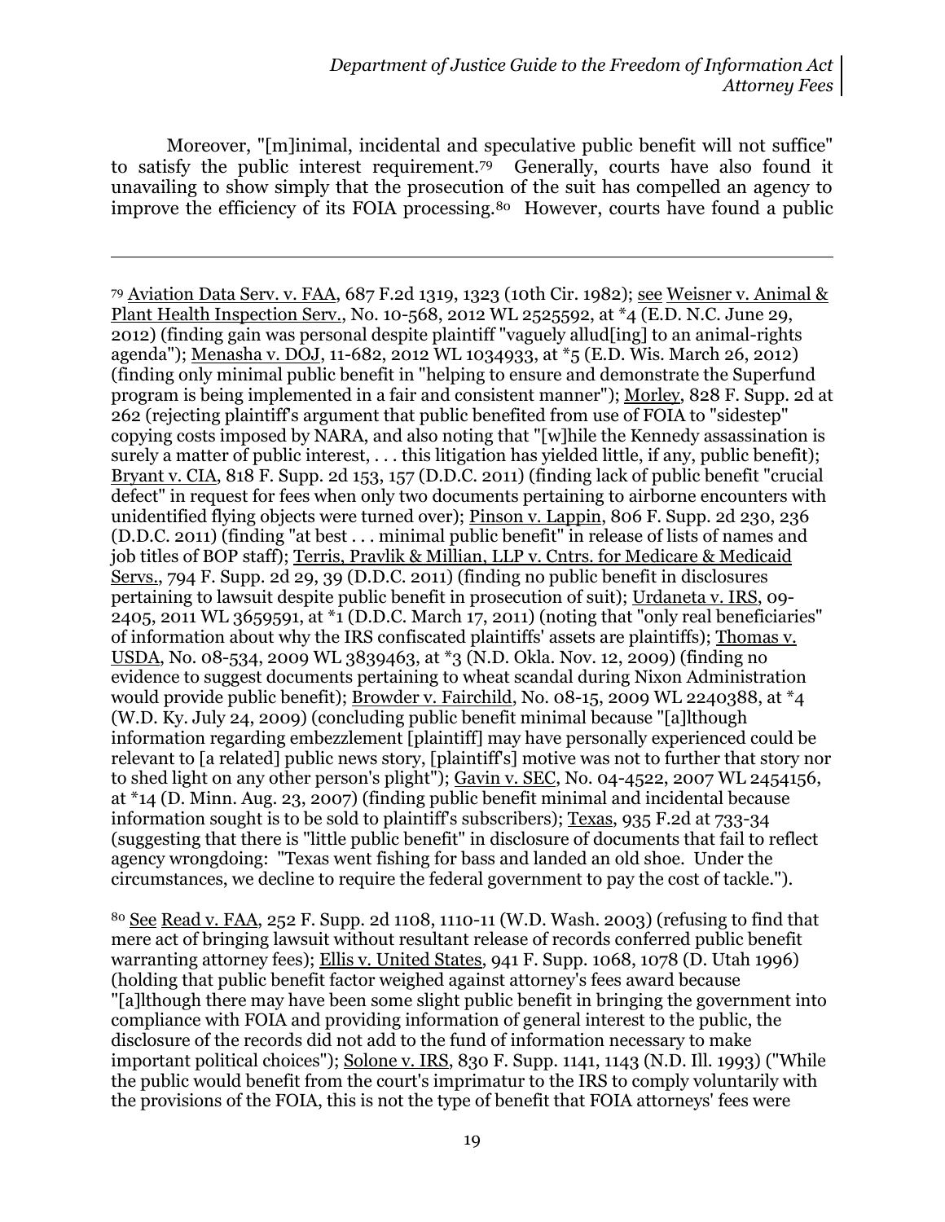Moreover, "[m]inimal, incidental and speculative public benefit will not suffice" to satisfy the public interest requirement.[79] Generally, courts have also found it unavailing to show simply that the prosecution of the suit has compelled an agency to improve the efficiency of its FOIA processing.[80] However, courts have found a public

---

[79] Aviation Data Serv. v. FAA, 687 F.2d 1319, 1323 (10th Cir. 1982); see Weisner v. Animal & Plant Health Inspection Serv., No. 10-568, 2012 WL 2525592, at *4 (E.D. N.C. June 29, 2012) (finding gain was personal despite plaintiff "vaguely allud[ing] to an animal-rights agenda"); Menasha v. DOJ, 11-682, 2012 WL 1034933, at *5 (E.D. Wis. March 26, 2012) (finding only minimal public benefit in "helping to ensure and demonstrate the Superfund program is being implemented in a fair and consistent manner"); Morley, 828 F. Supp. 2d at 262 (rejecting plaintiff's argument that public benefited from use of FOIA to "sidestep" copying costs imposed by NARA, and also noting that "[w]hile the Kennedy assassination is surely a matter of public interest, . . . this litigation has yielded little, if any, public benefit); Bryant v. CIA, 818 F. Supp. 2d 153, 157 (D.D.C. 2011) (finding lack of public benefit "crucial defect" in request for fees when only two documents pertaining to airborne encounters with unidentified flying objects were turned over); Pinson v. Lappin, 806 F. Supp. 2d 230, 236 (D.D.C. 2011) (finding "at best . . . minimal public benefit" in release of lists of names and job titles of BOP staff); Terris, Pravlik & Millian, LLP v. Cntrs. for Medicare & Medicaid Servs., 794 F. Supp. 2d 29, 39 (D.D.C. 2011) (finding no public benefit in disclosures pertaining to lawsuit despite public benefit in prosecution of suit); Urdaneta v. IRS, 09-2405, 2011 WL 3659591, at *1 (D.D.C. March 17, 2011) (noting that "only real beneficiaries" of information about why the IRS confiscated plaintiffs' assets are plaintiffs); Thomas v. USDA, No. 08-534, 2009 WL 3839463, at *3 (N.D. Okla. Nov. 12, 2009) (finding no evidence to suggest documents pertaining to wheat scandal during Nixon Administration would provide public benefit); Browder v. Fairchild, No. 08-15, 2009 WL 2240388, at *4 (W.D. Ky. July 24, 2009) (concluding public benefit minimal because "[a]lthough information regarding embezzlement [plaintiff] may have personally experienced could be relevant to [a related] public news story, [plaintiff's] motive was not to further that story nor to shed light on any other person's plight"); Gavin v. SEC, No. 04-4522, 2007 WL 2454156, at *14 (D. Minn. Aug. 23, 2007) (finding public benefit minimal and incidental because information sought is to be sold to plaintiff's subscribers); Texas, 935 F.2d at 733-34 (suggesting that there is "little public benefit" in disclosure of documents that fail to reflect agency wrongdoing: "Texas went fishing for bass and landed an old shoe. Under the circumstances, we decline to require the federal government to pay the cost of tackle.").

[80] See Read v. FAA, 252 F. Supp. 2d 1108, 1110-11 (W.D. Wash. 2003) (refusing to find that mere act of bringing lawsuit without resultant release of records conferred public benefit warranting attorney fees); Ellis v. United States, 941 F. Supp. 1068, 1078 (D. Utah 1996) (holding that public benefit factor weighed against attorney's fees award because "[a]lthough there may have been some slight public benefit in bringing the government into compliance with FOIA and providing information of general interest to the public, the disclosure of the records did not add to the fund of information necessary to make important political choices"); Solone v. IRS, 830 F. Supp. 1141, 1143 (N.D. Ill. 1993) ("While the public would benefit from the court's imprimatur to the IRS to comply voluntarily with the provisions of the FOIA, this is not the type of benefit that FOIA attorneys' fees were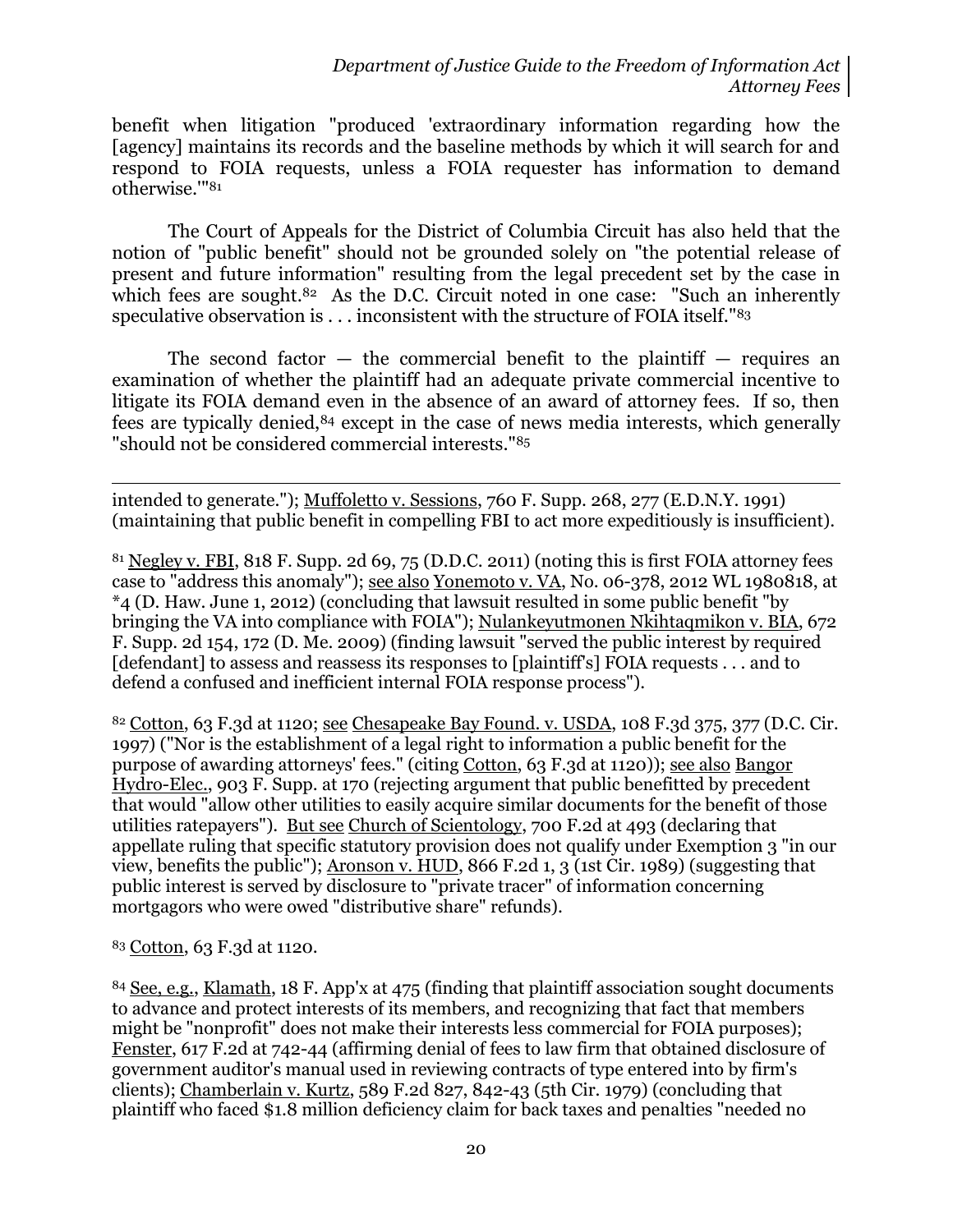benefit when litigation "produced 'extraordinary information regarding how the [agency] maintains its records and the baseline methods by which it will search for and respond to FOIA requests, unless a FOIA requester has information to demand otherwise.'"[81]

The Court of Appeals for the District of Columbia Circuit has also held that the notion of "public benefit" should not be grounded solely on "the potential release of present and future information" resulting from the legal precedent set by the case in which fees are sought.[82] As the D.C. Circuit noted in one case: "Such an inherently speculative observation is . . . inconsistent with the structure of FOIA itself."[83]

The second factor — the commercial benefit to the plaintiff — requires an examination of whether the plaintiff had an adequate private commercial incentive to litigate its FOIA demand even in the absence of an award of attorney fees. If so, then fees are typically denied,[84] except in the case of news media interests, which generally "should not be considered commercial interests."[85]

---

intended to generate."); Muffoletto v. Sessions, 760 F. Supp. 268, 277 (E.D.N.Y. 1991) (maintaining that public benefit in compelling FBI to act more expeditiously is insufficient).

[81] Negley v. FBI, 818 F. Supp. 2d 69, 75 (D.D.C. 2011) (noting this is first FOIA attorney fees case to "address this anomaly"); see also Yonemoto v. VA, No. 06-378, 2012 WL 1980818, at *4 (D. Haw. June 1, 2012) (concluding that lawsuit resulted in some public benefit "by bringing the VA into compliance with FOIA"); Nulankeyutmonen Nkihtaqmikon v. BIA, 672 F. Supp. 2d 154, 172 (D. Me. 2009) (finding lawsuit "served the public interest by required [defendant] to assess and reassess its responses to [plaintiff's] FOIA requests . . . and to defend a confused and inefficient internal FOIA response process").

[82] Cotton, 63 F.3d at 1120; see Chesapeake Bay Found. v. USDA, 108 F.3d 375, 377 (D.C. Cir. 1997) ("Nor is the establishment of a legal right to information a public benefit for the purpose of awarding attorneys' fees." (citing Cotton, 63 F.3d at 1120)); see also Bangor Hydro-Elec., 903 F. Supp. at 170 (rejecting argument that public benefitted by precedent that would "allow other utilities to easily acquire similar documents for the benefit of those utilities ratepayers"). But see Church of Scientology, 700 F.2d at 493 (declaring that appellate ruling that specific statutory provision does not qualify under Exemption 3 "in our view, benefits the public"); Aronson v. HUD, 866 F.2d 1, 3 (1st Cir. 1989) (suggesting that public interest is served by disclosure to "private tracer" of information concerning mortgagors who were owed "distributive share" refunds).

[83] Cotton, 63 F.3d at 1120.

[84] See, e.g., Klamath, 18 F. App'x at 475 (finding that plaintiff association sought documents to advance and protect interests of its members, and recognizing that fact that members might be "nonprofit" does not make their interests less commercial for FOIA purposes); Fenster, 617 F.2d at 742-44 (affirming denial of fees to law firm that obtained disclosure of government auditor's manual used in reviewing contracts of type entered into by firm's clients); Chamberlain v. Kurtz, 589 F.2d 827, 842-43 (5th Cir. 1979) (concluding that plaintiff who faced $1.8 million deficiency claim for back taxes and penalties "needed no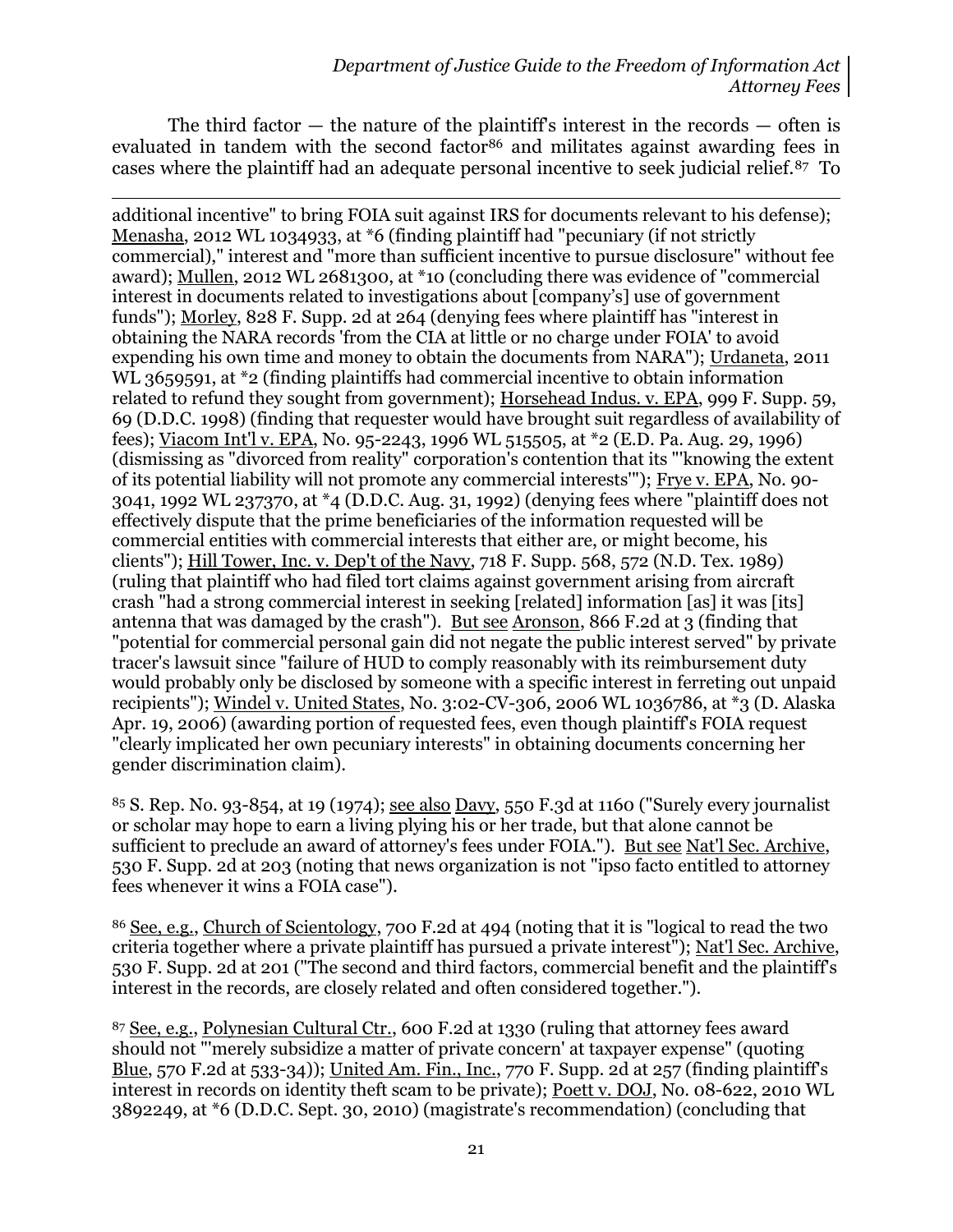The third factor — the nature of the plaintiff's interest in the records — often is evaluated in tandem with the second factor[86] and militates against awarding fees in cases where the plaintiff had an adequate personal incentive to seek judicial relief.[87] To

---

additional incentive" to bring FOIA suit against IRS for documents relevant to his defense); Menasha, 2012 WL 1034933, at *6 (finding plaintiff had "pecuniary (if not strictly commercial)," interest and "more than sufficient incentive to pursue disclosure" without fee award); Mullen, 2012 WL 2681300, at *10 (concluding there was evidence of "commercial interest in documents related to investigations about [company's] use of government funds"); Morley, 828 F. Supp. 2d at 264 (denying fees where plaintiff has "interest in obtaining the NARA records 'from the CIA at little or no charge under FOIA' to avoid expending his own time and money to obtain the documents from NARA"); Urdaneta, 2011 WL 3659591, at *2 (finding plaintiffs had commercial incentive to obtain information related to refund they sought from government); Horsehead Indus. v. EPA, 999 F. Supp. 59, 69 (D.D.C. 1998) (finding that requester would have brought suit regardless of availability of fees); Viacom Int'l v. EPA, No. 95-2243, 1996 WL 515505, at *2 (E.D. Pa. Aug. 29, 1996) (dismissing as "divorced from reality" corporation's contention that its "'knowing the extent of its potential liability will not promote any commercial interests'"); Frye v. EPA, No. 90-3041, 1992 WL 237370, at *4 (D.D.C. Aug. 31, 1992) (denying fees where "plaintiff does not effectively dispute that the prime beneficiaries of the information requested will be commercial entities with commercial interests that either are, or might become, his clients"); Hill Tower, Inc. v. Dep't of the Navy, 718 F. Supp. 568, 572 (N.D. Tex. 1989) (ruling that plaintiff who had filed tort claims against government arising from aircraft crash "had a strong commercial interest in seeking [related] information [as] it was [its] antenna that was damaged by the crash"). But see Aronson, 866 F.2d at 3 (finding that "potential for commercial personal gain did not negate the public interest served" by private tracer's lawsuit since "failure of HUD to comply reasonably with its reimbursement duty would probably only be disclosed by someone with a specific interest in ferreting out unpaid recipients"); Windel v. United States, No. 3:02-CV-306, 2006 WL 1036786, at *3 (D. Alaska Apr. 19, 2006) (awarding portion of requested fees, even though plaintiff's FOIA request "clearly implicated her own pecuniary interests" in obtaining documents concerning her gender discrimination claim).

[85] S. Rep. No. 93-854, at 19 (1974); see also Davy, 550 F.3d at 1160 ("Surely every journalist or scholar may hope to earn a living plying his or her trade, but that alone cannot be sufficient to preclude an award of attorney's fees under FOIA."). But see Nat'l Sec. Archive, 530 F. Supp. 2d at 203 (noting that news organization is not "ipso facto entitled to attorney fees whenever it wins a FOIA case").

[86] See, e.g., Church of Scientology, 700 F.2d at 494 (noting that it is "logical to read the two criteria together where a private plaintiff has pursued a private interest"); Nat'l Sec. Archive, 530 F. Supp. 2d at 201 ("The second and third factors, commercial benefit and the plaintiff's interest in the records, are closely related and often considered together.").

[87] See, e.g., Polynesian Cultural Ctr., 600 F.2d at 1330 (ruling that attorney fees award should not "'merely subsidize a matter of private concern' at taxpayer expense" (quoting Blue, 570 F.2d at 533-34)); United Am. Fin., Inc., 770 F. Supp. 2d at 257 (finding plaintiff's interest in records on identity theft scam to be private); Poett v. DOJ, No. 08-622, 2010 WL 3892249, at *6 (D.D.C. Sept. 30, 2010) (magistrate's recommendation) (concluding that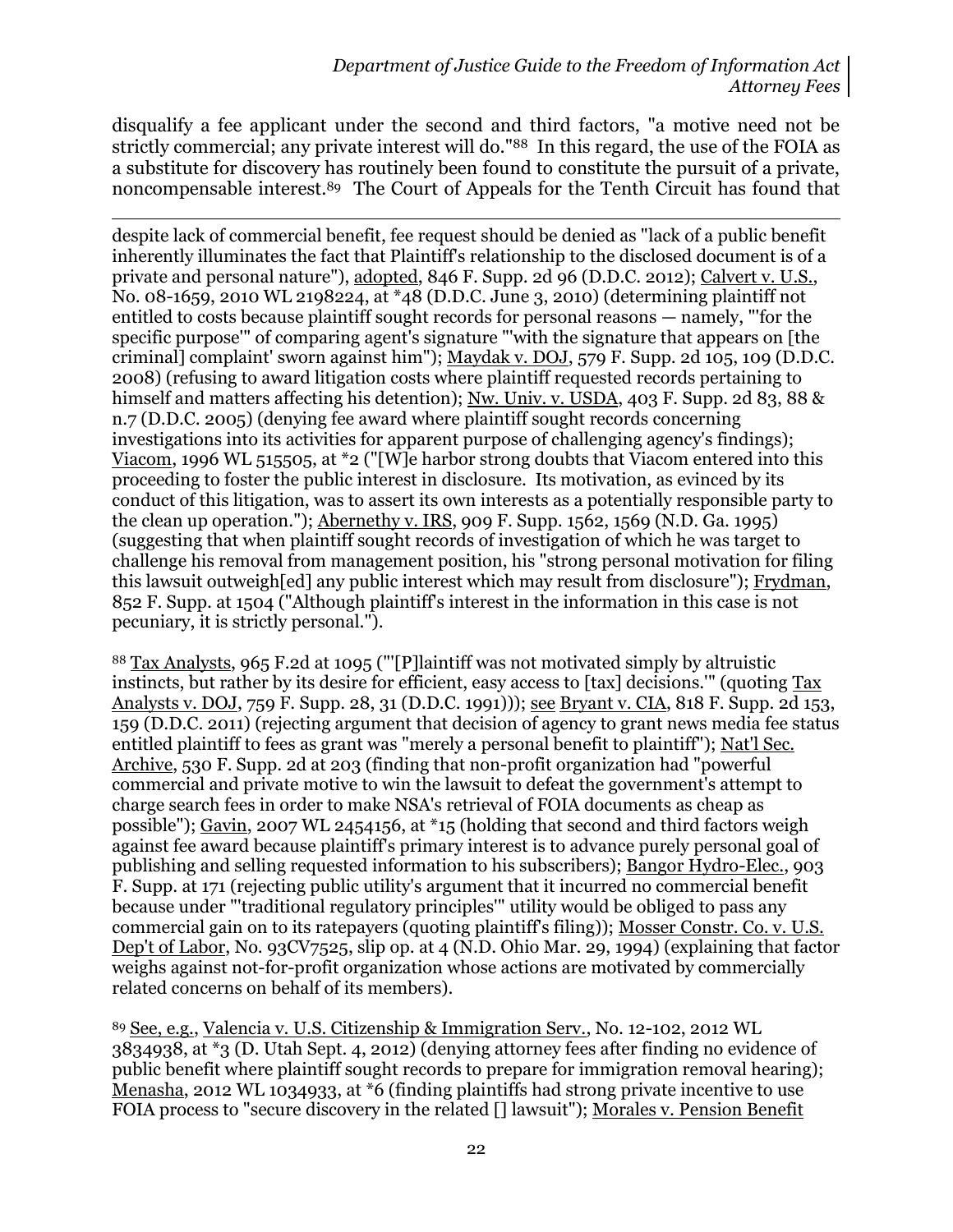disqualify a fee applicant under the second and third factors, "a motive need not be strictly commercial; any private interest will do."[88] In this regard, the use of the FOIA as a substitute for discovery has routinely been found to constitute the pursuit of a private, noncompensable interest.[89] The Court of Appeals for the Tenth Circuit has found that

---

despite lack of commercial benefit, fee request should be denied as "lack of a public benefit inherently illuminates the fact that Plaintiff's relationship to the disclosed document is of a private and personal nature"), adopted, 846 F. Supp. 2d 96 (D.D.C. 2012); Calvert v. U.S., No. 08-1659, 2010 WL 2198224, at *48 (D.D.C. June 3, 2010) (determining plaintiff not entitled to costs because plaintiff sought records for personal reasons — namely, "'for the specific purpose'" of comparing agent's signature "'with the signature that appears on [the criminal] complaint' sworn against him"); Maydak v. DOJ, 579 F. Supp. 2d 105, 109 (D.D.C. 2008) (refusing to award litigation costs where plaintiff requested records pertaining to himself and matters affecting his detention); Nw. Univ. v. USDA, 403 F. Supp. 2d 83, 88 & n.7 (D.D.C. 2005) (denying fee award where plaintiff sought records concerning investigations into its activities for apparent purpose of challenging agency's findings); Viacom, 1996 WL 515505, at *2 ("[W]e harbor strong doubts that Viacom entered into this proceeding to foster the public interest in disclosure. Its motivation, as evinced by its conduct of this litigation, was to assert its own interests as a potentially responsible party to the clean up operation."); Abernethy v. IRS, 909 F. Supp. 1562, 1569 (N.D. Ga. 1995) (suggesting that when plaintiff sought records of investigation of which he was target to challenge his removal from management position, his "strong personal motivation for filing this lawsuit outweigh[ed] any public interest which may result from disclosure"); Frydman, 852 F. Supp. at 1504 ("Although plaintiff's interest in the information in this case is not pecuniary, it is strictly personal.").

[88] Tax Analysts, 965 F.2d at 1095 ("'[P]laintiff was not motivated simply by altruistic instincts, but rather by its desire for efficient, easy access to [tax] decisions.'" (quoting Tax Analysts v. DOJ, 759 F. Supp. 28, 31 (D.D.C. 1991))); see Bryant v. CIA, 818 F. Supp. 2d 153, 159 (D.D.C. 2011) (rejecting argument that decision of agency to grant news media fee status entitled plaintiff to fees as grant was "merely a personal benefit to plaintiff"); Nat'l Sec. Archive, 530 F. Supp. 2d at 203 (finding that non-profit organization had "powerful commercial and private motive to win the lawsuit to defeat the government's attempt to charge search fees in order to make NSA's retrieval of FOIA documents as cheap as possible"); Gavin, 2007 WL 2454156, at *15 (holding that second and third factors weigh against fee award because plaintiff's primary interest is to advance purely personal goal of publishing and selling requested information to his subscribers); Bangor Hydro-Elec., 903 F. Supp. at 171 (rejecting public utility's argument that it incurred no commercial benefit because under "'traditional regulatory principles'" utility would be obliged to pass any commercial gain on to its ratepayers (quoting plaintiff's filing)); Mosser Constr. Co. v. U.S. Dep't of Labor, No. 93CV7525, slip op. at 4 (N.D. Ohio Mar. 29, 1994) (explaining that factor weighs against not-for-profit organization whose actions are motivated by commercially related concerns on behalf of its members).

[89] See, e.g., Valencia v. U.S. Citizenship & Immigration Serv., No. 12-102, 2012 WL 3834938, at *3 (D. Utah Sept. 4, 2012) (denying attorney fees after finding no evidence of public benefit where plaintiff sought records to prepare for immigration removal hearing); Menasha, 2012 WL 1034933, at *6 (finding plaintiffs had strong private incentive to use FOIA process to "secure discovery in the related [] lawsuit"); Morales v. Pension Benefit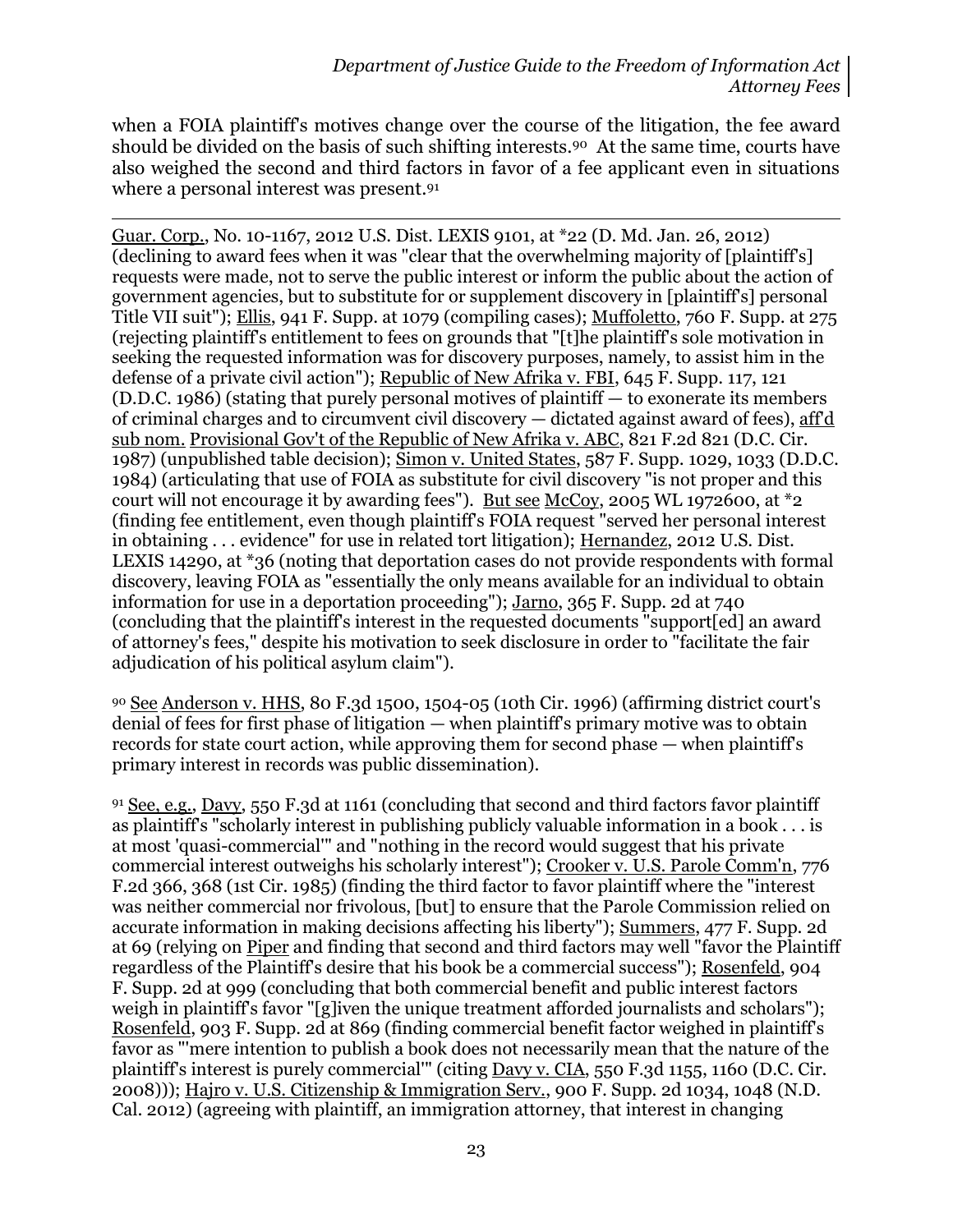when a FOIA plaintiff's motives change over the course of the litigation, the fee award should be divided on the basis of such shifting interests.[90] At the same time, courts have also weighed the second and third factors in favor of a fee applicant even in situations where a personal interest was present.[91]

---

Guar. Corp., No. 10-1167, 2012 U.S. Dist. LEXIS 9101, at *22 (D. Md. Jan. 26, 2012) (declining to award fees when it was "clear that the overwhelming majority of [plaintiff's] requests were made, not to serve the public interest or inform the public about the action of government agencies, but to substitute for or supplement discovery in [plaintiff's] personal Title VII suit"); Ellis, 941 F. Supp. at 1079 (compiling cases); Muffoletto, 760 F. Supp. at 275 (rejecting plaintiff's entitlement to fees on grounds that "[t]he plaintiff's sole motivation in seeking the requested information was for discovery purposes, namely, to assist him in the defense of a private civil action"); Republic of New Afrika v. FBI, 645 F. Supp. 117, 121 (D.D.C. 1986) (stating that purely personal motives of plaintiff — to exonerate its members of criminal charges and to circumvent civil discovery — dictated against award of fees), aff'd sub nom. Provisional Gov't of the Republic of New Afrika v. ABC, 821 F.2d 821 (D.C. Cir. 1987) (unpublished table decision); Simon v. United States, 587 F. Supp. 1029, 1033 (D.D.C. 1984) (articulating that use of FOIA as substitute for civil discovery "is not proper and this court will not encourage it by awarding fees"). But see McCoy, 2005 WL 1972600, at *2 (finding fee entitlement, even though plaintiff's FOIA request "served her personal interest in obtaining . . . evidence" for use in related tort litigation); Hernandez, 2012 U.S. Dist. LEXIS 14290, at *36 (noting that deportation cases do not provide respondents with formal discovery, leaving FOIA as "essentially the only means available for an individual to obtain information for use in a deportation proceeding"); Jarno, 365 F. Supp. 2d at 740 (concluding that the plaintiff's interest in the requested documents "support[ed] an award of attorney's fees," despite his motivation to seek disclosure in order to "facilitate the fair adjudication of his political asylum claim").

[90] See Anderson v. HHS, 80 F.3d 1500, 1504-05 (10th Cir. 1996) (affirming district court's denial of fees for first phase of litigation — when plaintiff's primary motive was to obtain records for state court action, while approving them for second phase — when plaintiff's primary interest in records was public dissemination).

[91] See, e.g., Davy, 550 F.3d at 1161 (concluding that second and third factors favor plaintiff as plaintiff's "scholarly interest in publishing publicly valuable information in a book . . . is at most 'quasi-commercial'" and "nothing in the record would suggest that his private commercial interest outweighs his scholarly interest"); Crooker v. U.S. Parole Comm'n, 776 F.2d 366, 368 (1st Cir. 1985) (finding the third factor to favor plaintiff where the "interest was neither commercial nor frivolous, [but] to ensure that the Parole Commission relied on accurate information in making decisions affecting his liberty"); Summers, 477 F. Supp. 2d at 69 (relying on Piper and finding that second and third factors may well "favor the Plaintiff regardless of the Plaintiff's desire that his book be a commercial success"); Rosenfeld, 904 F. Supp. 2d at 999 (concluding that both commercial benefit and public interest factors weigh in plaintiff's favor "[g]iven the unique treatment afforded journalists and scholars"); Rosenfeld, 903 F. Supp. 2d at 869 (finding commercial benefit factor weighed in plaintiff's favor as "'mere intention to publish a book does not necessarily mean that the nature of the plaintiff's interest is purely commercial'" (citing Davy v. CIA, 550 F.3d 1155, 1160 (D.C. Cir. 2008))); Hajro v. U.S. Citizenship & Immigration Serv., 900 F. Supp. 2d 1034, 1048 (N.D. Cal. 2012) (agreeing with plaintiff, an immigration attorney, that interest in changing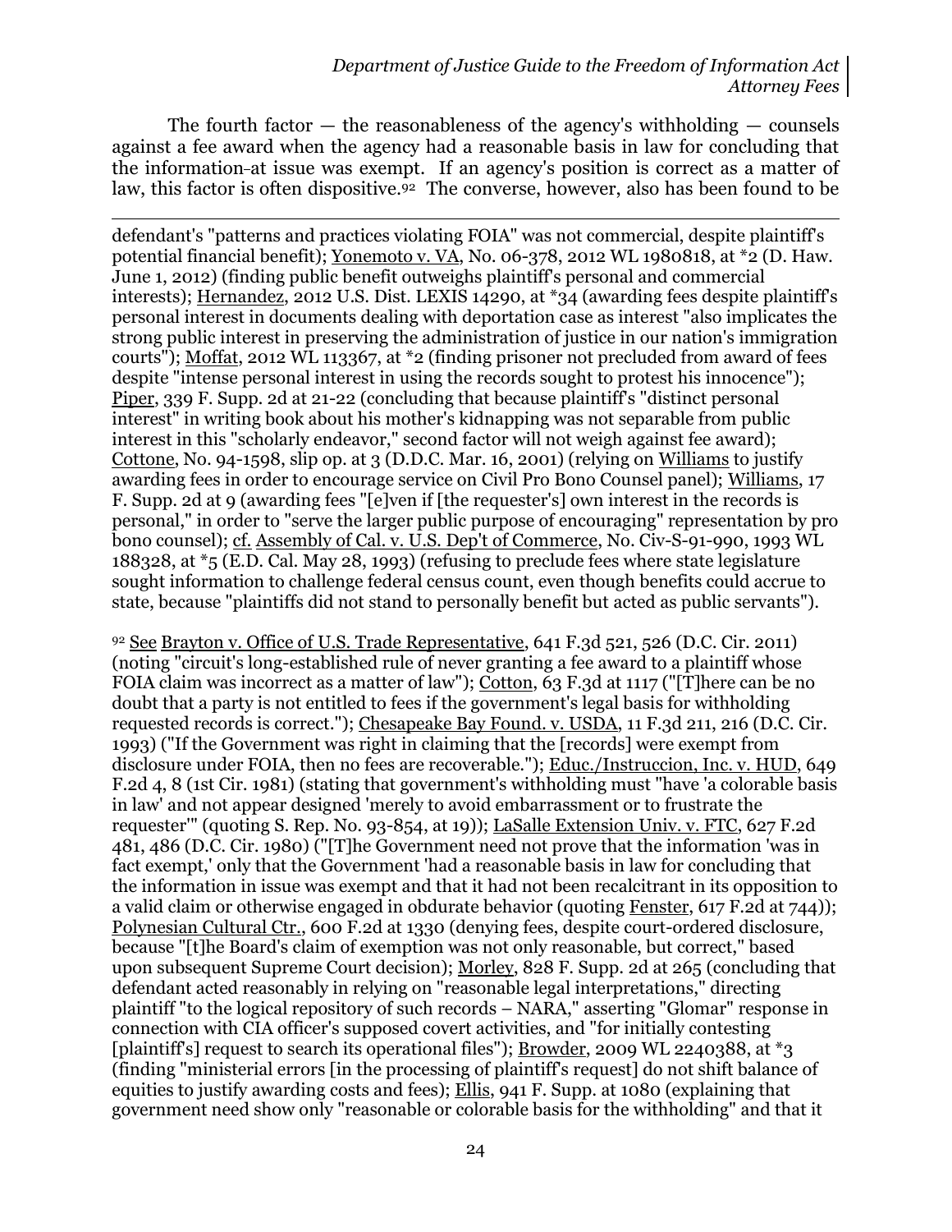The fourth factor — the reasonableness of the agency's withholding — counsels against a fee award when the agency had a reasonable basis in law for concluding that the information at issue was exempt. If an agency's position is correct as a matter of law, this factor is often dispositive.[92] The converse, however, also has been found to be

---

defendant's "patterns and practices violating FOIA" was not commercial, despite plaintiff's potential financial benefit); Yonemoto v. VA, No. 06-378, 2012 WL 1980818, at *2 (D. Haw. June 1, 2012) (finding public benefit outweighs plaintiff's personal and commercial interests); Hernandez, 2012 U.S. Dist. LEXIS 14290, at *34 (awarding fees despite plaintiff's personal interest in documents dealing with deportation case as interest "also implicates the strong public interest in preserving the administration of justice in our nation's immigration courts"); Moffat, 2012 WL 113367, at *2 (finding prisoner not precluded from award of fees despite "intense personal interest in using the records sought to protest his innocence"); Piper, 339 F. Supp. 2d at 21-22 (concluding that because plaintiff's "distinct personal interest" in writing book about his mother's kidnapping was not separable from public interest in this "scholarly endeavor," second factor will not weigh against fee award); Cottone, No. 94-1598, slip op. at 3 (D.D.C. Mar. 16, 2001) (relying on Williams to justify awarding fees in order to encourage service on Civil Pro Bono Counsel panel); Williams, 17 F. Supp. 2d at 9 (awarding fees "[e]ven if [the requester's] own interest in the records is personal," in order to "serve the larger public purpose of encouraging" representation by pro bono counsel); cf. Assembly of Cal. v. U.S. Dep't of Commerce, No. Civ-S-91-990, 1993 WL 188328, at *5 (E.D. Cal. May 28, 1993) (refusing to preclude fees where state legislature sought information to challenge federal census count, even though benefits could accrue to state, because "plaintiffs did not stand to personally benefit but acted as public servants").

[92] See Brayton v. Office of U.S. Trade Representative, 641 F.3d 521, 526 (D.C. Cir. 2011) (noting "circuit's long-established rule of never granting a fee award to a plaintiff whose FOIA claim was incorrect as a matter of law"); Cotton, 63 F.3d at 1117 ("[T]here can be no doubt that a party is not entitled to fees if the government's legal basis for withholding requested records is correct."); Chesapeake Bay Found. v. USDA, 11 F.3d 211, 216 (D.C. Cir. 1993) ("If the Government was right in claiming that the [records] were exempt from disclosure under FOIA, then no fees are recoverable."); Educ./Instruccion, Inc. v. HUD, 649 F.2d 4, 8 (1st Cir. 1981) (stating that government's withholding must "have 'a colorable basis in law' and not appear designed 'merely to avoid embarrassment or to frustrate the requester'" (quoting S. Rep. No. 93-854, at 19)); LaSalle Extension Univ. v. FTC, 627 F.2d 481, 486 (D.C. Cir. 1980) ("[T]he Government need not prove that the information 'was in fact exempt,' only that the Government 'had a reasonable basis in law for concluding that the information in issue was exempt and that it had not been recalcitrant in its opposition to a valid claim or otherwise engaged in obdurate behavior (quoting Fenster, 617 F.2d at 744)); Polynesian Cultural Ctr., 600 F.2d at 1330 (denying fees, despite court-ordered disclosure, because "[t]he Board's claim of exemption was not only reasonable, but correct," based upon subsequent Supreme Court decision); Morley, 828 F. Supp. 2d at 265 (concluding that defendant acted reasonably in relying on "reasonable legal interpretations," directing plaintiff "to the logical repository of such records – NARA," asserting "Glomar" response in connection with CIA officer's supposed covert activities, and "for initially contesting [plaintiff's] request to search its operational files"); Browder, 2009 WL 2240388, at *3 (finding "ministerial errors [in the processing of plaintiff's request] do not shift balance of equities to justify awarding costs and fees); Ellis, 941 F. Supp. at 1080 (explaining that government need show only "reasonable or colorable basis for the withholding" and that it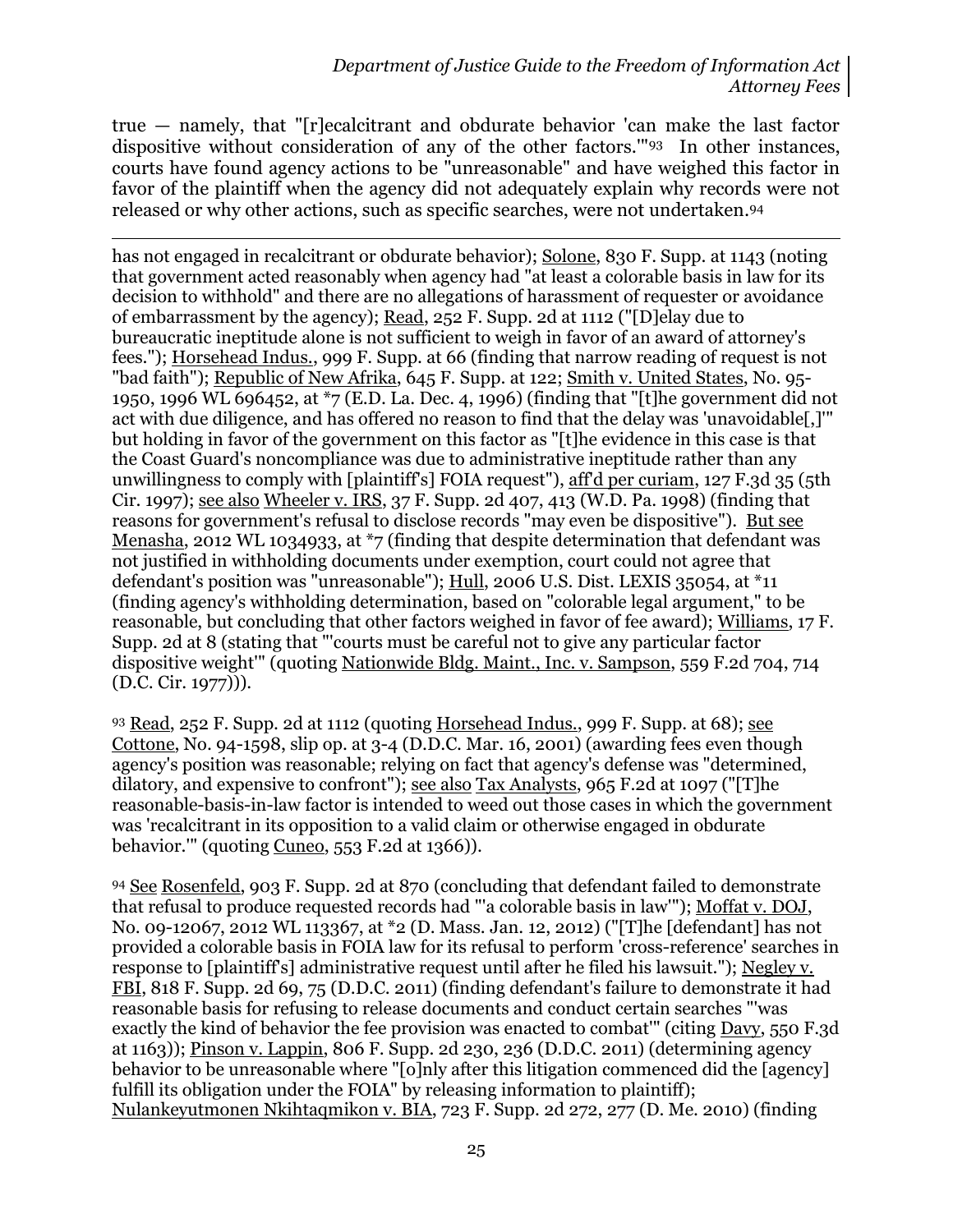true — namely, that "[r]ecalcitrant and obdurate behavior 'can make the last factor dispositive without consideration of any of the other factors.'"[93] In other instances, courts have found agency actions to be "unreasonable" and have weighed this factor in favor of the plaintiff when the agency did not adequately explain why records were not released or why other actions, such as specific searches, were not undertaken.[94]

---

has not engaged in recalcitrant or obdurate behavior); Solone, 830 F. Supp. at 1143 (noting that government acted reasonably when agency had "at least a colorable basis in law for its decision to withhold" and there are no allegations of harassment of requester or avoidance of embarrassment by the agency); Read, 252 F. Supp. 2d at 1112 ("[D]elay due to bureaucratic ineptitude alone is not sufficient to weigh in favor of an award of attorney's fees."); Horsehead Indus., 999 F. Supp. at 66 (finding that narrow reading of request is not "bad faith"); Republic of New Afrika, 645 F. Supp. at 122; Smith v. United States, No. 95-1950, 1996 WL 696452, at *7 (E.D. La. Dec. 4, 1996) (finding that "[t]he government did not act with due diligence, and has offered no reason to find that the delay was 'unavoidable[,]'" but holding in favor of the government on this factor as "[t]he evidence in this case is that the Coast Guard's noncompliance was due to administrative ineptitude rather than any unwillingness to comply with [plaintiff's] FOIA request"), aff'd per curiam, 127 F.3d 35 (5th Cir. 1997); see also Wheeler v. IRS, 37 F. Supp. 2d 407, 413 (W.D. Pa. 1998) (finding that reasons for government's refusal to disclose records "may even be dispositive"). But see Menasha, 2012 WL 1034933, at *7 (finding that despite determination that defendant was not justified in withholding documents under exemption, court could not agree that defendant's position was "unreasonable"); Hull, 2006 U.S. Dist. LEXIS 35054, at *11 (finding agency's withholding determination, based on "colorable legal argument," to be reasonable, but concluding that other factors weighed in favor of fee award); Williams, 17 F. Supp. 2d at 8 (stating that "'courts must be careful not to give any particular factor dispositive weight'" (quoting Nationwide Bldg. Maint., Inc. v. Sampson, 559 F.2d 704, 714 (D.C. Cir. 1977))).

[93] Read, 252 F. Supp. 2d at 1112 (quoting Horsehead Indus., 999 F. Supp. at 68); see Cottone, No. 94-1598, slip op. at 3-4 (D.D.C. Mar. 16, 2001) (awarding fees even though agency's position was reasonable; relying on fact that agency's defense was "determined, dilatory, and expensive to confront"); see also Tax Analysts, 965 F.2d at 1097 ("[T]he reasonable-basis-in-law factor is intended to weed out those cases in which the government was 'recalcitrant in its opposition to a valid claim or otherwise engaged in obdurate behavior.'" (quoting Cuneo, 553 F.2d at 1366)).

[94] See Rosenfeld, 903 F. Supp. 2d at 870 (concluding that defendant failed to demonstrate that refusal to produce requested records had "'a colorable basis in law'"); Moffat v. DOJ, No. 09-12067, 2012 WL 113367, at *2 (D. Mass. Jan. 12, 2012) ("[T]he [defendant] has not provided a colorable basis in FOIA law for its refusal to perform 'cross-reference' searches in response to [plaintiff's] administrative request until after he filed his lawsuit."); Negley v. FBI, 818 F. Supp. 2d 69, 75 (D.D.C. 2011) (finding defendant's failure to demonstrate it had reasonable basis for refusing to release documents and conduct certain searches "'was exactly the kind of behavior the fee provision was enacted to combat'" (citing Davy, 550 F.3d at 1163)); Pinson v. Lappin, 806 F. Supp. 2d 230, 236 (D.D.C. 2011) (determining agency behavior to be unreasonable where "[o]nly after this litigation commenced did the [agency] fulfill its obligation under the FOIA" by releasing information to plaintiff); Nulankeyutmonen Nkihtaqmikon v. BIA, 723 F. Supp. 2d 272, 277 (D. Me. 2010) (finding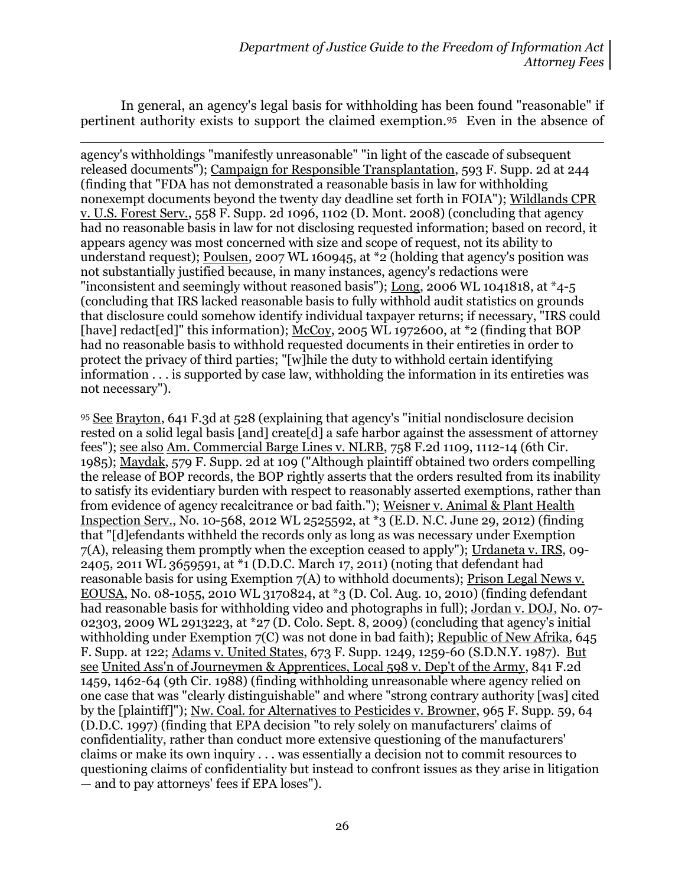In general, an agency's legal basis for withholding has been found "reasonable" if pertinent authority exists to support the claimed exemption.[95] Even in the absence of

---

agency's withholdings "manifestly unreasonable" "in light of the cascade of subsequent released documents"); Campaign for Responsible Transplantation, 593 F. Supp. 2d at 244 (finding that "FDA has not demonstrated a reasonable basis in law for withholding nonexempt documents beyond the twenty day deadline set forth in FOIA"); Wildlands CPR v. U.S. Forest Serv., 558 F. Supp. 2d 1096, 1102 (D. Mont. 2008) (concluding that agency had no reasonable basis in law for not disclosing requested information; based on record, it appears agency was most concerned with size and scope of request, not its ability to understand request); Poulsen, 2007 WL 160945, at *2 (holding that agency's position was not substantially justified because, in many instances, agency's redactions were "inconsistent and seemingly without reasoned basis"); Long, 2006 WL 1041818, at *4-5 (concluding that IRS lacked reasonable basis to fully withhold audit statistics on grounds that disclosure could somehow identify individual taxpayer returns; if necessary, "IRS could [have] redact[ed]" this information); McCoy, 2005 WL 1972600, at *2 (finding that BOP had no reasonable basis to withhold requested documents in their entireties in order to protect the privacy of third parties; "[w]hile the duty to withhold certain identifying information . . . is supported by case law, withholding the information in its entireties was not necessary").

[95] See Brayton, 641 F.3d at 528 (explaining that agency's "initial nondisclosure decision rested on a solid legal basis [and] create[d] a safe harbor against the assessment of attorney fees"); see also Am. Commercial Barge Lines v. NLRB, 758 F.2d 1109, 1112-14 (6th Cir. 1985); Maydak, 579 F. Supp. 2d at 109 ("Although plaintiff obtained two orders compelling the release of BOP records, the BOP rightly asserts that the orders resulted from its inability to satisfy its evidentiary burden with respect to reasonably asserted exemptions, rather than from evidence of agency recalcitrance or bad faith."); Weisner v. Animal & Plant Health Inspection Serv., No. 10-568, 2012 WL 2525592, at *3 (E.D. N.C. June 29, 2012) (finding that "[d]efendants withheld the records only as long as was necessary under Exemption 7(A), releasing them promptly when the exception ceased to apply"); Urdaneta v. IRS, 09-2405, 2011 WL 3659591, at *1 (D.D.C. March 17, 2011) (noting that defendant had reasonable basis for using Exemption 7(A) to withhold documents); Prison Legal News v. EOUSA, No. 08-1055, 2010 WL 3170824, at *3 (D. Col. Aug. 10, 2010) (finding defendant had reasonable basis for withholding video and photographs in full); Jordan v. DOJ, No. 07-02303, 2009 WL 2913223, at *27 (D. Colo. Sept. 8, 2009) (concluding that agency's initial withholding under Exemption 7(C) was not done in bad faith); Republic of New Afrika, 645 F. Supp. at 122; Adams v. United States, 673 F. Supp. 1249, 1259-60 (S.D.N.Y. 1987). But see United Ass'n of Journeymen & Apprentices, Local 598 v. Dep't of the Army, 841 F.2d 1459, 1462-64 (9th Cir. 1988) (finding withholding unreasonable where agency relied on one case that was "clearly distinguishable" and where "strong contrary authority [was] cited by the [plaintiff]"); Nw. Coal. for Alternatives to Pesticides v. Browner, 965 F. Supp. 59, 64 (D.D.C. 1997) (finding that EPA decision "to rely solely on manufacturers' claims of confidentiality, rather than conduct more extensive questioning of the manufacturers' claims or make its own inquiry . . . was essentially a decision not to commit resources to questioning claims of confidentiality but instead to confront issues as they arise in litigation — and to pay attorneys' fees if EPA loses").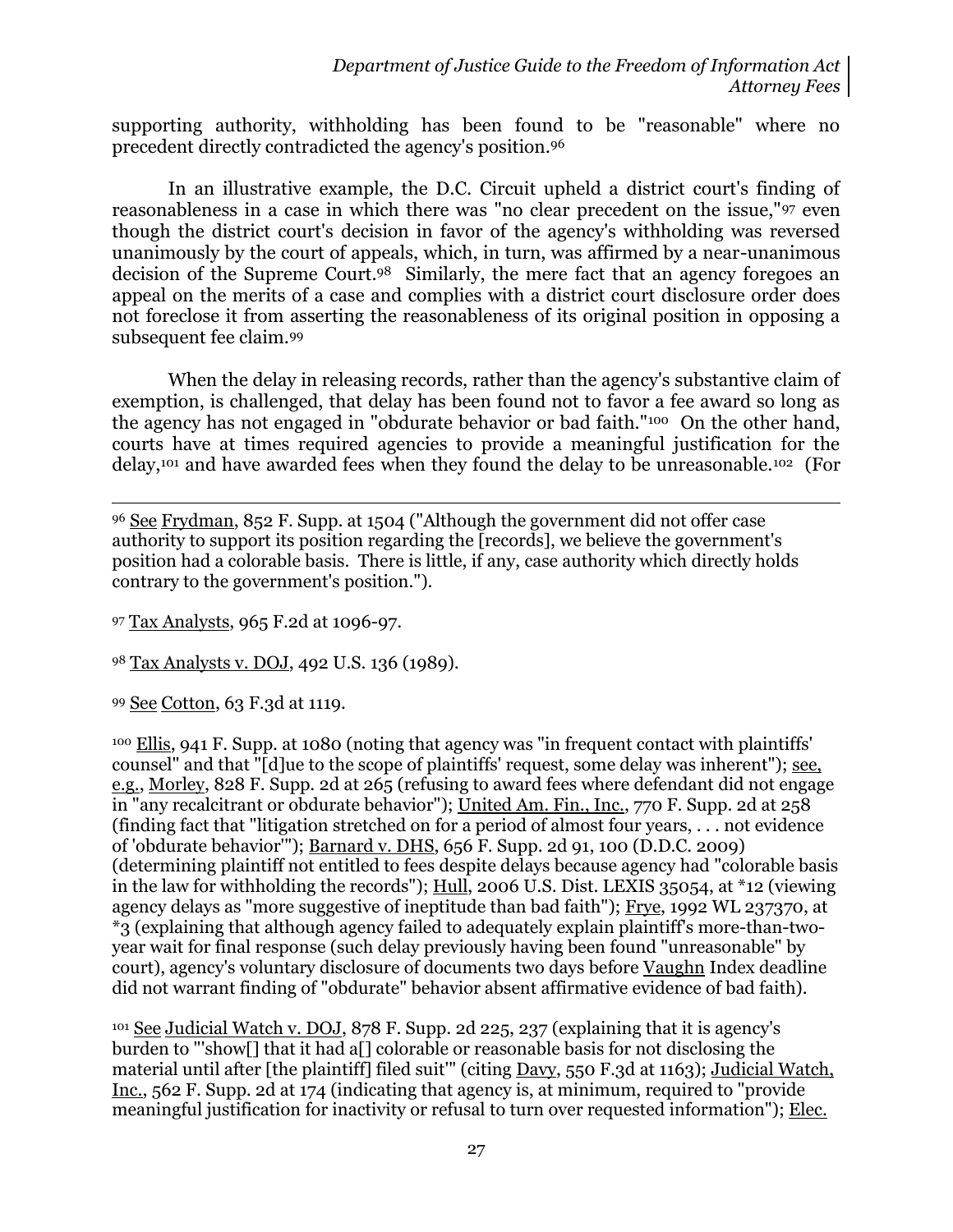supporting authority, withholding has been found to be "reasonable" where no precedent directly contradicted the agency's position.[96]

In an illustrative example, the D.C. Circuit upheld a district court's finding of reasonableness in a case in which there was "no clear precedent on the issue,"[97] even though the district court's decision in favor of the agency's withholding was reversed unanimously by the court of appeals, which, in turn, was affirmed by a near-unanimous decision of the Supreme Court.[98] Similarly, the mere fact that an agency foregoes an appeal on the merits of a case and complies with a district court disclosure order does not foreclose it from asserting the reasonableness of its original position in opposing a subsequent fee claim.[99]

When the delay in releasing records, rather than the agency's substantive claim of exemption, is challenged, that delay has been found not to favor a fee award so long as the agency has not engaged in "obdurate behavior or bad faith."[100] On the other hand, courts have at times required agencies to provide a meaningful justification for the delay,[101] and have awarded fees when they found the delay to be unreasonable.[102] (For

---

[96] See Frydman, 852 F. Supp. at 1504 ("Although the government did not offer case authority to support its position regarding the [records], we believe the government's position had a colorable basis. There is little, if any, case authority which directly holds contrary to the government's position.").

[97] Tax Analysts, 965 F.2d at 1096-97.

[98] Tax Analysts v. DOJ, 492 U.S. 136 (1989).

[99] See Cotton, 63 F.3d at 1119.

[100] Ellis, 941 F. Supp. at 1080 (noting that agency was "in frequent contact with plaintiffs' counsel" and that "[d]ue to the scope of plaintiffs' request, some delay was inherent"); see, e.g., Morley, 828 F. Supp. 2d at 265 (refusing to award fees where defendant did not engage in "any recalcitrant or obdurate behavior"); United Am. Fin., Inc., 770 F. Supp. 2d at 258 (finding fact that "litigation stretched on for a period of almost four years, . . . not evidence of 'obdurate behavior'"); Barnard v. DHS, 656 F. Supp. 2d 91, 100 (D.D.C. 2009) (determining plaintiff not entitled to fees despite delays because agency had "colorable basis in the law for withholding the records"); Hull, 2006 U.S. Dist. LEXIS 35054, at *12 (viewing agency delays as "more suggestive of ineptitude than bad faith"); Frye, 1992 WL 237370, at *3 (explaining that although agency failed to adequately explain plaintiff's more-than-two-year wait for final response (such delay previously having been found "unreasonable" by court), agency's voluntary disclosure of documents two days before Vaughn Index deadline did not warrant finding of "obdurate" behavior absent affirmative evidence of bad faith).

[101] See Judicial Watch v. DOJ, 878 F. Supp. 2d 225, 237 (explaining that it is agency's burden to "'show[] that it had a[] colorable or reasonable basis for not disclosing the material until after [the plaintiff] filed suit'" (citing Davy, 550 F.3d at 1163); Judicial Watch, Inc., 562 F. Supp. 2d at 174 (indicating that agency is, at minimum, required to "provide meaningful justification for inactivity or refusal to turn over requested information"); Elec.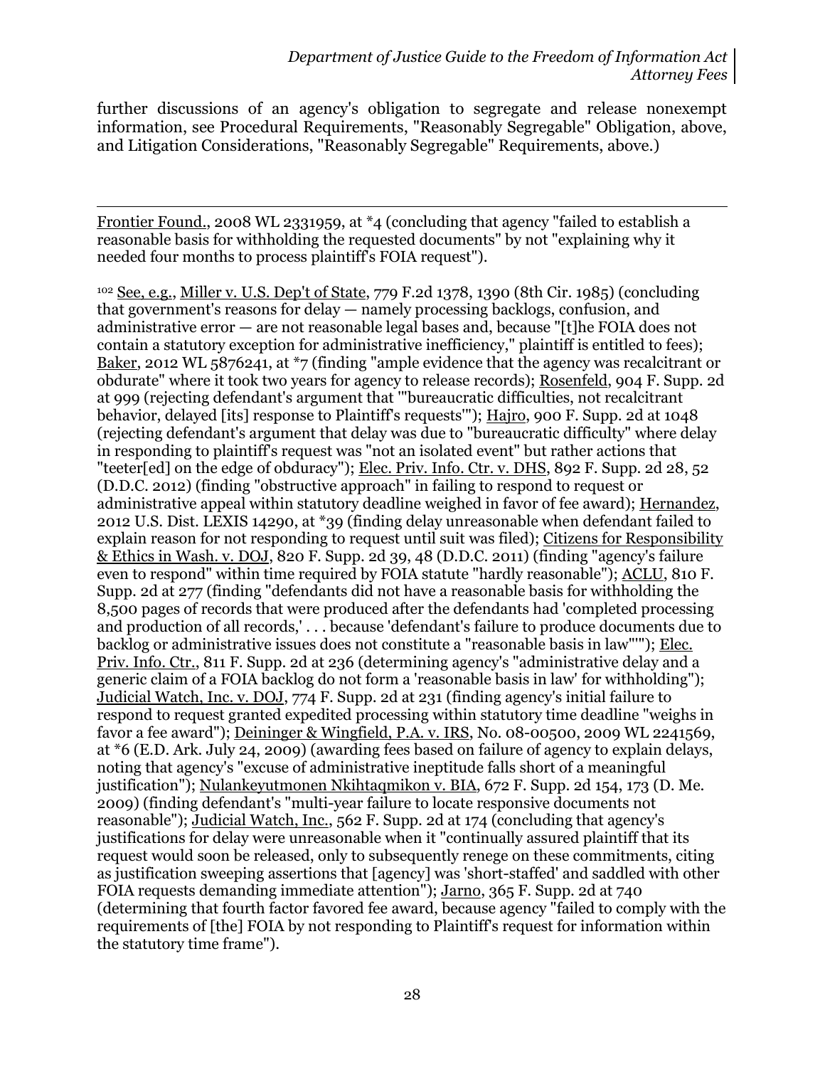further discussions of an agency's obligation to segregate and release nonexempt information, see Procedural Requirements, "Reasonably Segregable" Obligation, above, and Litigation Considerations, "Reasonably Segregable" Requirements, above.)

---

Frontier Found., 2008 WL 2331959, at *4 (concluding that agency "failed to establish a reasonable basis for withholding the requested documents" by not "explaining why it needed four months to process plaintiff's FOIA request").

[102] See, e.g., Miller v. U.S. Dep't of State, 779 F.2d 1378, 1390 (8th Cir. 1985) (concluding that government's reasons for delay — namely processing backlogs, confusion, and administrative error — are not reasonable legal bases and, because "[t]he FOIA does not contain a statutory exception for administrative inefficiency," plaintiff is entitled to fees); Baker, 2012 WL 5876241, at *7 (finding "ample evidence that the agency was recalcitrant or obdurate" where it took two years for agency to release records); Rosenfeld, 904 F. Supp. 2d at 999 (rejecting defendant's argument that "'bureaucratic difficulties, not recalcitrant behavior, delayed [its] response to Plaintiff's requests'"); Hajro, 900 F. Supp. 2d at 1048 (rejecting defendant's argument that delay was due to "bureaucratic difficulty" where delay in responding to plaintiff's request was "not an isolated event" but rather actions that "teeter[ed] on the edge of obduracy"); Elec. Priv. Info. Ctr. v. DHS, 892 F. Supp. 2d 28, 52 (D.D.C. 2012) (finding "obstructive approach" in failing to respond to request or administrative appeal within statutory deadline weighed in favor of fee award); Hernandez, 2012 U.S. Dist. LEXIS 14290, at *39 (finding delay unreasonable when defendant failed to explain reason for not responding to request until suit was filed); Citizens for Responsibility & Ethics in Wash. v. DOJ, 820 F. Supp. 2d 39, 48 (D.D.C. 2011) (finding "agency's failure even to respond" within time required by FOIA statute "hardly reasonable"); ACLU, 810 F. Supp. 2d at 277 (finding "defendants did not have a reasonable basis for withholding the 8,500 pages of records that were produced after the defendants had 'completed processing and production of all records,' . . . because 'defendant's failure to produce documents due to backlog or administrative issues does not constitute a "reasonable basis in law"'"); Elec. Priv. Info. Ctr., 811 F. Supp. 2d at 236 (determining agency's "administrative delay and a generic claim of a FOIA backlog do not form a 'reasonable basis in law' for withholding"); Judicial Watch, Inc. v. DOJ, 774 F. Supp. 2d at 231 (finding agency's initial failure to respond to request granted expedited processing within statutory time deadline "weighs in favor a fee award"); Deininger & Wingfield, P.A. v. IRS, No. 08-00500, 2009 WL 2241569, at *6 (E.D. Ark. July 24, 2009) (awarding fees based on failure of agency to explain delays, noting that agency's "excuse of administrative ineptitude falls short of a meaningful justification"); Nulankeyutmonen Nkihtaqmikon v. BIA, 672 F. Supp. 2d 154, 173 (D. Me. 2009) (finding defendant's "multi-year failure to locate responsive documents not reasonable"); Judicial Watch, Inc., 562 F. Supp. 2d at 174 (concluding that agency's justifications for delay were unreasonable when it "continually assured plaintiff that its request would soon be released, only to subsequently renege on these commitments, citing as justification sweeping assertions that [agency] was 'short-staffed' and saddled with other FOIA requests demanding immediate attention"); Jarno, 365 F. Supp. 2d at 740 (determining that fourth factor favored fee award, because agency "failed to comply with the requirements of [the] FOIA by not responding to Plaintiff's request for information within the statutory time frame").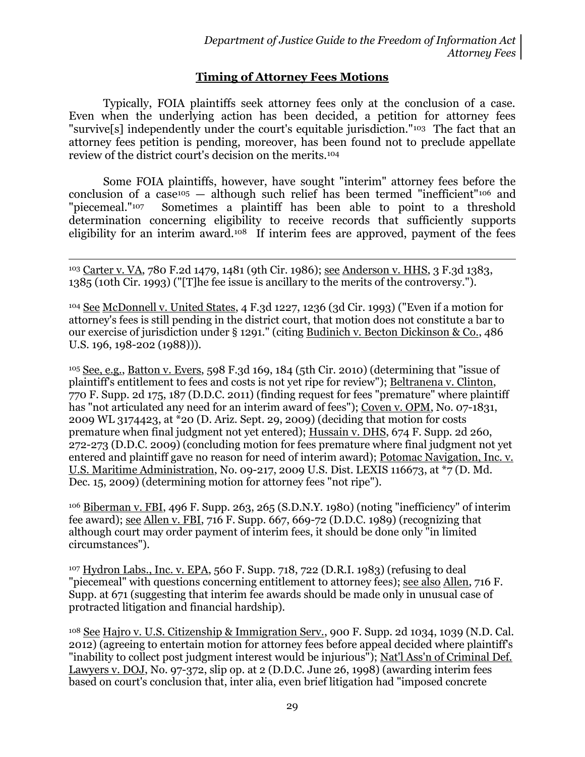## Timing of Attorney Fees Motions

Typically, FOIA plaintiffs seek attorney fees only at the conclusion of a case. Even when the underlying action has been decided, a petition for attorney fees "survive[s] independently under the court's equitable jurisdiction."[103] The fact that an attorney fees petition is pending, moreover, has been found not to preclude appellate review of the district court's decision on the merits.[104]

Some FOIA plaintiffs, however, have sought "interim" attorney fees before the conclusion of a case[105] — although such relief has been termed "inefficient"[106] and "piecemeal."[107] Sometimes a plaintiff has been able to point to a threshold determination concerning eligibility to receive records that sufficiently supports eligibility for an interim award.[108] If interim fees are approved, payment of the fees

---

[103] Carter v. VA, 780 F.2d 1479, 1481 (9th Cir. 1986); see Anderson v. HHS, 3 F.3d 1383, 1385 (10th Cir. 1993) ("[T]he fee issue is ancillary to the merits of the controversy.").

[104] See McDonnell v. United States, 4 F.3d 1227, 1236 (3d Cir. 1993) ("Even if a motion for attorney's fees is still pending in the district court, that motion does not constitute a bar to our exercise of jurisdiction under § 1291." (citing Budinich v. Becton Dickinson & Co., 486 U.S. 196, 198-202 (1988))).

[105] See, e.g., Batton v. Evers, 598 F.3d 169, 184 (5th Cir. 2010) (determining that "issue of plaintiff's entitlement to fees and costs is not yet ripe for review"); Beltranena v. Clinton, 770 F. Supp. 2d 175, 187 (D.D.C. 2011) (finding request for fees "premature" where plaintiff has "not articulated any need for an interim award of fees"); Coven v. OPM, No. 07-1831, 2009 WL 3174423, at *20 (D. Ariz. Sept. 29, 2009) (deciding that motion for costs premature when final judgment not yet entered); Hussain v. DHS, 674 F. Supp. 2d 260, 272-273 (D.D.C. 2009) (concluding motion for fees premature where final judgment not yet entered and plaintiff gave no reason for need of interim award); Potomac Navigation, Inc. v. U.S. Maritime Administration, No. 09-217, 2009 U.S. Dist. LEXIS 116673, at *7 (D. Md. Dec. 15, 2009) (determining motion for attorney fees "not ripe").

[106] Biberman v. FBI, 496 F. Supp. 263, 265 (S.D.N.Y. 1980) (noting "inefficiency" of interim fee award); see Allen v. FBI, 716 F. Supp. 667, 669-72 (D.D.C. 1989) (recognizing that although court may order payment of interim fees, it should be done only "in limited circumstances").

[107] Hydron Labs., Inc. v. EPA, 560 F. Supp. 718, 722 (D.R.I. 1983) (refusing to deal "piecemeal" with questions concerning entitlement to attorney fees); see also Allen, 716 F. Supp. at 671 (suggesting that interim fee awards should be made only in unusual case of protracted litigation and financial hardship).

[108] See Hajro v. U.S. Citizenship & Immigration Serv., 900 F. Supp. 2d 1034, 1039 (N.D. Cal. 2012) (agreeing to entertain motion for attorney fees before appeal decided where plaintiff's "inability to collect post judgment interest would be injurious"); Nat'l Ass'n of Criminal Def. Lawyers v. DOJ, No. 97-372, slip op. at 2 (D.D.C. June 26, 1998) (awarding interim fees based on court's conclusion that, inter alia, even brief litigation had "imposed concrete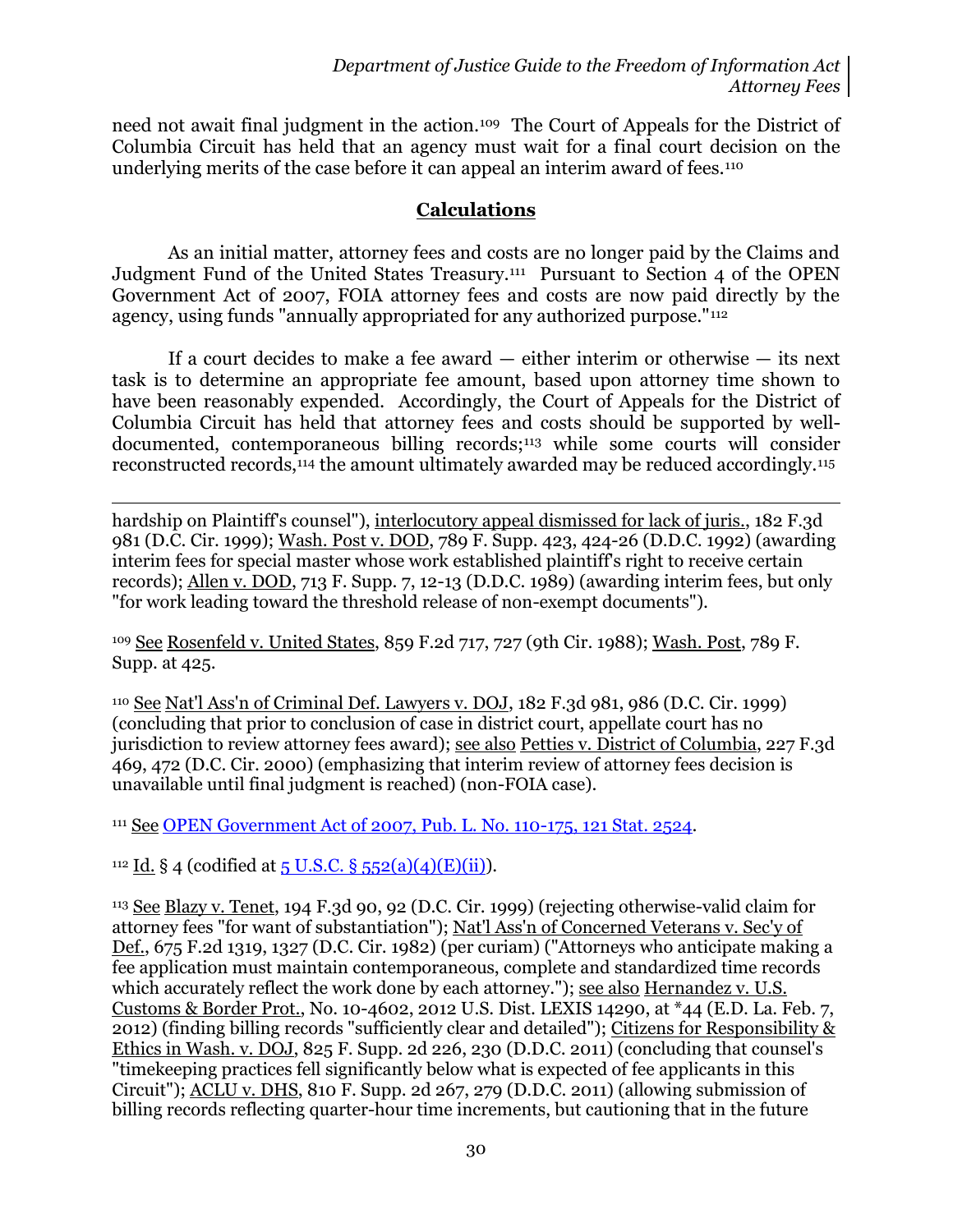need not await final judgment in the action.[109] The Court of Appeals for the District of Columbia Circuit has held that an agency must wait for a final court decision on the underlying merits of the case before it can appeal an interim award of fees.[110]

## Calculations

As an initial matter, attorney fees and costs are no longer paid by the Claims and Judgment Fund of the United States Treasury.[111] Pursuant to Section 4 of the OPEN Government Act of 2007, FOIA attorney fees and costs are now paid directly by the agency, using funds "annually appropriated for any authorized purpose."[112]

If a court decides to make a fee award — either interim or otherwise — its next task is to determine an appropriate fee amount, based upon attorney time shown to have been reasonably expended. Accordingly, the Court of Appeals for the District of Columbia Circuit has held that attorney fees and costs should be supported by well-documented, contemporaneous billing records;[113] while some courts will consider reconstructed records,[114] the amount ultimately awarded may be reduced accordingly.[115]

---

hardship on Plaintiff's counsel"), interlocutory appeal dismissed for lack of juris., 182 F.3d 981 (D.C. Cir. 1999); Wash. Post v. DOD, 789 F. Supp. 423, 424-26 (D.D.C. 1992) (awarding interim fees for special master whose work established plaintiff's right to receive certain records); Allen v. DOD, 713 F. Supp. 7, 12-13 (D.D.C. 1989) (awarding interim fees, but only "for work leading toward the threshold release of non-exempt documents").

[109] See Rosenfeld v. United States, 859 F.2d 717, 727 (9th Cir. 1988); Wash. Post, 789 F. Supp. at 425.

[110] See Nat'l Ass'n of Criminal Def. Lawyers v. DOJ, 182 F.3d 981, 986 (D.C. Cir. 1999) (concluding that prior to conclusion of case in district court, appellate court has no jurisdiction to review attorney fees award); see also Petties v. District of Columbia, 227 F.3d 469, 472 (D.C. Cir. 2000) (emphasizing that interim review of attorney fees decision is unavailable until final judgment is reached) (non-FOIA case).

[111] See OPEN Government Act of 2007, Pub. L. No. 110-175, 121 Stat. 2524.

[112] Id. § 4 (codified at 5 U.S.C. § 552(a)(4)(E)(ii)).

[113] See Blazy v. Tenet, 194 F.3d 90, 92 (D.C. Cir. 1999) (rejecting otherwise-valid claim for attorney fees "for want of substantiation"); Nat'l Ass'n of Concerned Veterans v. Sec'y of Def., 675 F.2d 1319, 1327 (D.C. Cir. 1982) (per curiam) ("Attorneys who anticipate making a fee application must maintain contemporaneous, complete and standardized time records which accurately reflect the work done by each attorney."); see also Hernandez v. U.S. Customs & Border Prot., No. 10-4602, 2012 U.S. Dist. LEXIS 14290, at *44 (E.D. La. Feb. 7, 2012) (finding billing records "sufficiently clear and detailed"); Citizens for Responsibility & Ethics in Wash. v. DOJ, 825 F. Supp. 2d 226, 230 (D.D.C. 2011) (concluding that counsel's "timekeeping practices fell significantly below what is expected of fee applicants in this Circuit"); ACLU v. DHS, 810 F. Supp. 2d 267, 279 (D.D.C. 2011) (allowing submission of billing records reflecting quarter-hour time increments, but cautioning that in the future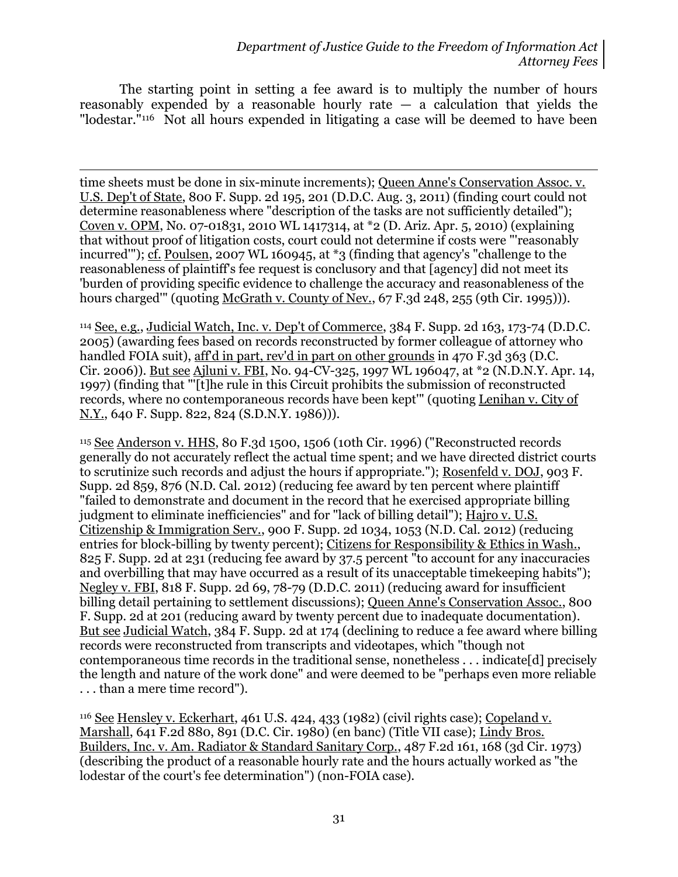The starting point in setting a fee award is to multiply the number of hours reasonably expended by a reasonable hourly rate — a calculation that yields the "lodestar."[116] Not all hours expended in litigating a case will be deemed to have been

---

time sheets must be done in six-minute increments); Queen Anne's Conservation Assoc. v. U.S. Dep't of State, 800 F. Supp. 2d 195, 201 (D.D.C. Aug. 3, 2011) (finding court could not determine reasonableness where "description of the tasks are not sufficiently detailed"); Coven v. OPM, No. 07-01831, 2010 WL 1417314, at *2 (D. Ariz. Apr. 5, 2010) (explaining that without proof of litigation costs, court could not determine if costs were "'reasonably incurred'"); cf. Poulsen, 2007 WL 160945, at *3 (finding that agency's "challenge to the reasonableness of plaintiff's fee request is conclusory and that [agency] did not meet its 'burden of providing specific evidence to challenge the accuracy and reasonableness of the hours charged'" (quoting McGrath v. County of Nev., 67 F.3d 248, 255 (9th Cir. 1995))).

[114] See, e.g., Judicial Watch, Inc. v. Dep't of Commerce, 384 F. Supp. 2d 163, 173-74 (D.D.C. 2005) (awarding fees based on records reconstructed by former colleague of attorney who handled FOIA suit), aff'd in part, rev'd in part on other grounds in 470 F.3d 363 (D.C. Cir. 2006)). But see Ajluni v. FBI, No. 94-CV-325, 1997 WL 196047, at *2 (N.D.N.Y. Apr. 14, 1997) (finding that "'[t]he rule in this Circuit prohibits the submission of reconstructed records, where no contemporaneous records have been kept'" (quoting Lenihan v. City of N.Y., 640 F. Supp. 822, 824 (S.D.N.Y. 1986))).

[115] See Anderson v. HHS, 80 F.3d 1500, 1506 (10th Cir. 1996) ("Reconstructed records generally do not accurately reflect the actual time spent; and we have directed district courts to scrutinize such records and adjust the hours if appropriate."); Rosenfeld v. DOJ, 903 F. Supp. 2d 859, 876 (N.D. Cal. 2012) (reducing fee award by ten percent where plaintiff "failed to demonstrate and document in the record that he exercised appropriate billing judgment to eliminate inefficiencies" and for "lack of billing detail"); Hajro v. U.S. Citizenship & Immigration Serv., 900 F. Supp. 2d 1034, 1053 (N.D. Cal. 2012) (reducing entries for block-billing by twenty percent); Citizens for Responsibility & Ethics in Wash., 825 F. Supp. 2d at 231 (reducing fee award by 37.5 percent "to account for any inaccuracies and overbilling that may have occurred as a result of its unacceptable timekeeping habits"); Negley v. FBI, 818 F. Supp. 2d 69, 78-79 (D.D.C. 2011) (reducing award for insufficient billing detail pertaining to settlement discussions); Queen Anne's Conservation Assoc., 800 F. Supp. 2d at 201 (reducing award by twenty percent due to inadequate documentation). But see Judicial Watch, 384 F. Supp. 2d at 174 (declining to reduce a fee award where billing records were reconstructed from transcripts and videotapes, which "though not contemporaneous time records in the traditional sense, nonetheless . . . indicate[d] precisely the length and nature of the work done" and were deemed to be "perhaps even more reliable . . . than a mere time record").

[116] See Hensley v. Eckerhart, 461 U.S. 424, 433 (1982) (civil rights case); Copeland v. Marshall, 641 F.2d 880, 891 (D.C. Cir. 1980) (en banc) (Title VII case); Lindy Bros. Builders, Inc. v. Am. Radiator & Standard Sanitary Corp., 487 F.2d 161, 168 (3d Cir. 1973) (describing the product of a reasonable hourly rate and the hours actually worked as "the lodestar of the court's fee determination") (non-FOIA case).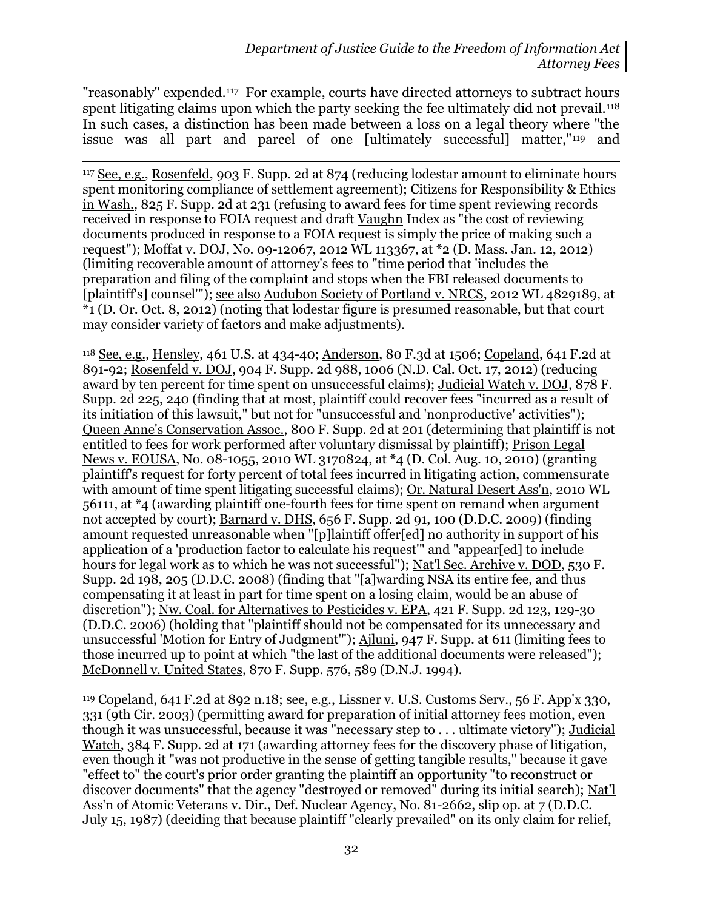"reasonably" expended.[117] For example, courts have directed attorneys to subtract hours spent litigating claims upon which the party seeking the fee ultimately did not prevail.[118] In such cases, a distinction has been made between a loss on a legal theory where "the issue was all part and parcel of one [ultimately successful] matter,"[119] and

---

[117] See, e.g., Rosenfeld, 903 F. Supp. 2d at 874 (reducing lodestar amount to eliminate hours spent monitoring compliance of settlement agreement); Citizens for Responsibility & Ethics in Wash., 825 F. Supp. 2d at 231 (refusing to award fees for time spent reviewing records received in response to FOIA request and draft Vaughn Index as "the cost of reviewing documents produced in response to a FOIA request is simply the price of making such a request"); Moffat v. DOJ, No. 09-12067, 2012 WL 113367, at *2 (D. Mass. Jan. 12, 2012) (limiting recoverable amount of attorney's fees to "time period that 'includes the preparation and filing of the complaint and stops when the FBI released documents to [plaintiff's] counsel'"); see also Audubon Society of Portland v. NRCS, 2012 WL 4829189, at *1 (D. Or. Oct. 8, 2012) (noting that lodestar figure is presumed reasonable, but that court may consider variety of factors and make adjustments).

[118] See, e.g., Hensley, 461 U.S. at 434-40; Anderson, 80 F.3d at 1506; Copeland, 641 F.2d at 891-92; Rosenfeld v. DOJ, 904 F. Supp. 2d 988, 1006 (N.D. Cal. Oct. 17, 2012) (reducing award by ten percent for time spent on unsuccessful claims); Judicial Watch v. DOJ, 878 F. Supp. 2d 225, 240 (finding that at most, plaintiff could recover fees "incurred as a result of its initiation of this lawsuit," but not for "unsuccessful and 'nonproductive' activities"); Queen Anne's Conservation Assoc., 800 F. Supp. 2d at 201 (determining that plaintiff is not entitled to fees for work performed after voluntary dismissal by plaintiff); Prison Legal News v. EOUSA, No. 08-1055, 2010 WL 3170824, at *4 (D. Col. Aug. 10, 2010) (granting plaintiff's request for forty percent of total fees incurred in litigating action, commensurate with amount of time spent litigating successful claims); Or. Natural Desert Ass'n, 2010 WL 56111, at *4 (awarding plaintiff one-fourth fees for time spent on remand when argument not accepted by court); Barnard v. DHS, 656 F. Supp. 2d 91, 100 (D.D.C. 2009) (finding amount requested unreasonable when "[p]laintiff offer[ed] no authority in support of his application of a 'production factor to calculate his request'" and "appear[ed] to include hours for legal work as to which he was not successful"); Nat'l Sec. Archive v. DOD, 530 F. Supp. 2d 198, 205 (D.D.C. 2008) (finding that "[a]warding NSA its entire fee, and thus compensating it at least in part for time spent on a losing claim, would be an abuse of discretion"); Nw. Coal. for Alternatives to Pesticides v. EPA, 421 F. Supp. 2d 123, 129-30 (D.D.C. 2006) (holding that "plaintiff should not be compensated for its unnecessary and unsuccessful 'Motion for Entry of Judgment'"); Ajluni, 947 F. Supp. at 611 (limiting fees to those incurred up to point at which "the last of the additional documents were released"); McDonnell v. United States, 870 F. Supp. 576, 589 (D.N.J. 1994).

[119] Copeland, 641 F.2d at 892 n.18; see, e.g., Lissner v. U.S. Customs Serv., 56 F. App'x 330, 331 (9th Cir. 2003) (permitting award for preparation of initial attorney fees motion, even though it was unsuccessful, because it was "necessary step to . . . ultimate victory"); Judicial Watch, 384 F. Supp. 2d at 171 (awarding attorney fees for the discovery phase of litigation, even though it "was not productive in the sense of getting tangible results," because it gave "effect to" the court's prior order granting the plaintiff an opportunity "to reconstruct or discover documents" that the agency "destroyed or removed" during its initial search); Nat'l Ass'n of Atomic Veterans v. Dir., Def. Nuclear Agency, No. 81-2662, slip op. at 7 (D.D.C. July 15, 1987) (deciding that because plaintiff "clearly prevailed" on its only claim for relief,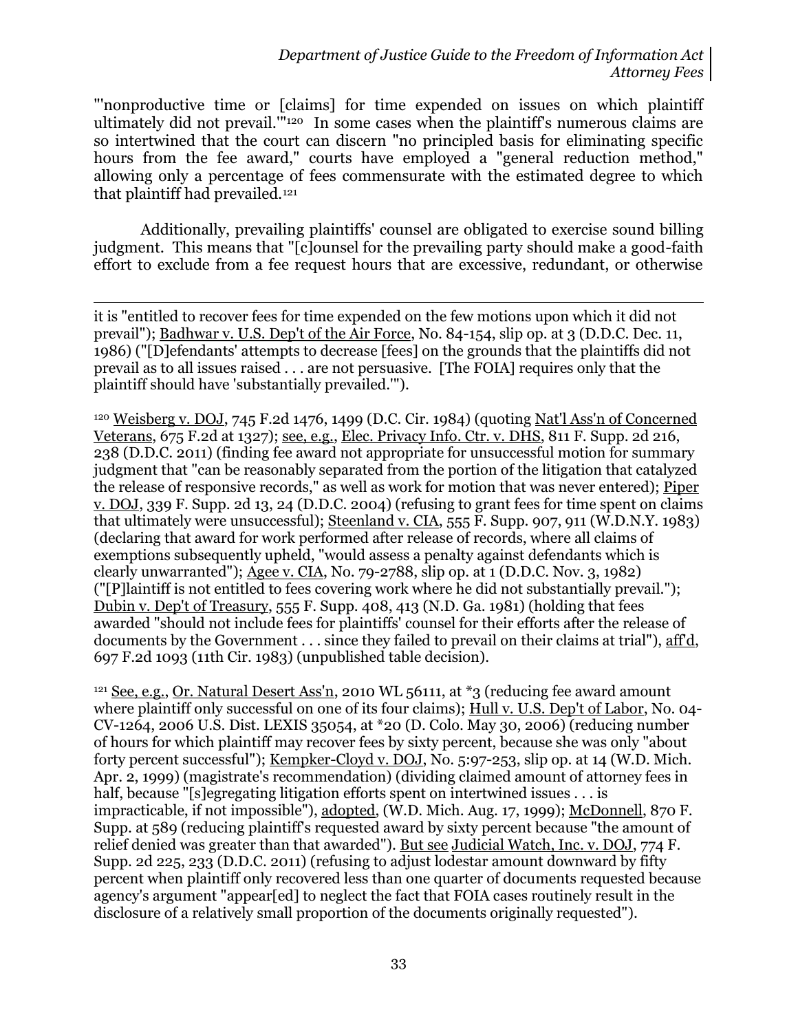"'nonproductive time or [claims] for time expended on issues on which plaintiff ultimately did not prevail.'"[120] In some cases when the plaintiff's numerous claims are so intertwined that the court can discern "no principled basis for eliminating specific hours from the fee award," courts have employed a "general reduction method," allowing only a percentage of fees commensurate with the estimated degree to which that plaintiff had prevailed.[121]

Additionally, prevailing plaintiffs' counsel are obligated to exercise sound billing judgment. This means that "[c]ounsel for the prevailing party should make a good-faith effort to exclude from a fee request hours that are excessive, redundant, or otherwise

---

it is "entitled to recover fees for time expended on the few motions upon which it did not prevail"); Badhwar v. U.S. Dep't of the Air Force, No. 84-154, slip op. at 3 (D.D.C. Dec. 11, 1986) ("[D]efendants' attempts to decrease [fees] on the grounds that the plaintiffs did not prevail as to all issues raised . . . are not persuasive. [The FOIA] requires only that the plaintiff should have 'substantially prevailed.'").

[120] Weisberg v. DOJ, 745 F.2d 1476, 1499 (D.C. Cir. 1984) (quoting Nat'l Ass'n of Concerned Veterans, 675 F.2d at 1327); see, e.g., Elec. Privacy Info. Ctr. v. DHS, 811 F. Supp. 2d 216, 238 (D.D.C. 2011) (finding fee award not appropriate for unsuccessful motion for summary judgment that "can be reasonably separated from the portion of the litigation that catalyzed the release of responsive records," as well as work for motion that was never entered); Piper v. DOJ, 339 F. Supp. 2d 13, 24 (D.D.C. 2004) (refusing to grant fees for time spent on claims that ultimately were unsuccessful); Steenland v. CIA, 555 F. Supp. 907, 911 (W.D.N.Y. 1983) (declaring that award for work performed after release of records, where all claims of exemptions subsequently upheld, "would assess a penalty against defendants which is clearly unwarranted"); Agee v. CIA, No. 79-2788, slip op. at 1 (D.D.C. Nov. 3, 1982) ("[P]laintiff is not entitled to fees covering work where he did not substantially prevail."); Dubin v. Dep't of Treasury, 555 F. Supp. 408, 413 (N.D. Ga. 1981) (holding that fees awarded "should not include fees for plaintiffs' counsel for their efforts after the release of documents by the Government . . . since they failed to prevail on their claims at trial"), aff'd, 697 F.2d 1093 (11th Cir. 1983) (unpublished table decision).

[121] See, e.g., Or. Natural Desert Ass'n, 2010 WL 56111, at *3 (reducing fee award amount where plaintiff only successful on one of its four claims); Hull v. U.S. Dep't of Labor, No. 04-CV-1264, 2006 U.S. Dist. LEXIS 35054, at *20 (D. Colo. May 30, 2006) (reducing number of hours for which plaintiff may recover fees by sixty percent, because she was only "about forty percent successful"); Kempker-Cloyd v. DOJ, No. 5:97-253, slip op. at 14 (W.D. Mich. Apr. 2, 1999) (magistrate's recommendation) (dividing claimed amount of attorney fees in half, because "[s]egregating litigation efforts spent on intertwined issues . . . is impracticable, if not impossible"), adopted, (W.D. Mich. Aug. 17, 1999); McDonnell, 870 F. Supp. at 589 (reducing plaintiff's requested award by sixty percent because "the amount of relief denied was greater than that awarded"). But see Judicial Watch, Inc. v. DOJ, 774 F. Supp. 2d 225, 233 (D.D.C. 2011) (refusing to adjust lodestar amount downward by fifty percent when plaintiff only recovered less than one quarter of documents requested because agency's argument "appear[ed] to neglect the fact that FOIA cases routinely result in the disclosure of a relatively small proportion of the documents originally requested").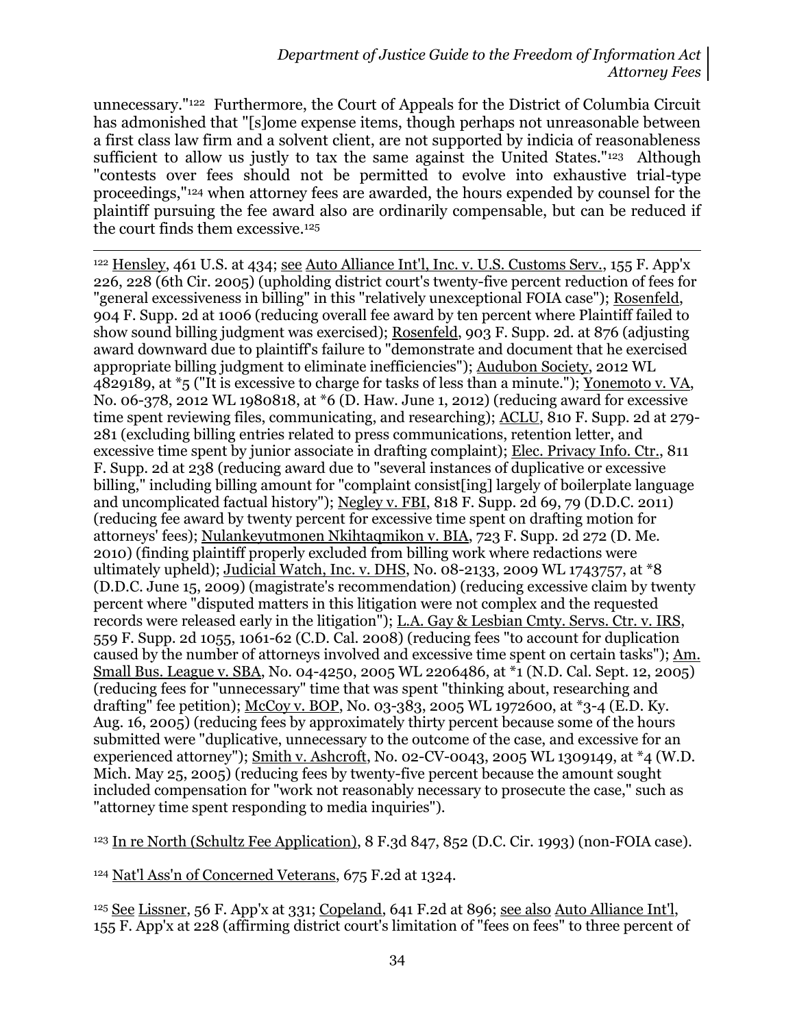unnecessary."[122] Furthermore, the Court of Appeals for the District of Columbia Circuit has admonished that "[s]ome expense items, though perhaps not unreasonable between a first class law firm and a solvent client, are not supported by indicia of reasonableness sufficient to allow us justly to tax the same against the United States."[123] Although "contests over fees should not be permitted to evolve into exhaustive trial-type proceedings,"[124] when attorney fees are awarded, the hours expended by counsel for the plaintiff pursuing the fee award also are ordinarily compensable, but can be reduced if the court finds them excessive.[125]

---

[122] Hensley, 461 U.S. at 434; see Auto Alliance Int'l, Inc. v. U.S. Customs Serv., 155 F. App'x 226, 228 (6th Cir. 2005) (upholding district court's twenty-five percent reduction of fees for "general excessiveness in billing" in this "relatively unexceptional FOIA case"); Rosenfeld, 904 F. Supp. 2d at 1006 (reducing overall fee award by ten percent where Plaintiff failed to show sound billing judgment was exercised); Rosenfeld, 903 F. Supp. 2d. at 876 (adjusting award downward due to plaintiff's failure to "demonstrate and document that he exercised appropriate billing judgment to eliminate inefficiencies"); Audubon Society, 2012 WL 4829189, at *5 ("It is excessive to charge for tasks of less than a minute."); Yonemoto v. VA, No. 06-378, 2012 WL 1980818, at *6 (D. Haw. June 1, 2012) (reducing award for excessive time spent reviewing files, communicating, and researching); ACLU, 810 F. Supp. 2d at 279-281 (excluding billing entries related to press communications, retention letter, and excessive time spent by junior associate in drafting complaint); Elec. Privacy Info. Ctr., 811 F. Supp. 2d at 238 (reducing award due to "several instances of duplicative or excessive billing," including billing amount for "complaint consist[ing] largely of boilerplate language and uncomplicated factual history"); Negley v. FBI, 818 F. Supp. 2d 69, 79 (D.D.C. 2011) (reducing fee award by twenty percent for excessive time spent on drafting motion for attorneys' fees); Nulankeyutmonen Nkihtaqmikon v. BIA, 723 F. Supp. 2d 272 (D. Me. 2010) (finding plaintiff properly excluded from billing work where redactions were ultimately upheld); Judicial Watch, Inc. v. DHS, No. 08-2133, 2009 WL 1743757, at *8 (D.D.C. June 15, 2009) (magistrate's recommendation) (reducing excessive claim by twenty percent where "disputed matters in this litigation were not complex and the requested records were released early in the litigation"); L.A. Gay & Lesbian Cmty. Servs. Ctr. v. IRS, 559 F. Supp. 2d 1055, 1061-62 (C.D. Cal. 2008) (reducing fees "to account for duplication caused by the number of attorneys involved and excessive time spent on certain tasks"); Am. Small Bus. League v. SBA, No. 04-4250, 2005 WL 2206486, at *1 (N.D. Cal. Sept. 12, 2005) (reducing fees for "unnecessary" time that was spent "thinking about, researching and drafting" fee petition); McCoy v. BOP, No. 03-383, 2005 WL 1972600, at *3-4 (E.D. Ky. Aug. 16, 2005) (reducing fees by approximately thirty percent because some of the hours submitted were "duplicative, unnecessary to the outcome of the case, and excessive for an experienced attorney"); Smith v. Ashcroft, No. 02-CV-0043, 2005 WL 1309149, at *4 (W.D. Mich. May 25, 2005) (reducing fees by twenty-five percent because the amount sought included compensation for "work not reasonably necessary to prosecute the case," such as "attorney time spent responding to media inquiries").

[123] In re North (Schultz Fee Application), 8 F.3d 847, 852 (D.C. Cir. 1993) (non-FOIA case).

[124] Nat'l Ass'n of Concerned Veterans, 675 F.2d at 1324.

[125] See Lissner, 56 F. App'x at 331; Copeland, 641 F.2d at 896; see also Auto Alliance Int'l, 155 F. App'x at 228 (affirming district court's limitation of "fees on fees" to three percent of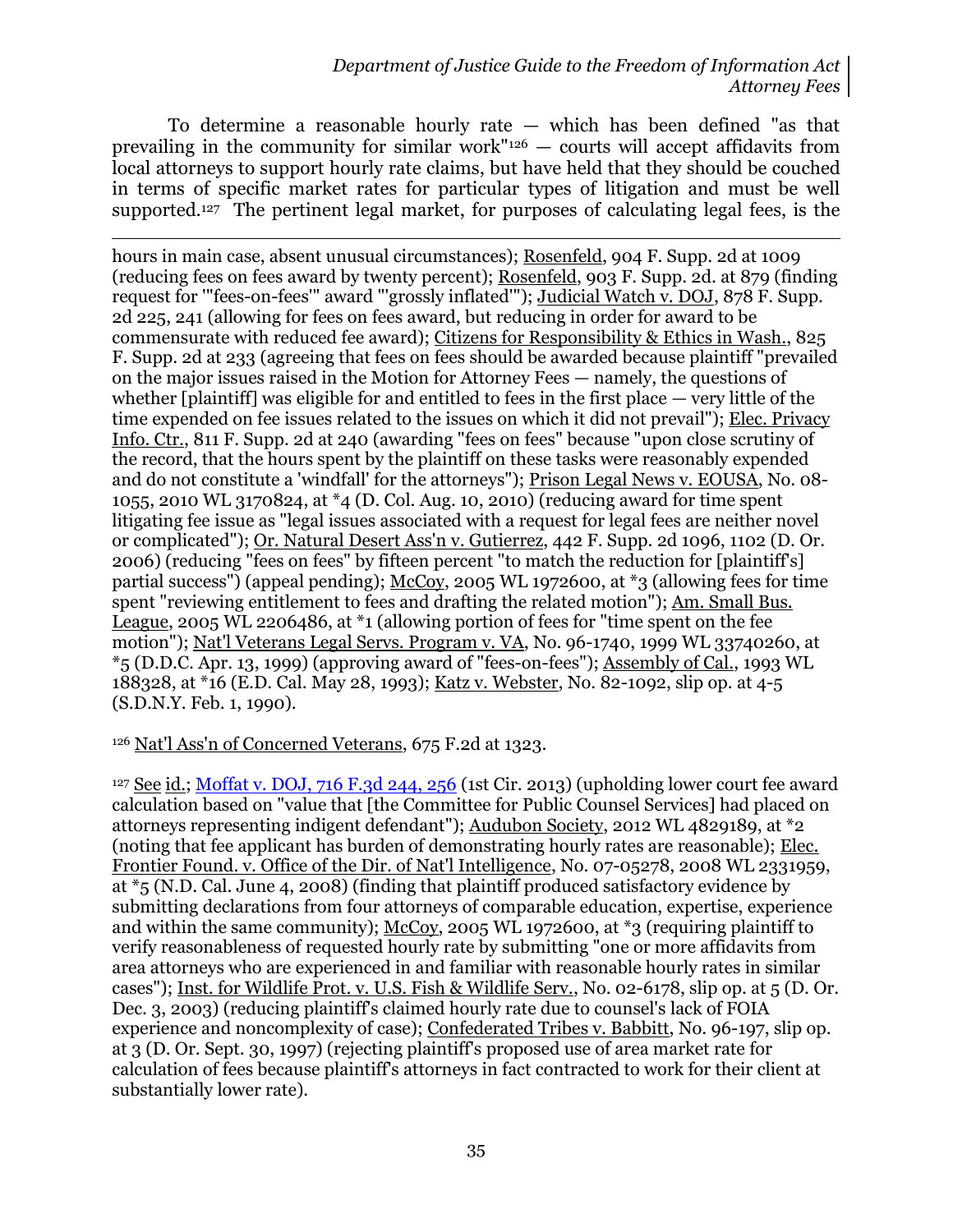To determine a reasonable hourly rate — which has been defined "as that prevailing in the community for similar work"[126] — courts will accept affidavits from local attorneys to support hourly rate claims, but have held that they should be couched in terms of specific market rates for particular types of litigation and must be well supported.[127] The pertinent legal market, for purposes of calculating legal fees, is the

---

hours in main case, absent unusual circumstances); Rosenfeld, 904 F. Supp. 2d at 1009 (reducing fees on fees award by twenty percent); Rosenfeld, 903 F. Supp. 2d. at 879 (finding request for '"fees-on-fees'" award "'grossly inflated'"); Judicial Watch v. DOJ, 878 F. Supp. 2d 225, 241 (allowing for fees on fees award, but reducing in order for award to be commensurate with reduced fee award); Citizens for Responsibility & Ethics in Wash., 825 F. Supp. 2d at 233 (agreeing that fees on fees should be awarded because plaintiff "prevailed on the major issues raised in the Motion for Attorney Fees — namely, the questions of whether [plaintiff] was eligible for and entitled to fees in the first place — very little of the time expended on fee issues related to the issues on which it did not prevail"); Elec. Privacy Info. Ctr., 811 F. Supp. 2d at 240 (awarding "fees on fees" because "upon close scrutiny of the record, that the hours spent by the plaintiff on these tasks were reasonably expended and do not constitute a 'windfall' for the attorneys"); Prison Legal News v. EOUSA, No. 08-1055, 2010 WL 3170824, at *4 (D. Col. Aug. 10, 2010) (reducing award for time spent litigating fee issue as "legal issues associated with a request for legal fees are neither novel or complicated"); Or. Natural Desert Ass'n v. Gutierrez, 442 F. Supp. 2d 1096, 1102 (D. Or. 2006) (reducing "fees on fees" by fifteen percent "to match the reduction for [plaintiff's] partial success") (appeal pending); McCoy, 2005 WL 1972600, at *3 (allowing fees for time spent "reviewing entitlement to fees and drafting the related motion"); Am. Small Bus. League, 2005 WL 2206486, at *1 (allowing portion of fees for "time spent on the fee motion"); Nat'l Veterans Legal Servs. Program v. VA, No. 96-1740, 1999 WL 33740260, at *5 (D.D.C. Apr. 13, 1999) (approving award of "fees-on-fees"); Assembly of Cal., 1993 WL 188328, at *16 (E.D. Cal. May 28, 1993); Katz v. Webster, No. 82-1092, slip op. at 4-5 (S.D.N.Y. Feb. 1, 1990).

[126] Nat'l Ass'n of Concerned Veterans, 675 F.2d at 1323.

[127] See id.; Moffat v. DOJ, 716 F.3d 244, 256 (1st Cir. 2013) (upholding lower court fee award calculation based on "value that [the Committee for Public Counsel Services] had placed on attorneys representing indigent defendant"); Audubon Society, 2012 WL 4829189, at *2 (noting that fee applicant has burden of demonstrating hourly rates are reasonable); Elec. Frontier Found. v. Office of the Dir. of Nat'l Intelligence, No. 07-05278, 2008 WL 2331959, at *5 (N.D. Cal. June 4, 2008) (finding that plaintiff produced satisfactory evidence by submitting declarations from four attorneys of comparable education, expertise, experience and within the same community); McCoy, 2005 WL 1972600, at *3 (requiring plaintiff to verify reasonableness of requested hourly rate by submitting "one or more affidavits from area attorneys who are experienced in and familiar with reasonable hourly rates in similar cases"); Inst. for Wildlife Prot. v. U.S. Fish & Wildlife Serv., No. 02-6178, slip op. at 5 (D. Or. Dec. 3, 2003) (reducing plaintiff's claimed hourly rate due to counsel's lack of FOIA experience and noncomplexity of case); Confederated Tribes v. Babbitt, No. 96-197, slip op. at 3 (D. Or. Sept. 30, 1997) (rejecting plaintiff's proposed use of area market rate for calculation of fees because plaintiff's attorneys in fact contracted to work for their client at substantially lower rate).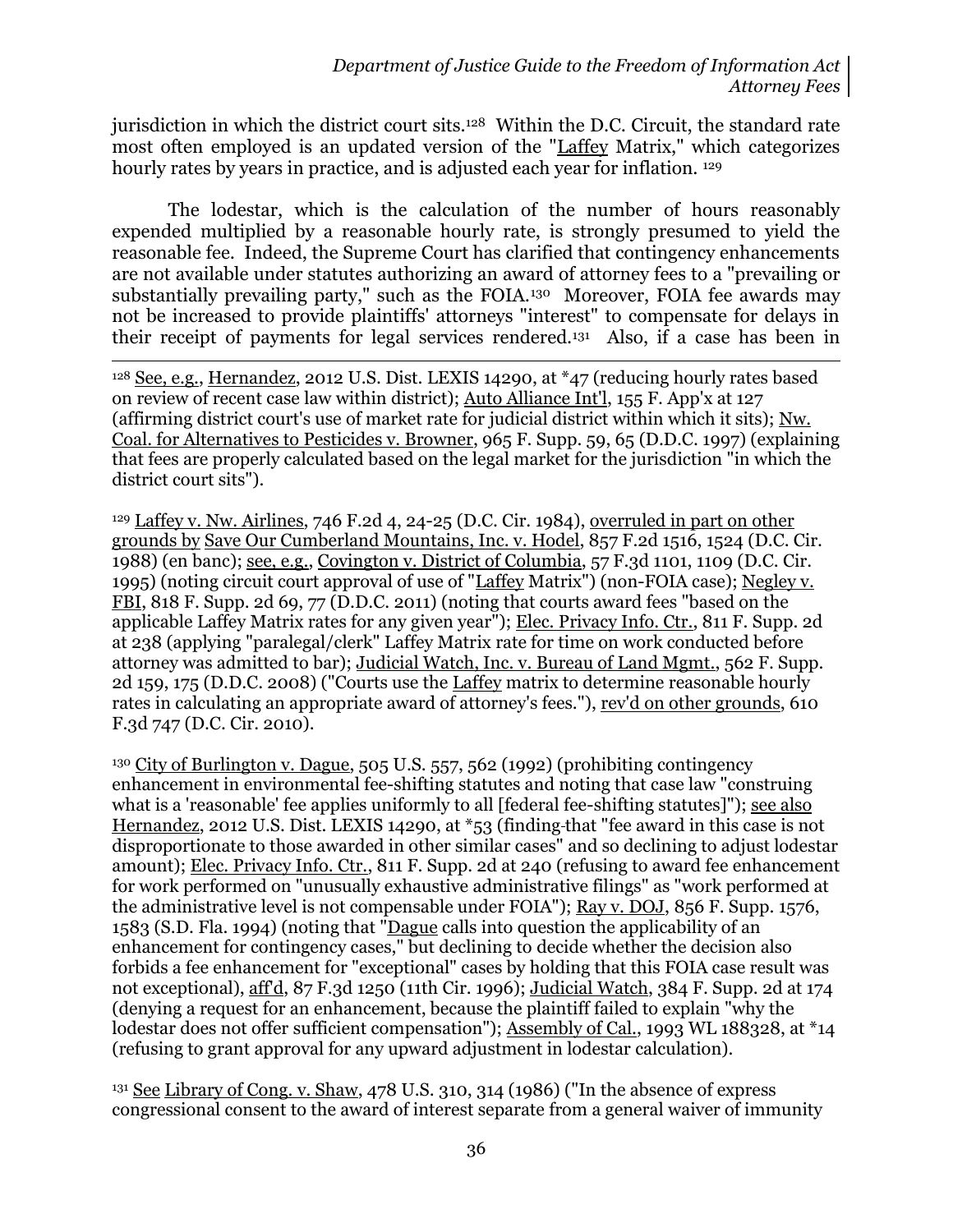jurisdiction in which the district court sits.[128] Within the D.C. Circuit, the standard rate most often employed is an updated version of the "Laffey Matrix," which categorizes hourly rates by years in practice, and is adjusted each year for inflation. [129]

The lodestar, which is the calculation of the number of hours reasonably expended multiplied by a reasonable hourly rate, is strongly presumed to yield the reasonable fee. Indeed, the Supreme Court has clarified that contingency enhancements are not available under statutes authorizing an award of attorney fees to a "prevailing or substantially prevailing party," such as the FOIA.[130] Moreover, FOIA fee awards may not be increased to provide plaintiffs' attorneys "interest" to compensate for delays in their receipt of payments for legal services rendered.[131] Also, if a case has been in

---

[128] See, e.g., Hernandez, 2012 U.S. Dist. LEXIS 14290, at *47 (reducing hourly rates based on review of recent case law within district); Auto Alliance Int'l, 155 F. App'x at 127 (affirming district court's use of market rate for judicial district within which it sits); Nw. Coal. for Alternatives to Pesticides v. Browner, 965 F. Supp. 59, 65 (D.D.C. 1997) (explaining that fees are properly calculated based on the legal market for the jurisdiction "in which the district court sits").

[129] Laffey v. Nw. Airlines, 746 F.2d 4, 24-25 (D.C. Cir. 1984), overruled in part on other grounds by Save Our Cumberland Mountains, Inc. v. Hodel, 857 F.2d 1516, 1524 (D.C. Cir. 1988) (en banc); see, e.g., Covington v. District of Columbia, 57 F.3d 1101, 1109 (D.C. Cir. 1995) (noting circuit court approval of use of "Laffey Matrix") (non-FOIA case); Negley v. FBI, 818 F. Supp. 2d 69, 77 (D.D.C. 2011) (noting that courts award fees "based on the applicable Laffey Matrix rates for any given year"); Elec. Privacy Info. Ctr., 811 F. Supp. 2d at 238 (applying "paralegal/clerk" Laffey Matrix rate for time on work conducted before attorney was admitted to bar); Judicial Watch, Inc. v. Bureau of Land Mgmt., 562 F. Supp. 2d 159, 175 (D.D.C. 2008) ("Courts use the Laffey matrix to determine reasonable hourly rates in calculating an appropriate award of attorney's fees."), rev'd on other grounds, 610 F.3d 747 (D.C. Cir. 2010).

[130] City of Burlington v. Dague, 505 U.S. 557, 562 (1992) (prohibiting contingency enhancement in environmental fee-shifting statutes and noting that case law "construing what is a 'reasonable' fee applies uniformly to all [federal fee-shifting statutes]"); see also Hernandez, 2012 U.S. Dist. LEXIS 14290, at *53 (finding that "fee award in this case is not disproportionate to those awarded in other similar cases" and so declining to adjust lodestar amount); Elec. Privacy Info. Ctr., 811 F. Supp. 2d at 240 (refusing to award fee enhancement for work performed on "unusually exhaustive administrative filings" as "work performed at the administrative level is not compensable under FOIA"); Ray v. DOJ, 856 F. Supp. 1576, 1583 (S.D. Fla. 1994) (noting that "Dague calls into question the applicability of an enhancement for contingency cases," but declining to decide whether the decision also forbids a fee enhancement for "exceptional" cases by holding that this FOIA case result was not exceptional), aff'd, 87 F.3d 1250 (11th Cir. 1996); Judicial Watch, 384 F. Supp. 2d at 174 (denying a request for an enhancement, because the plaintiff failed to explain "why the lodestar does not offer sufficient compensation"); Assembly of Cal., 1993 WL 188328, at *14 (refusing to grant approval for any upward adjustment in lodestar calculation).

[131] See Library of Cong. v. Shaw, 478 U.S. 310, 314 (1986) ("In the absence of express congressional consent to the award of interest separate from a general waiver of immunity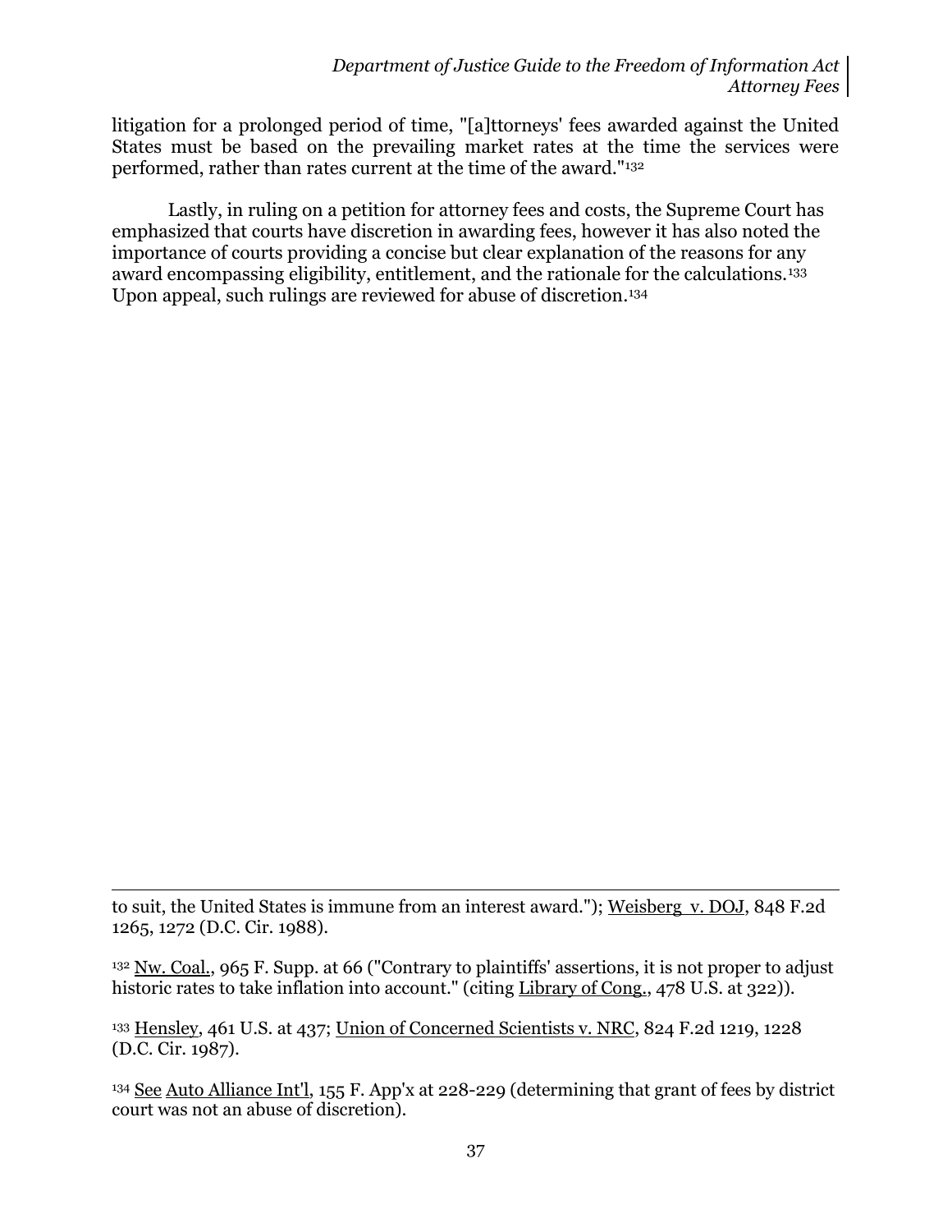litigation for a prolonged period of time, "[a]ttorneys' fees awarded against the United States must be based on the prevailing market rates at the time the services were performed, rather than rates current at the time of the award."[132]

Lastly, in ruling on a petition for attorney fees and costs, the Supreme Court has emphasized that courts have discretion in awarding fees, however it has also noted the importance of courts providing a concise but clear explanation of the reasons for any award encompassing eligibility, entitlement, and the rationale for the calculations.[133] Upon appeal, such rulings are reviewed for abuse of discretion.[134]

---

to suit, the United States is immune from an interest award."); Weisberg v. DOJ, 848 F.2d 1265, 1272 (D.C. Cir. 1988).

[132] Nw. Coal., 965 F. Supp. at 66 ("Contrary to plaintiffs' assertions, it is not proper to adjust historic rates to take inflation into account." (citing Library of Cong., 478 U.S. at 322)).

[133] Hensley, 461 U.S. at 437; Union of Concerned Scientists v. NRC, 824 F.2d 1219, 1228 (D.C. Cir. 1987).

[134] See Auto Alliance Int'l, 155 F. App'x at 228-229 (determining that grant of fees by district court was not an abuse of discretion).